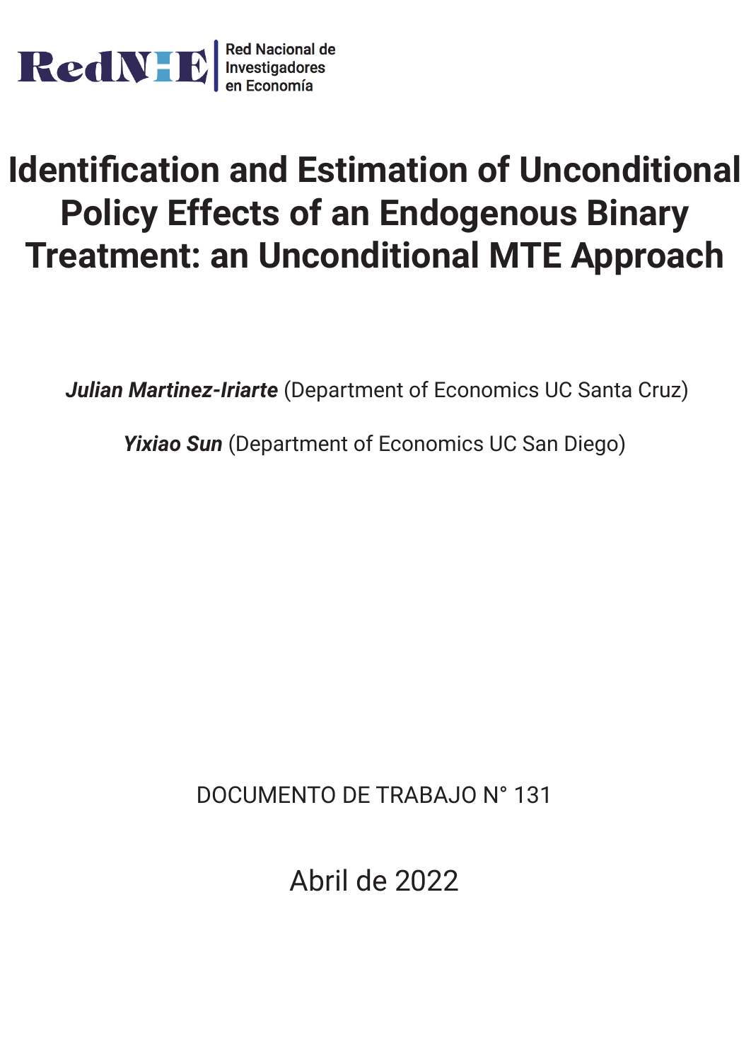RedNIE | Red Nacional de Investigadores en Economía

# Identification and Estimation of Unconditional Policy Effects of an Endogenous Binary Treatment: an Unconditional MTE Approach

***Julian Martinez-Iriarte*** (Department of Economics UC Santa Cruz)

***Yixiao Sun*** (Department of Economics UC San Diego)

DOCUMENTO DE TRABAJO N° 131

Abril de 2022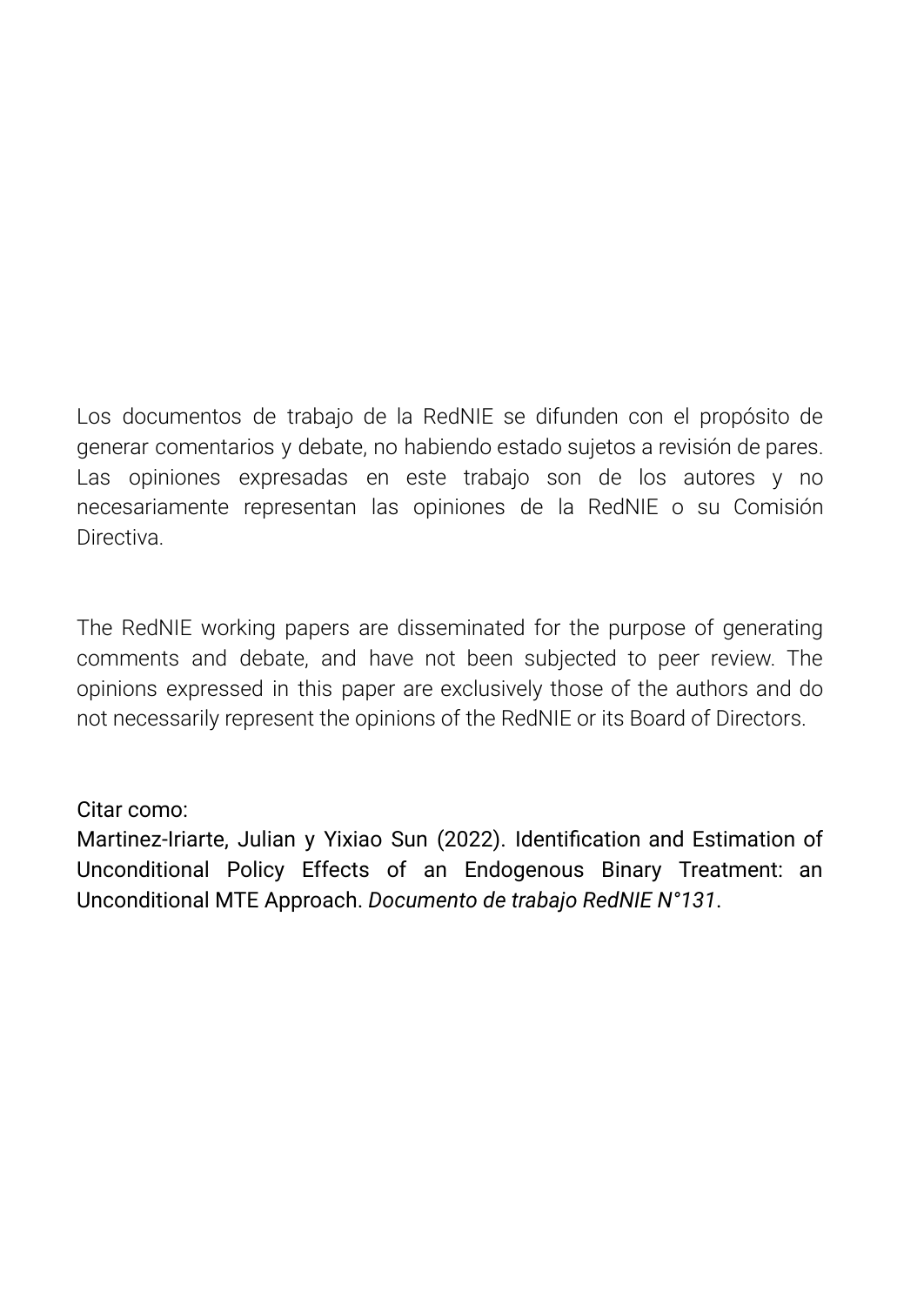Los documentos de trabajo de la RedNIE se difunden con el propósito de generar comentarios y debate, no habiendo estado sujetos a revisión de pares. Las opiniones expresadas en este trabajo son de los autores y no necesariamente representan las opiniones de la RedNIE o su Comisión Directiva.

The RedNIE working papers are disseminated for the purpose of generating comments and debate, and have not been subjected to peer review. The opinions expressed in this paper are exclusively those of the authors and do not necessarily represent the opinions of the RedNIE or its Board of Directors.

Citar como:
Martinez-Iriarte, Julian y Yixiao Sun (2022). Identification and Estimation of Unconditional Policy Effects of an Endogenous Binary Treatment: an Unconditional MTE Approach. *Documento de trabajo RedNIE N°131*.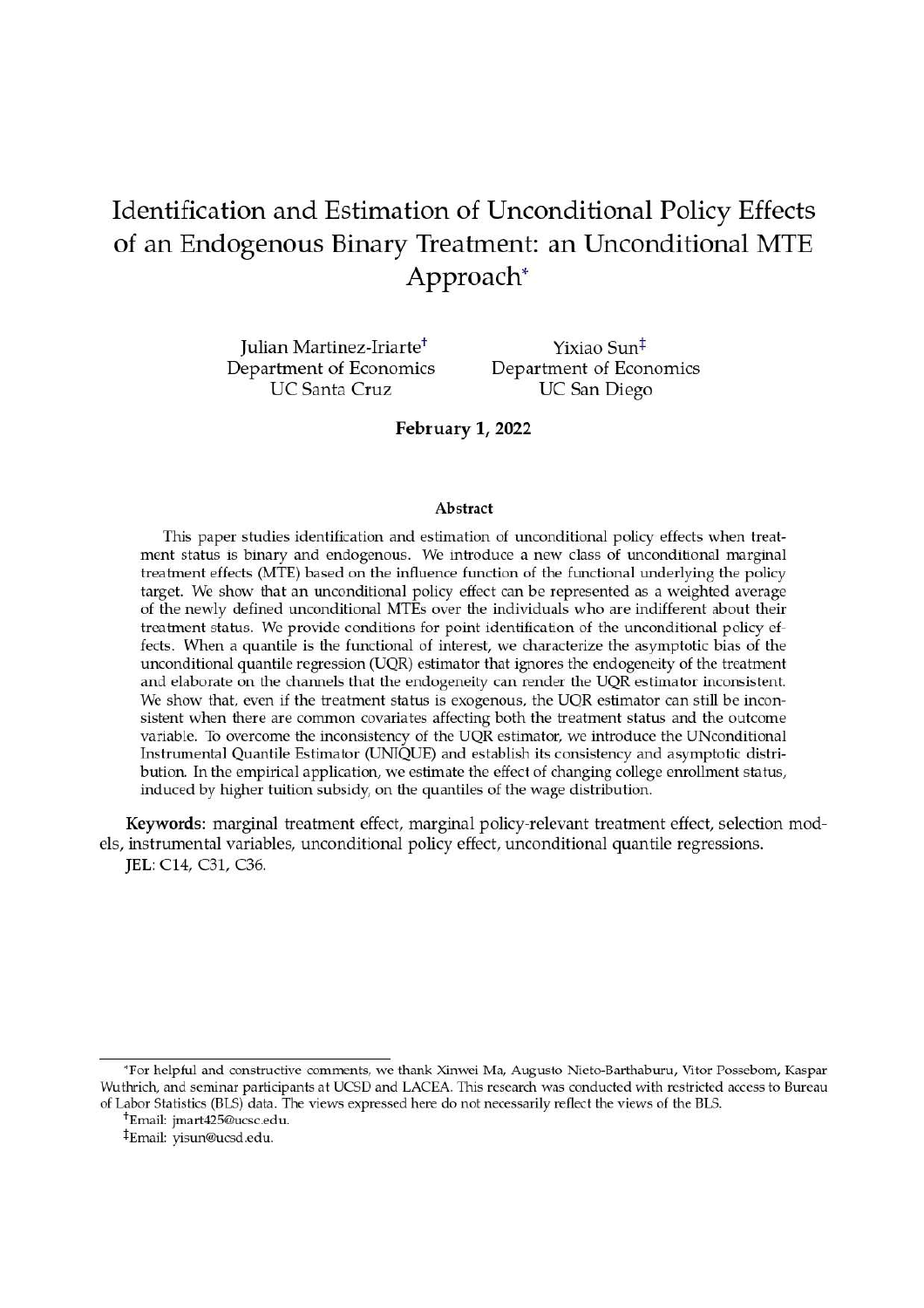# Identification and Estimation of Unconditional Policy Effects of an Endogenous Binary Treatment: an Unconditional MTE Approach*

Julian Martinez-Iriarte[†]
Department of Economics
UC Santa Cruz

Yixiao Sun[‡]
Department of Economics
UC San Diego

**February 1, 2022**

### Abstract

This paper studies identification and estimation of unconditional policy effects when treatment status is binary and endogenous. We introduce a new class of unconditional marginal treatment effects (MTE) based on the influence function of the functional underlying the policy target. We show that an unconditional policy effect can be represented as a weighted average of the newly defined unconditional MTEs over the individuals who are indifferent about their treatment status. We provide conditions for point identification of the unconditional policy effects. When a quantile is the functional of interest, we characterize the asymptotic bias of the unconditional quantile regression (UQR) estimator that ignores the endogeneity of the treatment and elaborate on the channels that the endogeneity can render the UQR estimator inconsistent. We show that, even if the treatment status is exogenous, the UQR estimator can still be inconsistent when there are common covariates affecting both the treatment status and the outcome variable. To overcome the inconsistency of the UQR estimator, we introduce the UNconditional Instrumental Quantile Estimator (UNIQUE) and establish its consistency and asymptotic distribution. In the empirical application, we estimate the effect of changing college enrollment status, induced by higher tuition subsidy, on the quantiles of the wage distribution.

**Keywords**: marginal treatment effect, marginal policy-relevant treatment effect, selection models, instrumental variables, unconditional policy effect, unconditional quantile regressions.

**JEL**: C14, C31, C36.

---

*For helpful and constructive comments, we thank Xinwei Ma, Augusto Nieto-Barthaburu, Vitor Possebom, Kaspar Wuthrich, and seminar participants at UCSD and LACEA. This research was conducted with restricted access to Bureau of Labor Statistics (BLS) data. The views expressed here do not necessarily reflect the views of the BLS.

[†]Email: jmart425@ucsc.edu.

[‡]Email: yisun@ucsd.edu.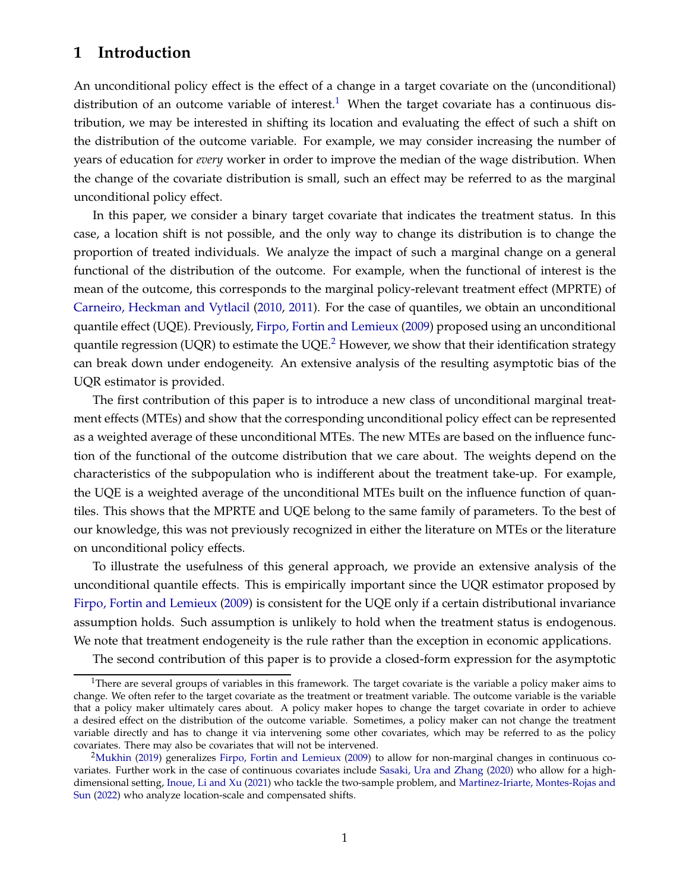# 1 Introduction

An unconditional policy effect is the effect of a change in a target covariate on the (unconditional) distribution of an outcome variable of interest.[1] When the target covariate has a continuous distribution, we may be interested in shifting its location and evaluating the effect of such a shift on the distribution of the outcome variable. For example, we may consider increasing the number of years of education for *every* worker in order to improve the median of the wage distribution. When the change of the covariate distribution is small, such an effect may be referred to as the marginal unconditional policy effect.

In this paper, we consider a binary target covariate that indicates the treatment status. In this case, a location shift is not possible, and the only way to change its distribution is to change the proportion of treated individuals. We analyze the impact of such a marginal change on a general functional of the distribution of the outcome. For example, when the functional of interest is the mean of the outcome, this corresponds to the marginal policy-relevant treatment effect (MPRTE) of Carneiro, Heckman and Vytlacil (2010, 2011). For the case of quantiles, we obtain an unconditional quantile effect (UQE). Previously, Firpo, Fortin and Lemieux (2009) proposed using an unconditional quantile regression (UQR) to estimate the UQE.[2] However, we show that their identification strategy can break down under endogeneity. An extensive analysis of the resulting asymptotic bias of the UQR estimator is provided.

The first contribution of this paper is to introduce a new class of unconditional marginal treatment effects (MTEs) and show that the corresponding unconditional policy effect can be represented as a weighted average of these unconditional MTEs. The new MTEs are based on the influence function of the functional of the outcome distribution that we care about. The weights depend on the characteristics of the subpopulation who is indifferent about the treatment take-up. For example, the UQE is a weighted average of the unconditional MTEs built on the influence function of quantiles. This shows that the MPRTE and UQE belong to the same family of parameters. To the best of our knowledge, this was not previously recognized in either the literature on MTEs or the literature on unconditional policy effects.

To illustrate the usefulness of this general approach, we provide an extensive analysis of the unconditional quantile effects. This is empirically important since the UQR estimator proposed by Firpo, Fortin and Lemieux (2009) is consistent for the UQE only if a certain distributional invariance assumption holds. Such assumption is unlikely to hold when the treatment status is endogenous. We note that treatment endogeneity is the rule rather than the exception in economic applications.

The second contribution of this paper is to provide a closed-form expression for the asymptotic

---

[1] There are several groups of variables in this framework. The target covariate is the variable a policy maker aims to change. We often refer to the target covariate as the treatment or treatment variable. The outcome variable is the variable that a policy maker ultimately cares about. A policy maker hopes to change the target covariate in order to achieve a desired effect on the distribution of the outcome variable. Sometimes, a policy maker can not change the treatment variable directly and has to change it via intervening some other covariates, which may be referred to as the policy covariates. There may also be covariates that will not be intervened.

[2] Mukhin (2019) generalizes Firpo, Fortin and Lemieux (2009) to allow for non-marginal changes in continuous covariates. Further work in the case of continuous covariates include Sasaki, Ura and Zhang (2020) who allow for a high-dimensional setting, Inoue, Li and Xu (2021) who tackle the two-sample problem, and Martinez-Iriarte, Montes-Rojas and Sun (2022) who analyze location-scale and compensated shifts.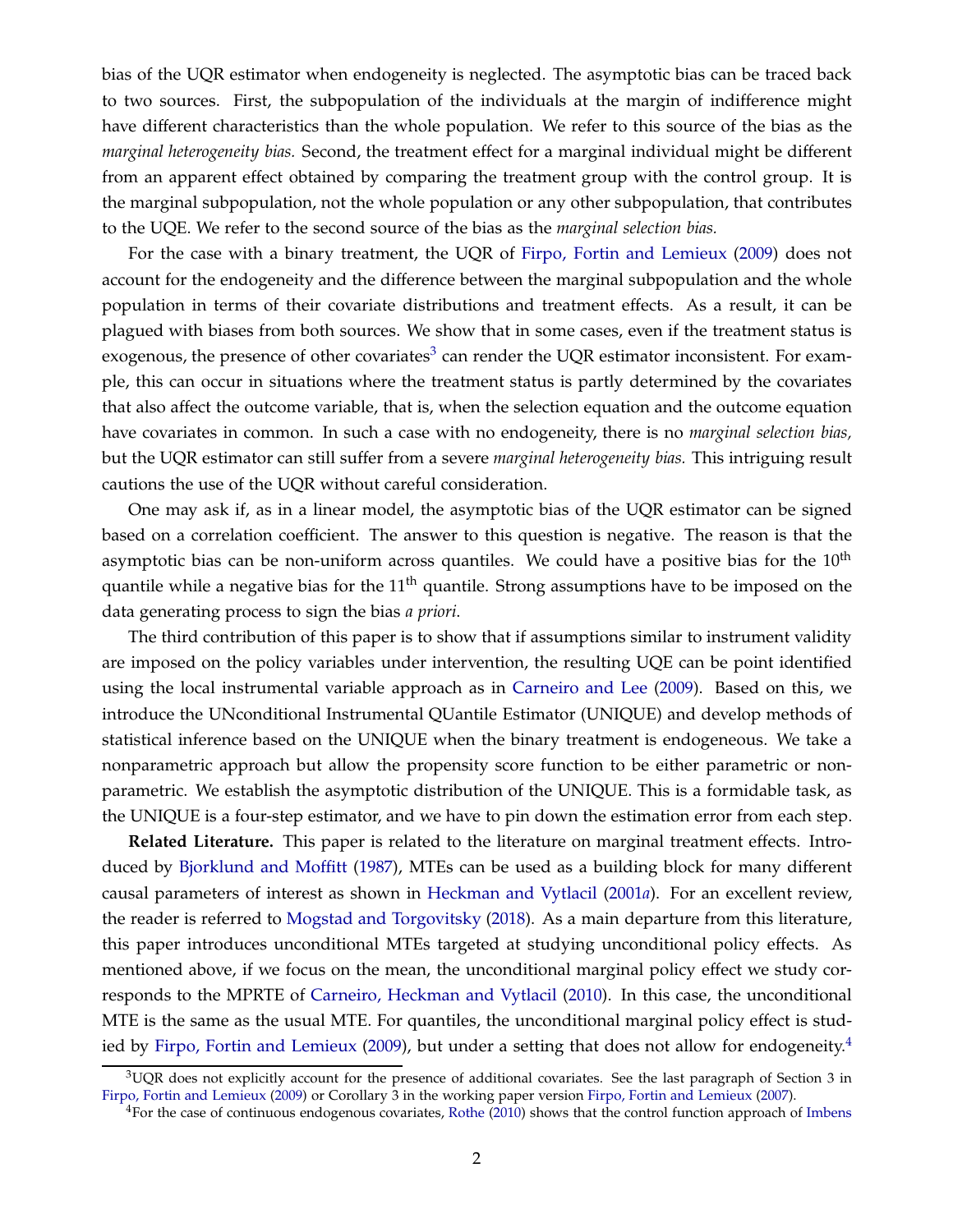bias of the UQR estimator when endogeneity is neglected. The asymptotic bias can be traced back to two sources. First, the subpopulation of the individuals at the margin of indifference might have different characteristics than the whole population. We refer to this source of the bias as the *marginal heterogeneity bias.* Second, the treatment effect for a marginal individual might be different from an apparent effect obtained by comparing the treatment group with the control group. It is the marginal subpopulation, not the whole population or any other subpopulation, that contributes to the UQE. We refer to the second source of the bias as the *marginal selection bias.*

For the case with a binary treatment, the UQR of Firpo, Fortin and Lemieux (2009) does not account for the endogeneity and the difference between the marginal subpopulation and the whole population in terms of their covariate distributions and treatment effects. As a result, it can be plagued with biases from both sources. We show that in some cases, even if the treatment status is exogenous, the presence of other covariates[3] can render the UQR estimator inconsistent. For example, this can occur in situations where the treatment status is partly determined by the covariates that also affect the outcome variable, that is, when the selection equation and the outcome equation have covariates in common. In such a case with no endogeneity, there is no *marginal selection bias,* but the UQR estimator can still suffer from a severe *marginal heterogeneity bias.* This intriguing result cautions the use of the UQR without careful consideration.

One may ask if, as in a linear model, the asymptotic bias of the UQR estimator can be signed based on a correlation coefficient. The answer to this question is negative. The reason is that the asymptotic bias can be non-uniform across quantiles. We could have a positive bias for the $10^{\text{th}}$ quantile while a negative bias for the $11^{\text{th}}$ quantile. Strong assumptions have to be imposed on the data generating process to sign the bias *a priori*.

The third contribution of this paper is to show that if assumptions similar to instrument validity are imposed on the policy variables under intervention, the resulting UQE can be point identified using the local instrumental variable approach as in Carneiro and Lee (2009). Based on this, we introduce the UNconditional Instrumental QUantile Estimator (UNIQUE) and develop methods of statistical inference based on the UNIQUE when the binary treatment is endogeneous. We take a nonparametric approach but allow the propensity score function to be either parametric or nonparametric. We establish the asymptotic distribution of the UNIQUE. This is a formidable task, as the UNIQUE is a four-step estimator, and we have to pin down the estimation error from each step.

**Related Literature.** This paper is related to the literature on marginal treatment effects. Introduced by Bjorklund and Moffitt (1987), MTEs can be used as a building block for many different causal parameters of interest as shown in Heckman and Vytlacil (2001*a*). For an excellent review, the reader is referred to Mogstad and Torgovitsky (2018). As a main departure from this literature, this paper introduces unconditional MTEs targeted at studying unconditional policy effects. As mentioned above, if we focus on the mean, the unconditional marginal policy effect we study corresponds to the MPRTE of Carneiro, Heckman and Vytlacil (2010). In this case, the unconditional MTE is the same as the usual MTE. For quantiles, the unconditional marginal policy effect is studied by Firpo, Fortin and Lemieux (2009), but under a setting that does not allow for endogeneity.[4]

[3]UQR does not explicitly account for the presence of additional covariates. See the last paragraph of Section 3 in Firpo, Fortin and Lemieux (2009) or Corollary 3 in the working paper version Firpo, Fortin and Lemieux (2007).

[4]For the case of continuous endogenous covariates, Rothe (2010) shows that the control function approach of Imbens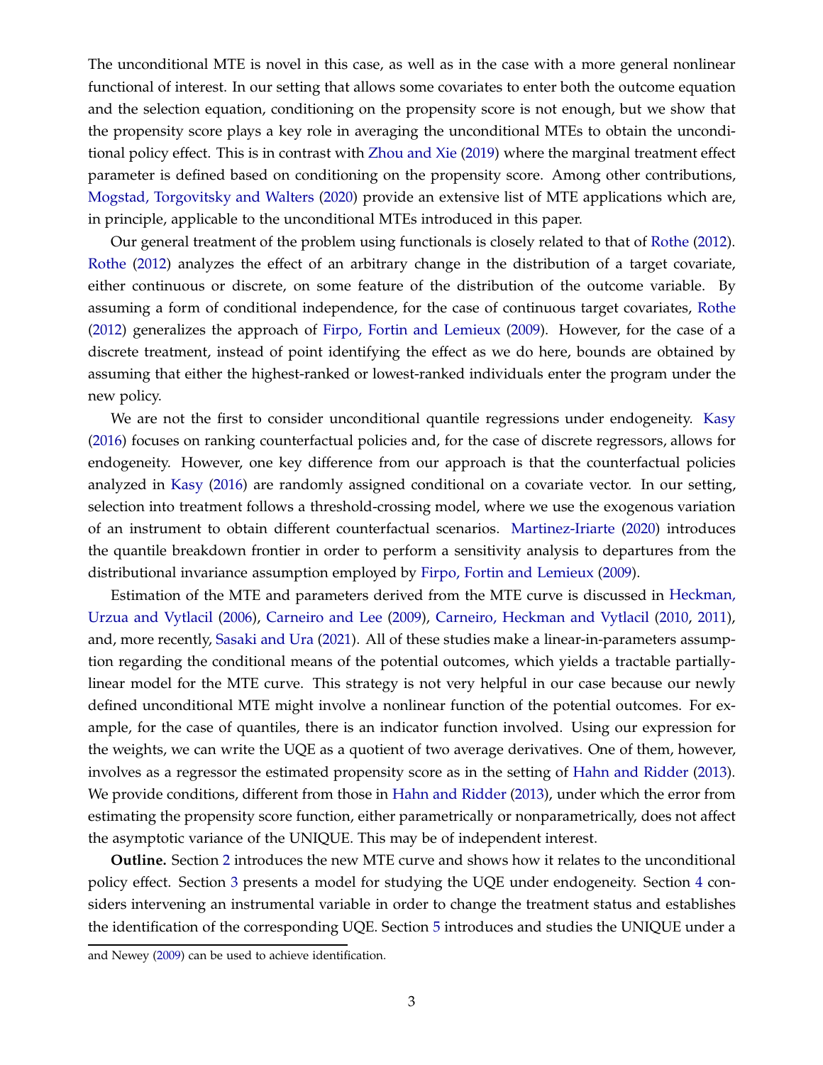The unconditional MTE is novel in this case, as well as in the case with a more general nonlinear functional of interest. In our setting that allows some covariates to enter both the outcome equation and the selection equation, conditioning on the propensity score is not enough, but we show that the propensity score plays a key role in averaging the unconditional MTEs to obtain the unconditional policy effect. This is in contrast with Zhou and Xie (2019) where the marginal treatment effect parameter is defined based on conditioning on the propensity score. Among other contributions, Mogstad, Torgovitsky and Walters (2020) provide an extensive list of MTE applications which are, in principle, applicable to the unconditional MTEs introduced in this paper.

Our general treatment of the problem using functionals is closely related to that of Rothe (2012). Rothe (2012) analyzes the effect of an arbitrary change in the distribution of a target covariate, either continuous or discrete, on some feature of the distribution of the outcome variable. By assuming a form of conditional independence, for the case of continuous target covariates, Rothe (2012) generalizes the approach of Firpo, Fortin and Lemieux (2009). However, for the case of a discrete treatment, instead of point identifying the effect as we do here, bounds are obtained by assuming that either the highest-ranked or lowest-ranked individuals enter the program under the new policy.

We are not the first to consider unconditional quantile regressions under endogeneity. Kasy (2016) focuses on ranking counterfactual policies and, for the case of discrete regressors, allows for endogeneity. However, one key difference from our approach is that the counterfactual policies analyzed in Kasy (2016) are randomly assigned conditional on a covariate vector. In our setting, selection into treatment follows a threshold-crossing model, where we use the exogenous variation of an instrument to obtain different counterfactual scenarios. Martinez-Iriarte (2020) introduces the quantile breakdown frontier in order to perform a sensitivity analysis to departures from the distributional invariance assumption employed by Firpo, Fortin and Lemieux (2009).

Estimation of the MTE and parameters derived from the MTE curve is discussed in Heckman, Urzua and Vytlacil (2006), Carneiro and Lee (2009), Carneiro, Heckman and Vytlacil (2010, 2011), and, more recently, Sasaki and Ura (2021). All of these studies make a linear-in-parameters assumption regarding the conditional means of the potential outcomes, which yields a tractable partially-linear model for the MTE curve. This strategy is not very helpful in our case because our newly defined unconditional MTE might involve a nonlinear function of the potential outcomes. For example, for the case of quantiles, there is an indicator function involved. Using our expression for the weights, we can write the UQE as a quotient of two average derivatives. One of them, however, involves as a regressor the estimated propensity score as in the setting of Hahn and Ridder (2013). We provide conditions, different from those in Hahn and Ridder (2013), under which the error from estimating the propensity score function, either parametrically or nonparametrically, does not affect the asymptotic variance of the UNIQUE. This may be of independent interest.

**Outline.** Section 2 introduces the new MTE curve and shows how it relates to the unconditional policy effect. Section 3 presents a model for studying the UQE under endogeneity. Section 4 considers intervening an instrumental variable in order to change the treatment status and establishes the identification of the corresponding UQE. Section 5 introduces and studies the UNIQUE under a

and Newey (2009) can be used to achieve identification.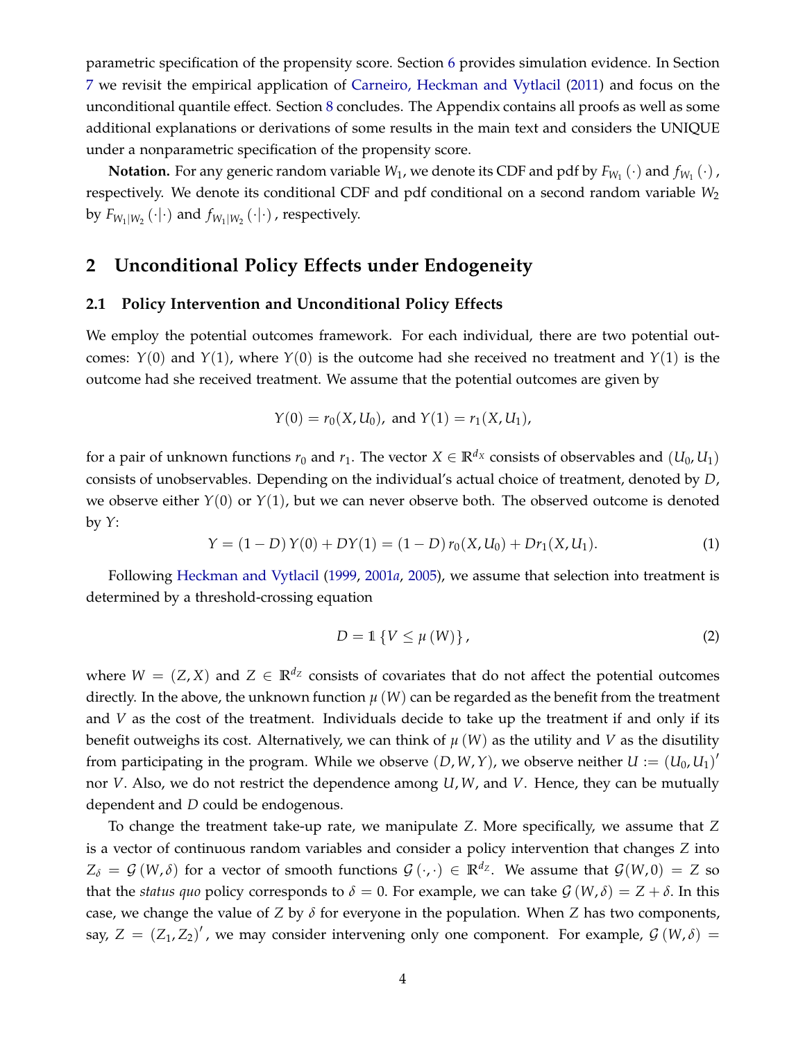parametric specification of the propensity score. Section 6 provides simulation evidence. In Section 7 we revisit the empirical application of Carneiro, Heckman and Vytlacil (2011) and focus on the unconditional quantile effect. Section 8 concludes. The Appendix contains all proofs as well as some additional explanations or derivations of some results in the main text and considers the UNIQUE under a nonparametric specification of the propensity score.

**Notation.** For any generic random variable $W_1$, we denote its CDF and pdf by $F_{W_1}(\cdot)$ and $f_{W_1}(\cdot)$, respectively. We denote its conditional CDF and pdf conditional on a second random variable $W_2$ by $F_{W_1|W_2}(\cdot|\cdot)$ and $f_{W_1|W_2}(\cdot|\cdot)$, respectively.

## 2 Unconditional Policy Effects under Endogeneity

### 2.1 Policy Intervention and Unconditional Policy Effects

We employ the potential outcomes framework. For each individual, there are two potential outcomes: $Y(0)$ and $Y(1)$, where $Y(0)$ is the outcome had she received no treatment and $Y(1)$ is the outcome had she received treatment. We assume that the potential outcomes are given by

$$Y(0) = r_0(X, U_0), \text{ and } Y(1) = r_1(X, U_1),$$

for a pair of unknown functions $r_0$ and $r_1$. The vector $X \in \mathbb{R}^{d_X}$ consists of observables and $(U_0, U_1)$ consists of unobservables. Depending on the individual's actual choice of treatment, denoted by $D$, we observe either $Y(0)$ or $Y(1)$, but we can never observe both. The observed outcome is denoted by $Y$:

$$Y = (1 - D)\,Y(0) + DY(1) = (1 - D)\,r_0(X, U_0) + Dr_1(X, U_1). \tag{1}$$

Following Heckman and Vytlacil (1999, 2001*a*, 2005), we assume that selection into treatment is determined by a threshold-crossing equation

$$D = \mathbb{1}\{V \leq \mu(W)\}, \tag{2}$$

where $W = (Z, X)$ and $Z \in \mathbb{R}^{d_Z}$ consists of covariates that do not affect the potential outcomes directly. In the above, the unknown function $\mu(W)$ can be regarded as the benefit from the treatment and $V$ as the cost of the treatment. Individuals decide to take up the treatment if and only if its benefit outweighs its cost. Alternatively, we can think of $\mu(W)$ as the utility and $V$ as the disutility from participating in the program. While we observe $(D, W, Y)$, we observe neither $U := (U_0, U_1)'$ nor $V$. Also, we do not restrict the dependence among $U, W$, and $V$. Hence, they can be mutually dependent and $D$ could be endogenous.

To change the treatment take-up rate, we manipulate $Z$. More specifically, we assume that $Z$ is a vector of continuous random variables and consider a policy intervention that changes $Z$ into $Z_\delta = \mathcal{G}(W, \delta)$ for a vector of smooth functions $\mathcal{G}(\cdot, \cdot) \in \mathbb{R}^{d_Z}$. We assume that $\mathcal{G}(W, 0) = Z$ so that the *status quo* policy corresponds to $\delta = 0$. For example, we can take $\mathcal{G}(W, \delta) = Z + \delta$. In this case, we change the value of $Z$ by $\delta$ for everyone in the population. When $Z$ has two components, say, $Z = (Z_1, Z_2)'$, we may consider intervening only one component. For example, $\mathcal{G}(W, \delta) =$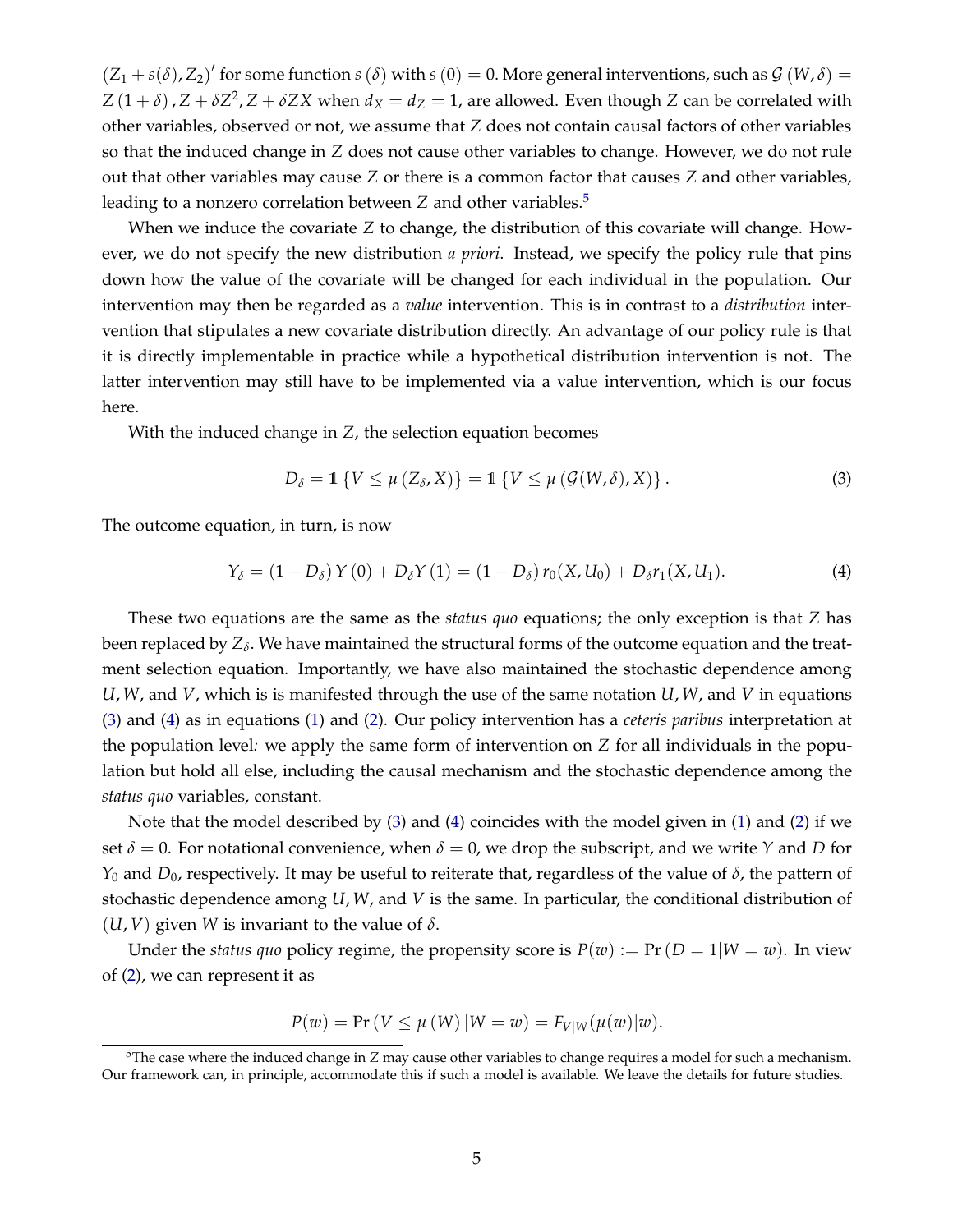$(Z_1 + s(\delta), Z_2)'$ for some function $s(\delta)$ with $s(0) = 0$. More general interventions, such as $\mathcal{G}(W, \delta) = Z(1+\delta), Z + \delta Z^2, Z + \delta ZX$ when $d_X = d_Z = 1$, are allowed. Even though $Z$ can be correlated with other variables, observed or not, we assume that $Z$ does not contain causal factors of other variables so that the induced change in $Z$ does not cause other variables to change. However, we do not rule out that other variables may cause $Z$ or there is a common factor that causes $Z$ and other variables, leading to a nonzero correlation between $Z$ and other variables.[5]

When we induce the covariate $Z$ to change, the distribution of this covariate will change. However, we do not specify the new distribution *a priori*. Instead, we specify the policy rule that pins down how the value of the covariate will be changed for each individual in the population. Our intervention may then be regarded as a *value* intervention. This is in contrast to a *distribution* intervention that stipulates a new covariate distribution directly. An advantage of our policy rule is that it is directly implementable in practice while a hypothetical distribution intervention is not. The latter intervention may still have to be implemented via a value intervention, which is our focus here.

With the induced change in $Z$, the selection equation becomes

$$D_\delta = \mathbb{1}\{V \le \mu(Z_\delta, X)\} = \mathbb{1}\{V \le \mu(\mathcal{G}(W, \delta), X)\}. \tag{3}$$

The outcome equation, in turn, is now

$$Y_\delta = (1 - D_\delta) Y(0) + D_\delta Y(1) = (1 - D_\delta) r_0(X, U_0) + D_\delta r_1(X, U_1). \tag{4}$$

These two equations are the same as the *status quo* equations; the only exception is that $Z$ has been replaced by $Z_\delta$. We have maintained the structural forms of the outcome equation and the treatment selection equation. Importantly, we have also maintained the stochastic dependence among $U, W$, and $V$, which is is manifested through the use of the same notation $U, W$, and $V$ in equations (3) and (4) as in equations (1) and (2). Our policy intervention has a *ceteris paribus* interpretation at the population level: we apply the same form of intervention on $Z$ for all individuals in the population but hold all else, including the causal mechanism and the stochastic dependence among the *status quo* variables, constant.

Note that the model described by (3) and (4) coincides with the model given in (1) and (2) if we set $\delta = 0$. For notational convenience, when $\delta = 0$, we drop the subscript, and we write $Y$ and $D$ for $Y_0$ and $D_0$, respectively. It may be useful to reiterate that, regardless of the value of $\delta$, the pattern of stochastic dependence among $U, W$, and $V$ is the same. In particular, the conditional distribution of $(U, V)$ given $W$ is invariant to the value of $\delta$.

Under the *status quo* policy regime, the propensity score is $P(w) := \Pr(D = 1 | W = w)$. In view of (2), we can represent it as

$$P(w) = \Pr(V \le \mu(W) | W = w) = F_{V|W}(\mu(w)|w).$$

[5] The case where the induced change in $Z$ may cause other variables to change requires a model for such a mechanism. Our framework can, in principle, accommodate this if such a model is available. We leave the details for future studies.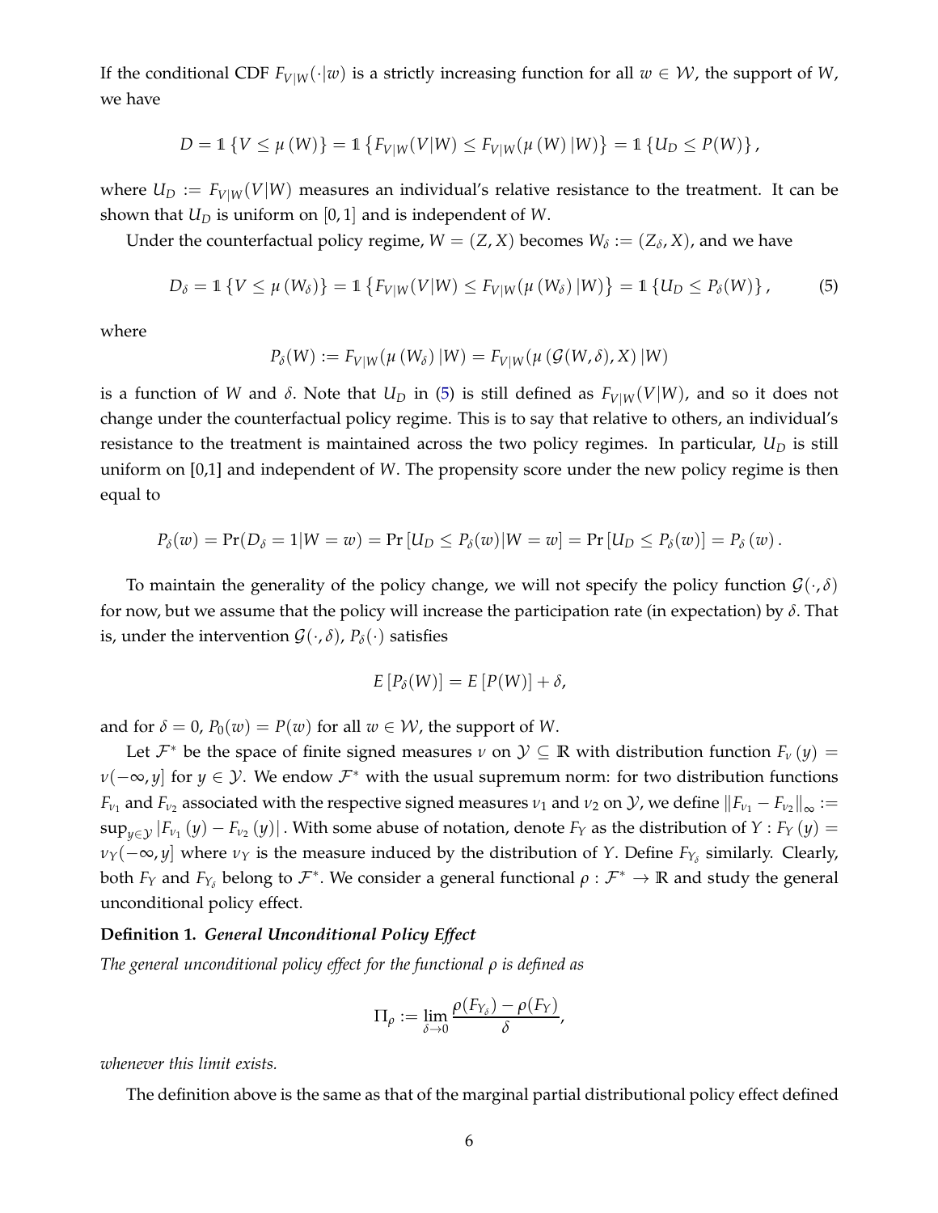If the conditional CDF $F_{V|W}(\cdot|w)$ is a strictly increasing function for all $w \in \mathcal{W}$, the support of $W$, we have

$$D = \mathbb{1}\left\{V \le \mu\left(W\right)\right\} = \mathbb{1}\left\{F_{V|W}(V|W) \le F_{V|W}(\mu\left(W\right)|W)\right\} = \mathbb{1}\left\{U_D \le P(W)\right\},$$

where $U_D := F_{V|W}(V|W)$ measures an individual's relative resistance to the treatment. It can be shown that $U_D$ is uniform on $[0,1]$ and is independent of $W$.

Under the counterfactual policy regime, $W = (Z, X)$ becomes $W_\delta := (Z_\delta, X)$, and we have

$$D_\delta = \mathbb{1}\left\{V \le \mu\left(W_\delta\right)\right\} = \mathbb{1}\left\{F_{V|W}(V|W) \le F_{V|W}(\mu\left(W_\delta\right)|W)\right\} = \mathbb{1}\left\{U_D \le P_\delta(W)\right\}, \tag{5}$$

where

$$P_\delta(W) := F_{V|W}(\mu\left(W_\delta\right)|W) = F_{V|W}(\mu\left(\mathcal{G}(W,\delta), X\right)|W)$$

is a function of $W$ and $\delta$. Note that $U_D$ in (5) is still defined as $F_{V|W}(V|W)$, and so it does not change under the counterfactual policy regime. This is to say that relative to others, an individual's resistance to the treatment is maintained across the two policy regimes. In particular, $U_D$ is still uniform on [0,1] and independent of $W$. The propensity score under the new policy regime is then equal to

$$P_\delta(w) = \Pr(D_\delta = 1|W = w) = \Pr\left[U_D \le P_\delta(w)|W = w\right] = \Pr\left[U_D \le P_\delta(w)\right] = P_\delta\left(w\right).$$

To maintain the generality of the policy change, we will not specify the policy function $\mathcal{G}(\cdot,\delta)$ for now, but we assume that the policy will increase the participation rate (in expectation) by $\delta$. That is, under the intervention $\mathcal{G}(\cdot,\delta)$, $P_\delta(\cdot)$ satisfies

$$E\left[P_\delta(W)\right] = E\left[P(W)\right] + \delta,$$

and for $\delta = 0$, $P_0(w) = P(w)$ for all $w \in \mathcal{W}$, the support of $W$.

Let $\mathcal{F}^*$ be the space of finite signed measures $\nu$ on $\mathcal{Y} \subseteq \mathbb{R}$ with distribution function $F_\nu\left(y\right) = \nu(-\infty, y]$ for $y \in \mathcal{Y}$. We endow $\mathcal{F}^*$ with the usual supremum norm: for two distribution functions $F_{\nu_1}$ and $F_{\nu_2}$ associated with the respective signed measures $\nu_1$ and $\nu_2$ on $\mathcal{Y}$, we define $\left\|F_{\nu_1} - F_{\nu_2}\right\|_\infty := \sup_{y\in\mathcal{Y}}\left|F_{\nu_1}\left(y\right) - F_{\nu_2}\left(y\right)\right|$. With some abuse of notation, denote $F_Y$ as the distribution of $Y$ : $F_Y\left(y\right) = \nu_Y(-\infty, y]$ where $\nu_Y$ is the measure induced by the distribution of $Y$. Define $F_{Y_\delta}$ similarly. Clearly, both $F_Y$ and $F_{Y_\delta}$ belong to $\mathcal{F}^*$. We consider a general functional $\rho : \mathcal{F}^* \to \mathbb{R}$ and study the general unconditional policy effect.

**Definition 1.** ***General Unconditional Policy Effect***

*The general unconditional policy effect for the functional $\rho$ is defined as*

$$\Pi_\rho := \lim_{\delta\to 0}\frac{\rho(F_{Y_\delta}) - \rho(F_Y)}{\delta},$$

*whenever this limit exists.*

The definition above is the same as that of the marginal partial distributional policy effect defined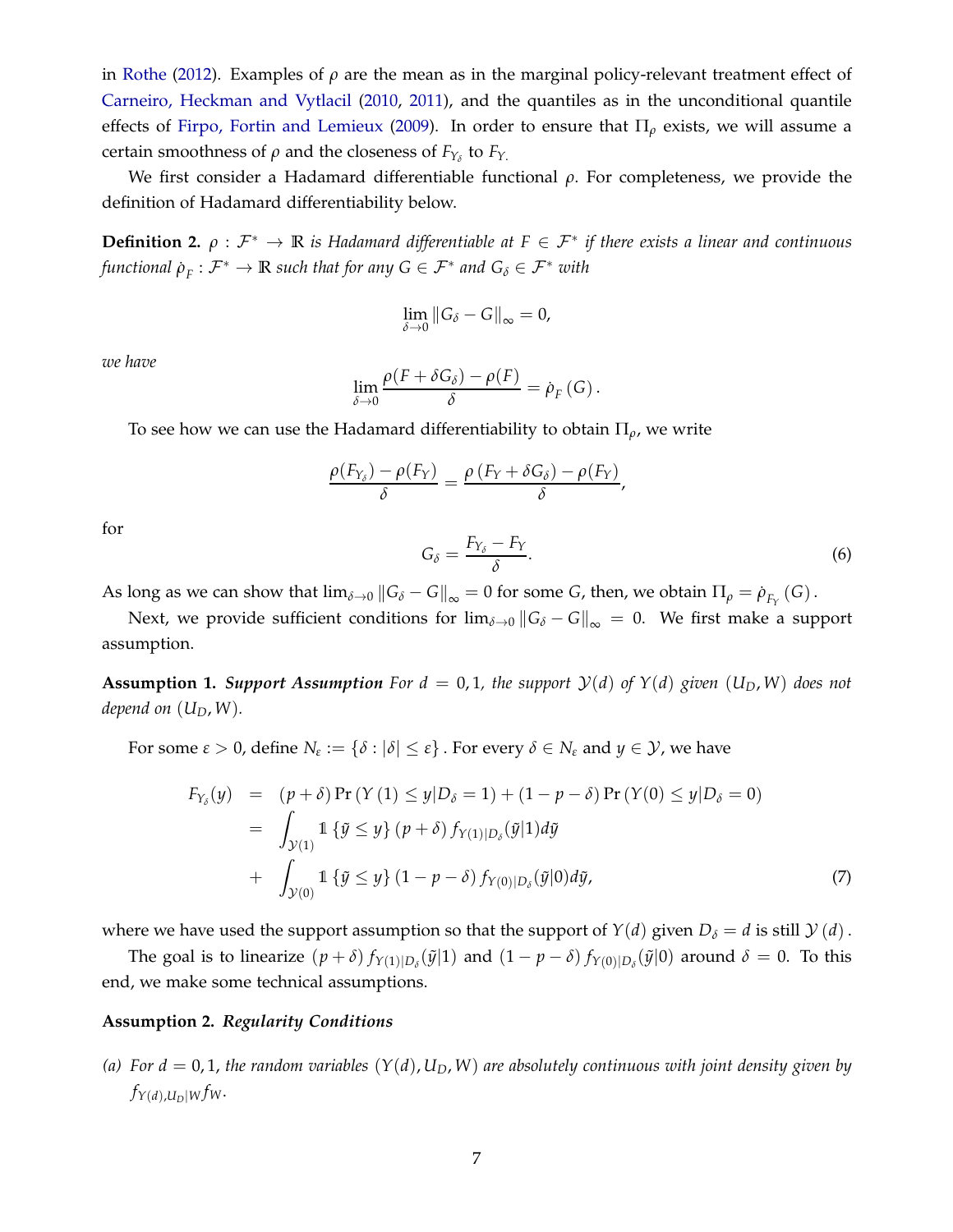in Rothe (2012). Examples of $\rho$ are the mean as in the marginal policy-relevant treatment effect of Carneiro, Heckman and Vytlacil (2010, 2011), and the quantiles as in the unconditional quantile effects of Firpo, Fortin and Lemieux (2009). In order to ensure that $\Pi_\rho$ exists, we will assume a certain smoothness of $\rho$ and the closeness of $F_{Y_\delta}$ to $F_Y$.

We first consider a Hadamard differentiable functional $\rho$. For completeness, we provide the definition of Hadamard differentiability below.

**Definition 2.** *$\rho : \mathcal{F}^* \to \mathbb{R}$ is Hadamard differentiable at $F \in \mathcal{F}^*$ if there exists a linear and continuous functional $\dot{\rho}_F : \mathcal{F}^* \to \mathbb{R}$ such that for any $G \in \mathcal{F}^*$ and $G_\delta \in \mathcal{F}^*$ with*

$$\lim_{\delta \to 0} \|G_\delta - G\|_\infty = 0,$$

*we have*

$$\lim_{\delta \to 0} \frac{\rho(F + \delta G_\delta) - \rho(F)}{\delta} = \dot{\rho}_F(G).$$

To see how we can use the Hadamard differentiability to obtain $\Pi_\rho$, we write

$$\frac{\rho(F_{Y_\delta}) - \rho(F_Y)}{\delta} = \frac{\rho(F_Y + \delta G_\delta) - \rho(F_Y)}{\delta},$$

for

$$G_\delta = \frac{F_{Y_\delta} - F_Y}{\delta}. \tag{6}$$

As long as we can show that $\lim_{\delta \to 0} \|G_\delta - G\|_\infty = 0$ for some $G$, then, we obtain $\Pi_\rho = \dot{\rho}_{F_Y}(G)$.

Next, we provide sufficient conditions for $\lim_{\delta \to 0} \|G_\delta - G\|_\infty = 0$. We first make a support assumption.

**Assumption 1.** ***Support Assumption*** *For $d = 0, 1$, the support $\mathcal{Y}(d)$ of $Y(d)$ given $(U_D, W)$ does not depend on $(U_D, W)$.*

For some $\varepsilon > 0$, define $N_\varepsilon := \{\delta : |\delta| \leq \varepsilon\}$. For every $\delta \in N_\varepsilon$ and $y \in \mathcal{Y}$, we have

$$\begin{aligned}
F_{Y_\delta}(y) &= (p + \delta) \Pr(Y(1) \leq y | D_\delta = 1) + (1 - p - \delta) \Pr(Y(0) \leq y | D_\delta = 0) \\
&= \int_{\mathcal{Y}(1)} \mathbb{1}\{\tilde{y} \leq y\} (p + \delta) f_{Y(1)|D_\delta}(\tilde{y}|1) d\tilde{y} \\
&\quad + \int_{\mathcal{Y}(0)} \mathbb{1}\{\tilde{y} \leq y\} (1 - p - \delta) f_{Y(0)|D_\delta}(\tilde{y}|0) d\tilde{y},
\end{aligned} \tag{7}$$

where we have used the support assumption so that the support of $Y(d)$ given $D_\delta = d$ is still $\mathcal{Y}(d)$.

The goal is to linearize $(p + \delta) f_{Y(1)|D_\delta}(\tilde{y}|1)$ and $(1 - p - \delta) f_{Y(0)|D_\delta}(\tilde{y}|0)$ around $\delta = 0$. To this end, we make some technical assumptions.

**Assumption 2.** ***Regularity Conditions***

*(a) For $d = 0, 1$, the random variables $(Y(d), U_D, W)$ are absolutely continuous with joint density given by $f_{Y(d),U_D|W} f_W$.*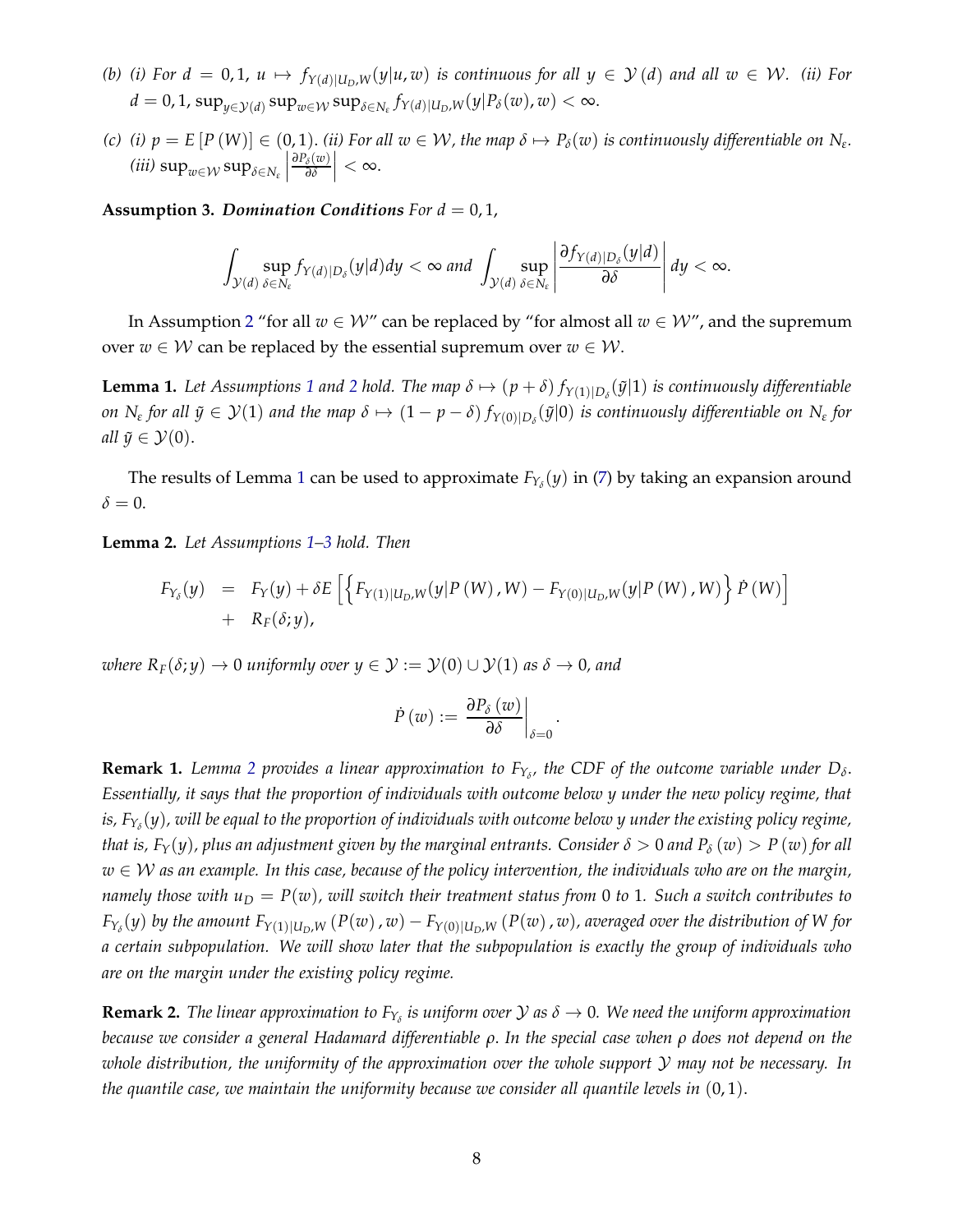(b) (i) For $d = 0, 1$, $u \mapsto f_{Y(d)|U_D,W}(y|u,w)$ is continuous for all $y \in \mathcal{Y}(d)$ and all $w \in \mathcal{W}$. (ii) For $d = 0, 1$, $\sup_{y \in \mathcal{Y}(d)} \sup_{w \in \mathcal{W}} \sup_{\delta \in N_\varepsilon} f_{Y(d)|U_D,W}(y|P_\delta(w), w) < \infty$.

(c) (i) $p = E[P(W)] \in (0, 1)$. (ii) For all $w \in \mathcal{W}$, the map $\delta \mapsto P_\delta(w)$ is continuously differentiable on $N_\varepsilon$. (iii) $\sup_{w \in \mathcal{W}} \sup_{\delta \in N_\varepsilon} \left| \frac{\partial P_\delta(w)}{\partial \delta} \right| < \infty$.

**Assumption 3.** ***Domination Conditions*** *For $d = 0, 1$,*

$$\int_{\mathcal{Y}(d)} \sup_{\delta \in N_\varepsilon} f_{Y(d)|D_\delta}(y|d) dy < \infty \text{ and } \int_{\mathcal{Y}(d)} \sup_{\delta \in N_\varepsilon} \left| \frac{\partial f_{Y(d)|D_\delta}(y|d)}{\partial \delta} \right| dy < \infty.$$

In Assumption 2 "for all $w \in \mathcal{W}$" can be replaced by "for almost all $w \in \mathcal{W}$", and the supremum over $w \in \mathcal{W}$ can be replaced by the essential supremum over $w \in \mathcal{W}$.

**Lemma 1.** *Let Assumptions 1 and 2 hold. The map $\delta \mapsto (p + \delta) f_{Y(1)|D_\delta}(\tilde{y}|1)$ is continuously differentiable on $N_\varepsilon$ for all $\tilde{y} \in \mathcal{Y}(1)$ and the map $\delta \mapsto (1 - p - \delta) f_{Y(0)|D_\delta}(\tilde{y}|0)$ is continuously differentiable on $N_\varepsilon$ for all $\tilde{y} \in \mathcal{Y}(0)$.*

The results of Lemma 1 can be used to approximate $F_{Y_\delta}(y)$ in (7) by taking an expansion around $\delta = 0$.

**Lemma 2.** *Let Assumptions 1–3 hold. Then*

$$\begin{aligned} F_{Y_\delta}(y) &= F_Y(y) + \delta E\left[ \left\{ F_{Y(1)|U_D,W}(y|P(W), W) - F_{Y(0)|U_D,W}(y|P(W), W) \right\} \dot{P}(W) \right] \\ &+ R_F(\delta; y), \end{aligned}$$

*where $R_F(\delta; y) \to 0$ uniformly over $y \in \mathcal{Y} := \mathcal{Y}(0) \cup \mathcal{Y}(1)$ as $\delta \to 0$, and*

$$\dot{P}(w) := \left. \frac{\partial P_\delta(w)}{\partial \delta} \right|_{\delta=0}.$$

**Remark 1.** *Lemma 2 provides a linear approximation to $F_{Y_\delta}$, the CDF of the outcome variable under $D_\delta$. Essentially, it says that the proportion of individuals with outcome below $y$ under the new policy regime, that is, $F_{Y_\delta}(y)$, will be equal to the proportion of individuals with outcome below $y$ under the existing policy regime, that is, $F_Y(y)$, plus an adjustment given by the marginal entrants. Consider $\delta > 0$ and $P_\delta(w) > P(w)$ for all $w \in \mathcal{W}$ as an example. In this case, because of the policy intervention, the individuals who are on the margin, namely those with $u_D = P(w)$, will switch their treatment status from 0 to 1. Such a switch contributes to $F_{Y_\delta}(y)$ by the amount $F_{Y(1)|U_D,W}(P(w), w) - F_{Y(0)|U_D,W}(P(w), w)$, averaged over the distribution of $W$ for a certain subpopulation. We will show later that the subpopulation is exactly the group of individuals who are on the margin under the existing policy regime.*

**Remark 2.** *The linear approximation to $F_{Y_\delta}$ is uniform over $\mathcal{Y}$ as $\delta \to 0$. We need the uniform approximation because we consider a general Hadamard differentiable $\rho$. In the special case when $\rho$ does not depend on the whole distribution, the uniformity of the approximation over the whole support $\mathcal{Y}$ may not be necessary. In the quantile case, we maintain the uniformity because we consider all quantile levels in $(0, 1)$.*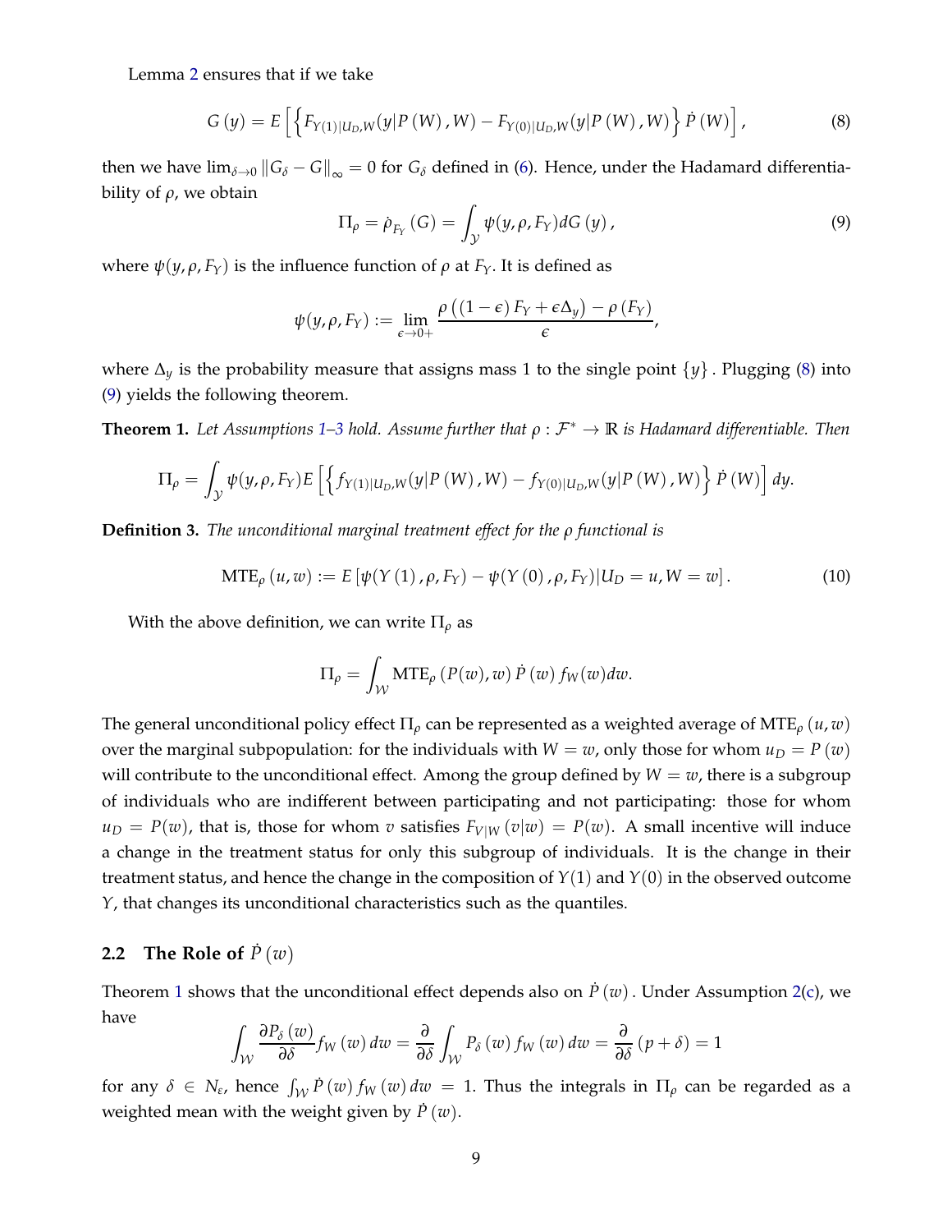Lemma 2 ensures that if we take

$$G(y) = E\left[\left\{F_{Y(1)|U_D,W}(y|P(W), W) - F_{Y(0)|U_D,W}(y|P(W), W)\right\}\dot{P}(W)\right], \tag{8}$$

then we have $\lim_{\delta\to 0}\|G_\delta - G\|_\infty = 0$ for $G_\delta$ defined in (6). Hence, under the Hadamard differentiability of $\rho$, we obtain

$$\Pi_\rho = \dot{\rho}_{F_Y}(G) = \int_{\mathcal{Y}} \psi(y, \rho, F_Y) dG(y), \tag{9}$$

where $\psi(y, \rho, F_Y)$ is the influence function of $\rho$ at $F_Y$. It is defined as

$$\psi(y, \rho, F_Y) := \lim_{\epsilon\to 0+} \frac{\rho\left((1-\epsilon)F_Y + \epsilon\Delta_y\right) - \rho(F_Y)}{\epsilon},$$

where $\Delta_y$ is the probability measure that assigns mass 1 to the single point $\{y\}$. Plugging (8) into (9) yields the following theorem.

**Theorem 1.** *Let Assumptions 1–3 hold. Assume further that $\rho : \mathcal{F}^* \to \mathbb{R}$ is Hadamard differentiable. Then*

$$\Pi_\rho = \int_{\mathcal{Y}} \psi(y, \rho, F_Y) E\left[\left\{f_{Y(1)|U_D,W}(y|P(W), W) - f_{Y(0)|U_D,W}(y|P(W), W)\right\}\dot{P}(W)\right] dy.$$

**Definition 3.** *The unconditional marginal treatment effect for the $\rho$ functional is*

$$\text{MTE}_\rho(u, w) := E\left[\psi(Y(1), \rho, F_Y) - \psi(Y(0), \rho, F_Y)|U_D = u, W = w\right]. \tag{10}$$

With the above definition, we can write $\Pi_\rho$ as

$$\Pi_\rho = \int_{\mathcal{W}} \text{MTE}_\rho(P(w), w)\,\dot{P}(w) f_W(w) dw.$$

The general unconditional policy effect $\Pi_\rho$ can be represented as a weighted average of $\text{MTE}_\rho(u, w)$ over the marginal subpopulation: for the individuals with $W = w$, only those for whom $u_D = P(w)$ will contribute to the unconditional effect. Among the group defined by $W = w$, there is a subgroup of individuals who are indifferent between participating and not participating: those for whom $u_D = P(w)$, that is, those for whom $v$ satisfies $F_{V|W}(v|w) = P(w)$. A small incentive will induce a change in the treatment status for only this subgroup of individuals. It is the change in their treatment status, and hence the change in the composition of $Y(1)$ and $Y(0)$ in the observed outcome $Y$, that changes its unconditional characteristics such as the quantiles.

## 2.2 The Role of $\dot{P}(w)$

Theorem 1 shows that the unconditional effect depends also on $\dot{P}(w)$. Under Assumption 2(c), we have

$$\int_{\mathcal{W}} \frac{\partial P_\delta(w)}{\partial \delta} f_W(w) dw = \frac{\partial}{\partial \delta}\int_{\mathcal{W}} P_\delta(w) f_W(w) dw = \frac{\partial}{\partial \delta}(p + \delta) = 1$$

for any $\delta \in N_\varepsilon$, hence $\int_{\mathcal{W}} \dot{P}(w) f_W(w) dw = 1$. Thus the integrals in $\Pi_\rho$ can be regarded as a weighted mean with the weight given by $\dot{P}(w)$.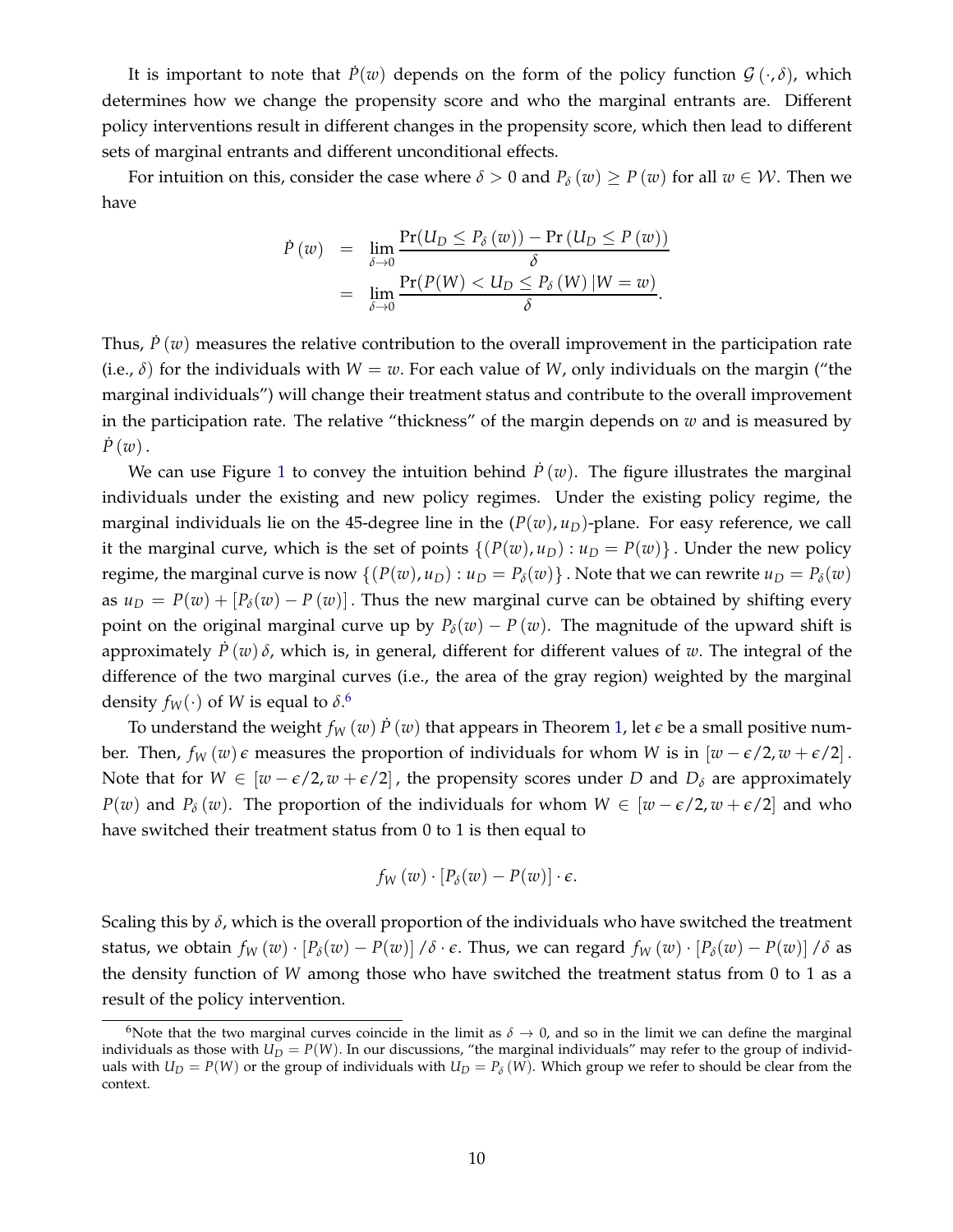It is important to note that $\dot{P}(w)$ depends on the form of the policy function $\mathcal{G}(\cdot, \delta)$, which determines how we change the propensity score and who the marginal entrants are. Different policy interventions result in different changes in the propensity score, which then lead to different sets of marginal entrants and different unconditional effects.

For intuition on this, consider the case where $\delta > 0$ and $P_\delta(w) \geq P(w)$ for all $w \in \mathcal{W}$. Then we have

$$
\begin{aligned}
\dot{P}(w) &= \lim_{\delta \to 0} \frac{\Pr(U_D \leq P_\delta(w)) - \Pr(U_D \leq P(w))}{\delta} \\
&= \lim_{\delta \to 0} \frac{\Pr(P(W) < U_D \leq P_\delta(W) \,|W = w)}{\delta}.
\end{aligned}
$$

Thus, $\dot{P}(w)$ measures the relative contribution to the overall improvement in the participation rate (i.e., $\delta$) for the individuals with $W = w$. For each value of $W$, only individuals on the margin ("the marginal individuals") will change their treatment status and contribute to the overall improvement in the participation rate. The relative "thickness" of the margin depends on $w$ and is measured by $\dot{P}(w)$.

We can use Figure 1 to convey the intuition behind $\dot{P}(w)$. The figure illustrates the marginal individuals under the existing and new policy regimes. Under the existing policy regime, the marginal individuals lie on the 45-degree line in the $(P(w), u_D)$-plane. For easy reference, we call it the marginal curve, which is the set of points $\{(P(w), u_D) : u_D = P(w)\}$. Under the new policy regime, the marginal curve is now $\{(P(w), u_D) : u_D = P_\delta(w)\}$. Note that we can rewrite $u_D = P_\delta(w)$ as $u_D = P(w) + [P_\delta(w) - P(w)]$. Thus the new marginal curve can be obtained by shifting every point on the original marginal curve up by $P_\delta(w) - P(w)$. The magnitude of the upward shift is approximately $\dot{P}(w)\delta$, which is, in general, different for different values of $w$. The integral of the difference of the two marginal curves (i.e., the area of the gray region) weighted by the marginal density $f_W(\cdot)$ of $W$ is equal to $\delta$.[6]

To understand the weight $f_W(w)\dot{P}(w)$ that appears in Theorem 1, let $\epsilon$ be a small positive number. Then, $f_W(w)\epsilon$ measures the proportion of individuals for whom $W$ is in $[w - \epsilon/2, w + \epsilon/2]$. Note that for $W \in [w - \epsilon/2, w + \epsilon/2]$, the propensity scores under $D$ and $D_\delta$ are approximately $P(w)$ and $P_\delta(w)$. The proportion of the individuals for whom $W \in [w - \epsilon/2, w + \epsilon/2]$ and who have switched their treatment status from 0 to 1 is then equal to

$$
f_W(w) \cdot [P_\delta(w) - P(w)] \cdot \epsilon.
$$

Scaling this by $\delta$, which is the overall proportion of the individuals who have switched the treatment status, we obtain $f_W(w) \cdot [P_\delta(w) - P(w)] / \delta \cdot \epsilon$. Thus, we can regard $f_W(w) \cdot [P_\delta(w) - P(w)] / \delta$ as the density function of $W$ among those who have switched the treatment status from 0 to 1 as a result of the policy intervention.

[6] Note that the two marginal curves coincide in the limit as $\delta \to 0$, and so in the limit we can define the marginal individuals as those with $U_D = P(W)$. In our discussions, "the marginal individuals" may refer to the group of individuals with $U_D = P(W)$ or the group of individuals with $U_D = P_\delta(W)$. Which group we refer to should be clear from the context.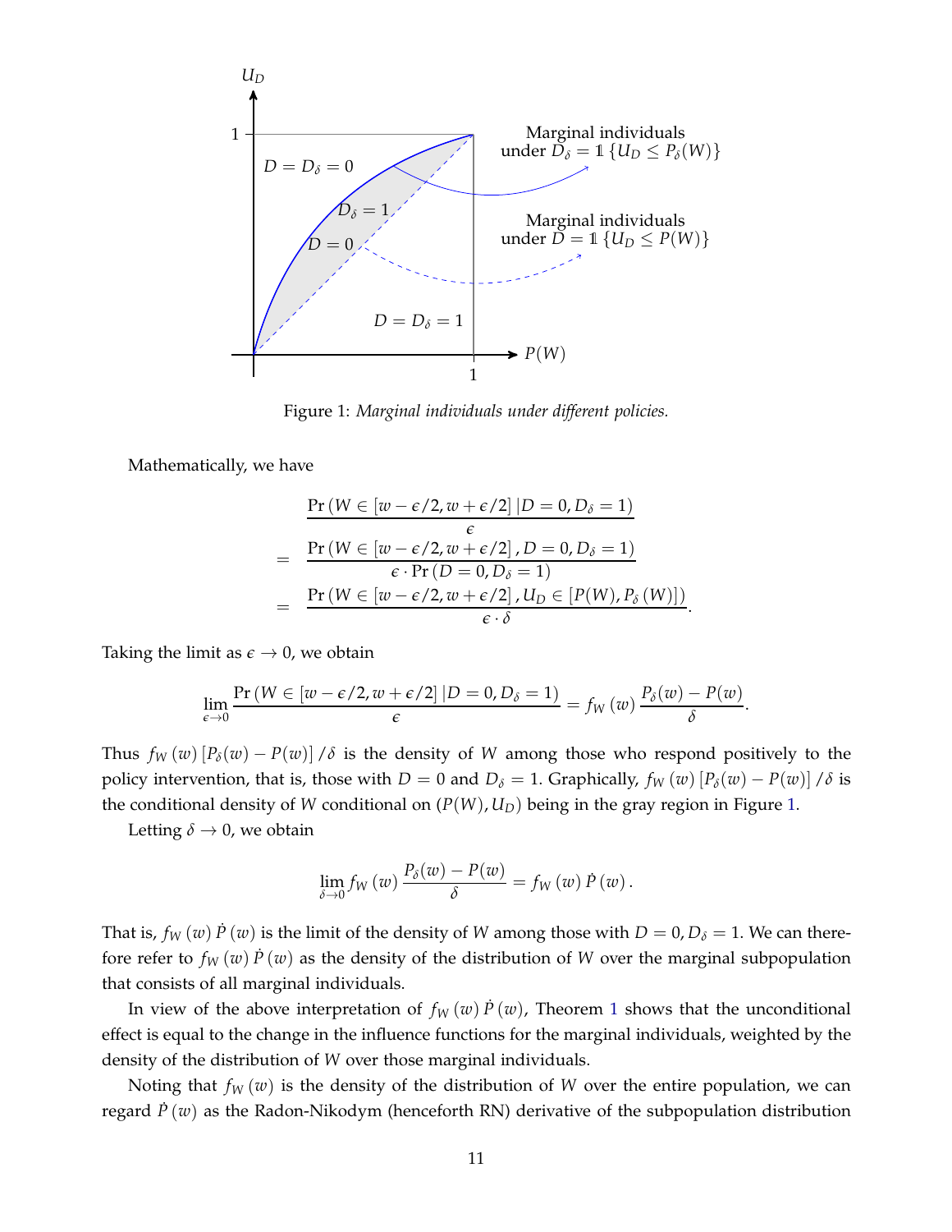Figure 1: *Marginal individuals under different policies.*

Mathematically, we have

$$
\begin{aligned}
& \frac{\Pr\left(W \in [w-\epsilon/2, w+\epsilon/2] \,|D=0, D_\delta=1\right)}{\epsilon} \\
= \;& \frac{\Pr\left(W \in [w-\epsilon/2, w+\epsilon/2], D=0, D_\delta=1\right)}{\epsilon \cdot \Pr\left(D=0, D_\delta=1\right)} \\
= \;& \frac{\Pr\left(W \in [w-\epsilon/2, w+\epsilon/2], U_D \in [P(W), P_\delta(W)]\right)}{\epsilon \cdot \delta}.
\end{aligned}
$$

Taking the limit as $\epsilon \to 0$, we obtain

$$
\lim_{\epsilon \to 0} \frac{\Pr\left(W \in [w-\epsilon/2, w+\epsilon/2] \,|D=0, D_\delta=1\right)}{\epsilon} = f_W(w) \frac{P_\delta(w) - P(w)}{\delta}.
$$

Thus $f_W(w)\left[P_\delta(w) - P(w)\right]/\delta$ is the density of $W$ among those who respond positively to the policy intervention, that is, those with $D=0$ and $D_\delta = 1$. Graphically, $f_W(w)\left[P_\delta(w) - P(w)\right]/\delta$ is the conditional density of $W$ conditional on $(P(W), U_D)$ being in the gray region in Figure 1.

Letting $\delta \to 0$, we obtain

$$
\lim_{\delta \to 0} f_W(w) \frac{P_\delta(w) - P(w)}{\delta} = f_W(w)\dot{P}(w).
$$

That is, $f_W(w)\dot{P}(w)$ is the limit of the density of $W$ among those with $D=0, D_\delta=1$. We can therefore refer to $f_W(w)\dot{P}(w)$ as the density of the distribution of $W$ over the marginal subpopulation that consists of all marginal individuals.

In view of the above interpretation of $f_W(w)\dot{P}(w)$, Theorem 1 shows that the unconditional effect is equal to the change in the influence functions for the marginal individuals, weighted by the density of the distribution of $W$ over those marginal individuals.

Noting that $f_W(w)$ is the density of the distribution of $W$ over the entire population, we can regard $\dot{P}(w)$ as the Radon-Nikodym (henceforth RN) derivative of the subpopulation distribution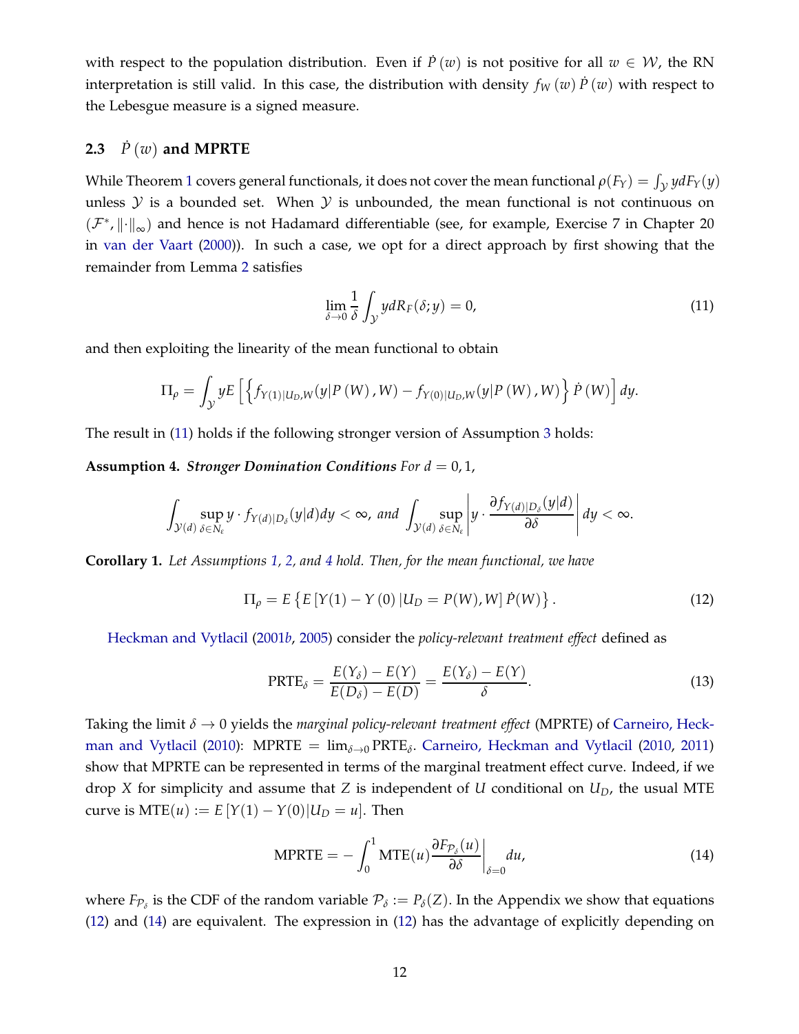with respect to the population distribution. Even if $\dot{P}(w)$ is not positive for all $w \in \mathcal{W}$, the RN interpretation is still valid. In this case, the distribution with density $f_W(w)\dot{P}(w)$ with respect to the Lebesgue measure is a signed measure.

### 2.3 $\dot{P}(w)$ and MPRTE

While Theorem 1 covers general functionals, it does not cover the mean functional $\rho(F_Y) = \int_{\mathcal{Y}} y dF_Y(y)$ unless $\mathcal{Y}$ is a bounded set. When $\mathcal{Y}$ is unbounded, the mean functional is not continuous on $(\mathcal{F}^*, \|\cdot\|_\infty)$ and hence is not Hadamard differentiable (see, for example, Exercise 7 in Chapter 20 in van der Vaart (2000)). In such a case, we opt for a direct approach by first showing that the remainder from Lemma 2 satisfies

$$\lim_{\delta \to 0} \frac{1}{\delta} \int_{\mathcal{Y}} y dR_F(\delta; y) = 0, \tag{11}$$

and then exploiting the linearity of the mean functional to obtain

$$\Pi_\rho = \int_{\mathcal{Y}} y E\left[\left\{f_{Y(1)|U_D,W}(y|P(W), W) - f_{Y(0)|U_D,W}(y|P(W), W)\right\}\dot{P}(W)\right] dy.$$

The result in (11) holds if the following stronger version of Assumption 3 holds:

**Assumption 4.** ***Stronger Domination Conditions*** *For $d = 0, 1$,*

$$\int_{\mathcal{Y}(d)} \sup_{\delta \in N_\varepsilon} y \cdot f_{Y(d)|D_\delta}(y|d) dy < \infty, \text{ and } \int_{\mathcal{Y}(d)} \sup_{\delta \in N_\varepsilon} \left| y \cdot \frac{\partial f_{Y(d)|D_\delta}(y|d)}{\partial \delta} \right| dy < \infty.$$

**Corollary 1.** *Let Assumptions 1, 2, and 4 hold. Then, for the mean functional, we have*

$$\Pi_\rho = E\left\{E\left[Y(1) - Y(0)|U_D = P(W), W\right]\dot{P}(W)\right\}. \tag{12}$$

Heckman and Vytlacil (2001*b*, 2005) consider the *policy-relevant treatment effect* defined as

$$\text{PRTE}_\delta = \frac{E(Y_\delta) - E(Y)}{E(D_\delta) - E(D)} = \frac{E(Y_\delta) - E(Y)}{\delta}. \tag{13}$$

Taking the limit $\delta \to 0$ yields the *marginal policy-relevant treatment effect* (MPRTE) of Carneiro, Heckman and Vytlacil (2010): MPRTE $= \lim_{\delta \to 0} \text{PRTE}_\delta$. Carneiro, Heckman and Vytlacil (2010, 2011) show that MPRTE can be represented in terms of the marginal treatment effect curve. Indeed, if we drop $X$ for simplicity and assume that $Z$ is independent of $U$ conditional on $U_D$, the usual MTE curve is $\text{MTE}(u) := E[Y(1) - Y(0)|U_D = u]$. Then

$$\text{MPRTE} = -\int_0^1 \text{MTE}(u) \frac{\partial F_{\mathcal{P}_\delta}(u)}{\partial \delta}\bigg|_{\delta=0} du, \tag{14}$$

where $F_{\mathcal{P}_\delta}$ is the CDF of the random variable $\mathcal{P}_\delta := P_\delta(Z)$. In the Appendix we show that equations (12) and (14) are equivalent. The expression in (12) has the advantage of explicitly depending on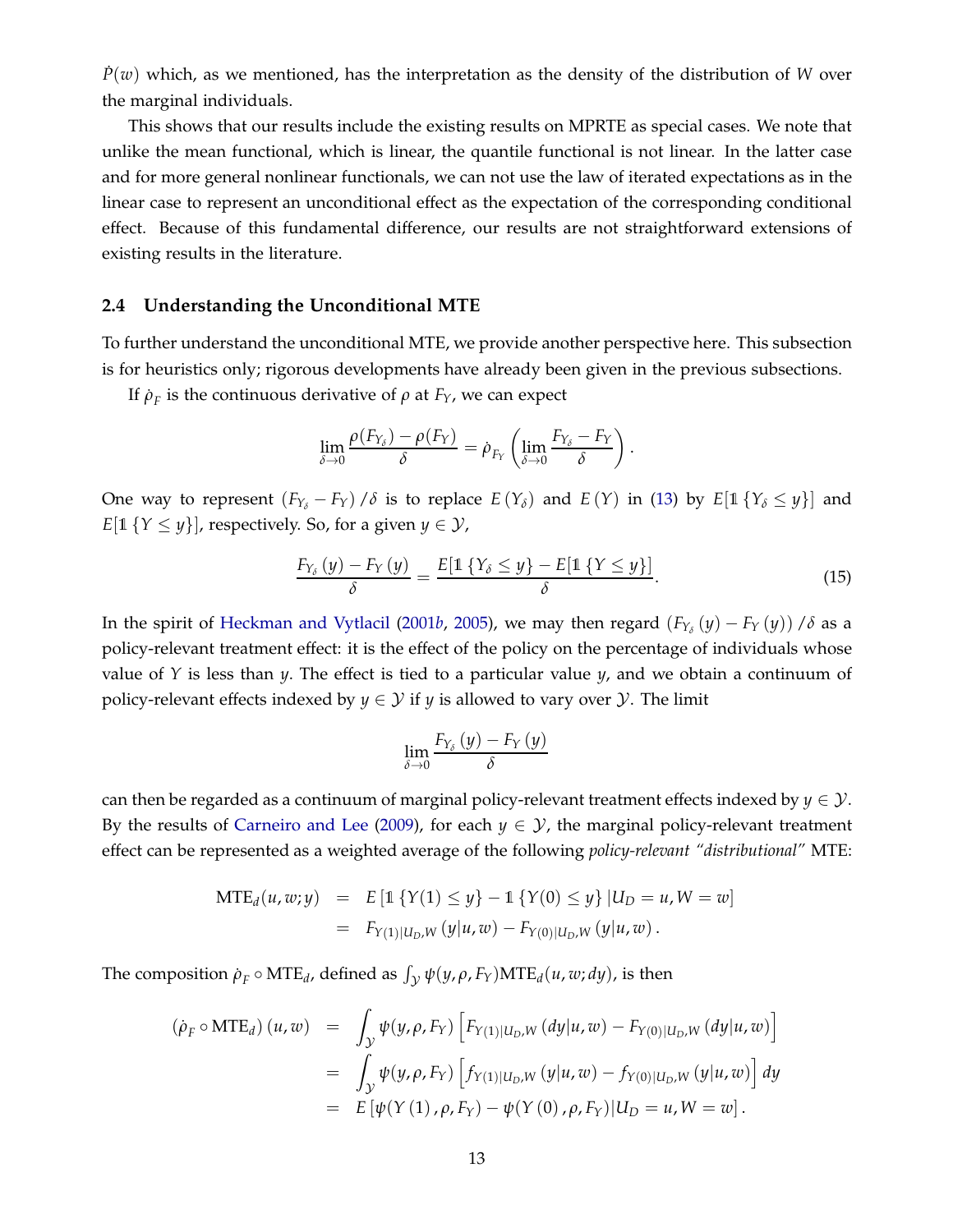$\dot{P}(w)$ which, as we mentioned, has the interpretation as the density of the distribution of $W$ over the marginal individuals.

This shows that our results include the existing results on MPRTE as special cases. We note that unlike the mean functional, which is linear, the quantile functional is not linear. In the latter case and for more general nonlinear functionals, we can not use the law of iterated expectations as in the linear case to represent an unconditional effect as the expectation of the corresponding conditional effect. Because of this fundamental difference, our results are not straightforward extensions of existing results in the literature.

### 2.4 Understanding the Unconditional MTE

To further understand the unconditional MTE, we provide another perspective here. This subsection is for heuristics only; rigorous developments have already been given in the previous subsections.

If $\dot{\rho}_F$ is the continuous derivative of $\rho$ at $F_Y$, we can expect

$$\lim_{\delta \to 0} \frac{\rho(F_{Y_\delta}) - \rho(F_Y)}{\delta} = \dot{\rho}_{F_Y}\left(\lim_{\delta \to 0} \frac{F_{Y_\delta} - F_Y}{\delta}\right).$$

One way to represent $(F_{Y_\delta} - F_Y)/\delta$ is to replace $E(Y_\delta)$ and $E(Y)$ in (13) by $E[\mathbb{1}\{Y_\delta \leq y\}]$ and $E[\mathbb{1}\{Y \leq y\}]$, respectively. So, for a given $y \in \mathcal{Y}$,

$$\frac{F_{Y_\delta}(y) - F_Y(y)}{\delta} = \frac{E[\mathbb{1}\{Y_\delta \leq y\} - E[\mathbb{1}\{Y \leq y\}]}{\delta}. \tag{15}$$

In the spirit of Heckman and Vytlacil (2001*b*, 2005), we may then regard $(F_{Y_\delta}(y) - F_Y(y))/\delta$ as a policy-relevant treatment effect: it is the effect of the policy on the percentage of individuals whose value of $Y$ is less than $y$. The effect is tied to a particular value $y$, and we obtain a continuum of policy-relevant effects indexed by $y \in \mathcal{Y}$ if $y$ is allowed to vary over $\mathcal{Y}$. The limit

$$\lim_{\delta \to 0} \frac{F_{Y_\delta}(y) - F_Y(y)}{\delta}$$

can then be regarded as a continuum of marginal policy-relevant treatment effects indexed by $y \in \mathcal{Y}$. By the results of Carneiro and Lee (2009), for each $y \in \mathcal{Y}$, the marginal policy-relevant treatment effect can be represented as a weighted average of the following *policy-relevant "distributional"* MTE:

$$\begin{aligned}
\text{MTE}_d(u, w; y) &= E[\mathbb{1}\{Y(1) \leq y\} - \mathbb{1}\{Y(0) \leq y\} | U_D = u, W = w] \\
&= F_{Y(1)|U_D,W}(y|u, w) - F_{Y(0)|U_D,W}(y|u, w).
\end{aligned}$$

The composition $\dot{\rho}_F \circ \text{MTE}_d$, defined as $\int_{\mathcal{Y}} \psi(y, \rho, F_Y)\text{MTE}_d(u, w; dy)$, is then

$$\begin{aligned}
(\dot{\rho}_F \circ \text{MTE}_d)(u, w) &= \int_{\mathcal{Y}} \psi(y, \rho, F_Y)\left[F_{Y(1)|U_D,W}(dy|u, w) - F_{Y(0)|U_D,W}(dy|u, w)\right] \\
&= \int_{\mathcal{Y}} \psi(y, \rho, F_Y)\left[f_{Y(1)|U_D,W}(y|u, w) - f_{Y(0)|U_D,W}(y|u, w)\right] dy \\
&= E[\psi(Y(1), \rho, F_Y) - \psi(Y(0), \rho, F_Y)|U_D = u, W = w].
\end{aligned}$$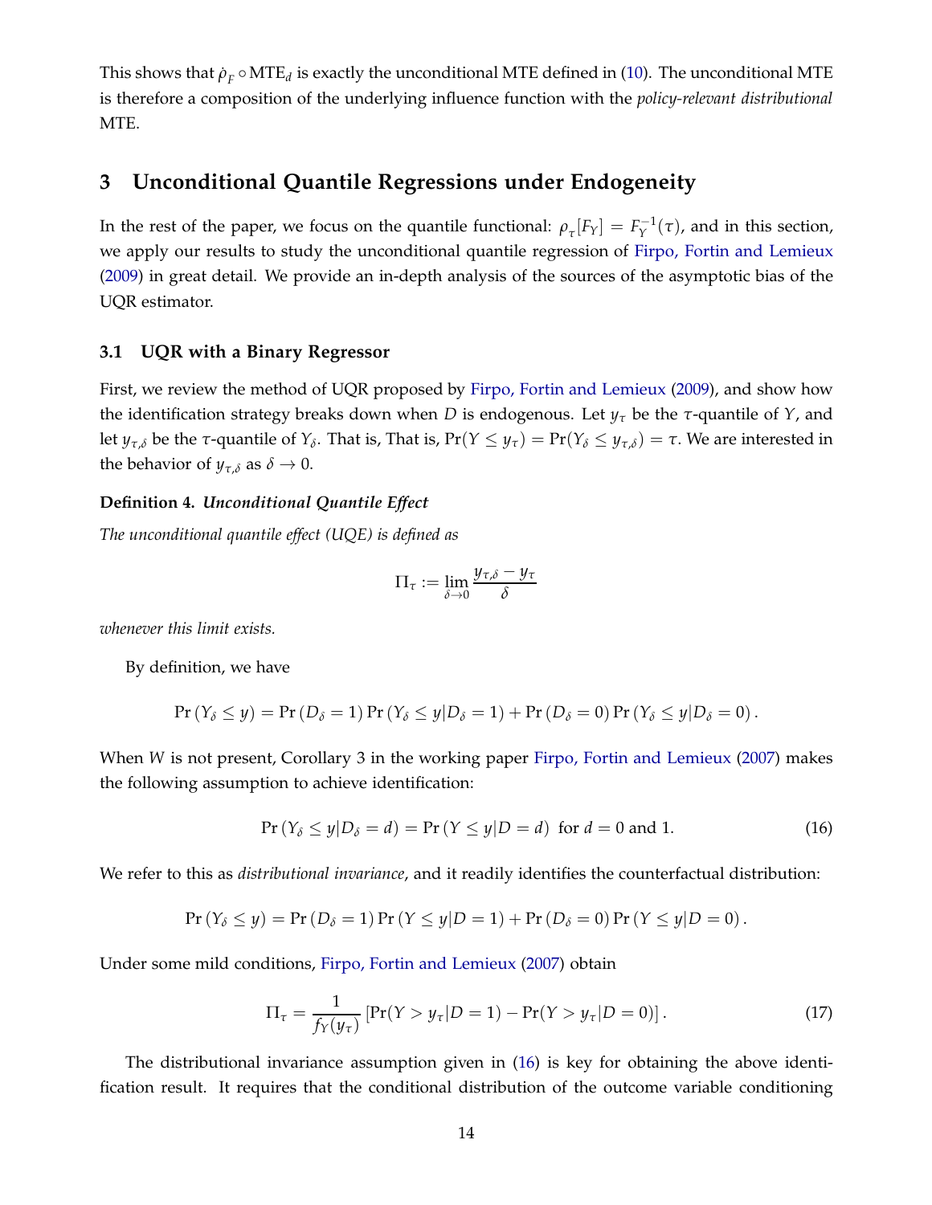This shows that $\dot{\rho}_F \circ \text{MTE}_d$ is exactly the unconditional MTE defined in (10). The unconditional MTE is therefore a composition of the underlying influence function with the *policy-relevant distributional* MTE.

## 3 Unconditional Quantile Regressions under Endogeneity

In the rest of the paper, we focus on the quantile functional: $\rho_\tau[F_Y] = F_Y^{-1}(\tau)$, and in this section, we apply our results to study the unconditional quantile regression of Firpo, Fortin and Lemieux (2009) in great detail. We provide an in-depth analysis of the sources of the asymptotic bias of the UQR estimator.

### 3.1 UQR with a Binary Regressor

First, we review the method of UQR proposed by Firpo, Fortin and Lemieux (2009), and show how the identification strategy breaks down when $D$ is endogenous. Let $y_\tau$ be the $\tau$-quantile of $Y$, and let $y_{\tau,\delta}$ be the $\tau$-quantile of $Y_\delta$. That is, That is, $\Pr(Y \leq y_\tau) = \Pr(Y_\delta \leq y_{\tau,\delta}) = \tau$. We are interested in the behavior of $y_{\tau,\delta}$ as $\delta \to 0$.

**Definition 4.** ***Unconditional Quantile Effect***

*The unconditional quantile effect (UQE) is defined as*

$$\Pi_\tau := \lim_{\delta \to 0} \frac{y_{\tau,\delta} - y_\tau}{\delta}$$

*whenever this limit exists.*

By definition, we have

$$\Pr(Y_\delta \leq y) = \Pr(D_\delta = 1) \Pr(Y_\delta \leq y | D_\delta = 1) + \Pr(D_\delta = 0) \Pr(Y_\delta \leq y | D_\delta = 0).$$

When $W$ is not present, Corollary 3 in the working paper Firpo, Fortin and Lemieux (2007) makes the following assumption to achieve identification:

$$\Pr(Y_\delta \leq y | D_\delta = d) = \Pr(Y \leq y | D = d) \text{ for } d = 0 \text{ and } 1. \tag{16}$$

We refer to this as *distributional invariance*, and it readily identifies the counterfactual distribution:

$$\Pr(Y_\delta \leq y) = \Pr(D_\delta = 1) \Pr(Y \leq y | D = 1) + \Pr(D_\delta = 0) \Pr(Y \leq y | D = 0).$$

Under some mild conditions, Firpo, Fortin and Lemieux (2007) obtain

$$\Pi_\tau = \frac{1}{f_Y(y_\tau)} \left[ \Pr(Y > y_\tau | D = 1) - \Pr(Y > y_\tau | D = 0) \right]. \tag{17}$$

The distributional invariance assumption given in (16) is key for obtaining the above identification result. It requires that the conditional distribution of the outcome variable conditioning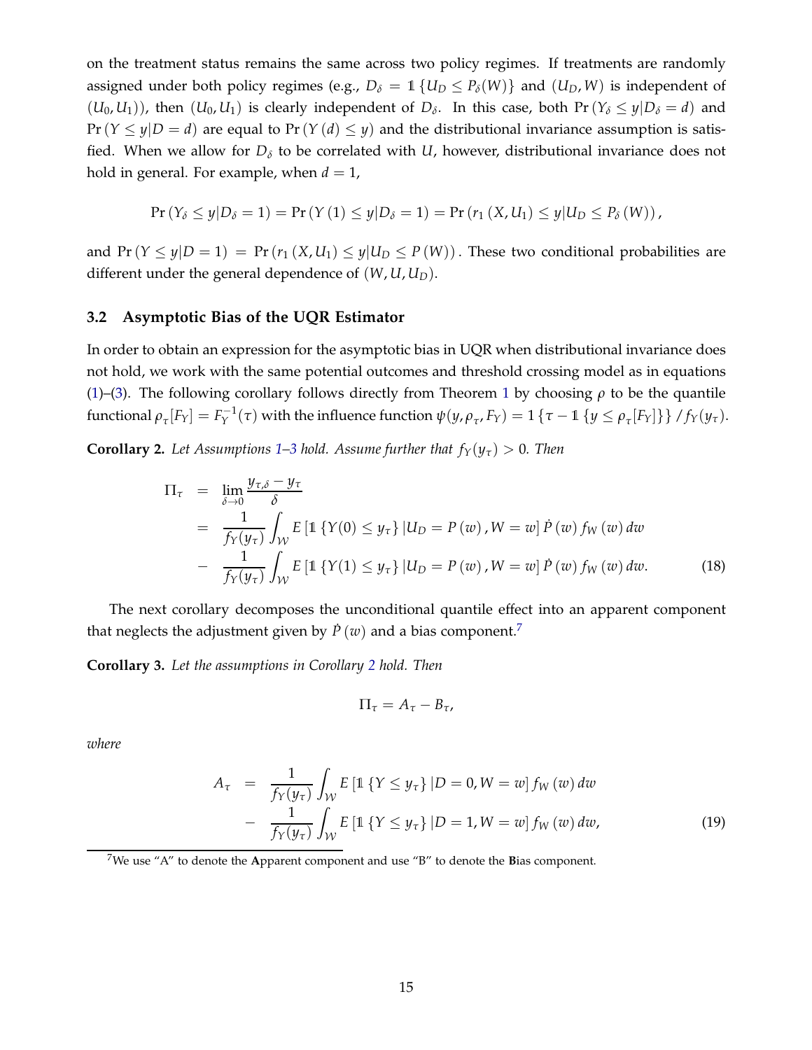on the treatment status remains the same across two policy regimes. If treatments are randomly assigned under both policy regimes (e.g., $D_\delta = \mathbb{1}\{U_D \leq P_\delta(W)\}$ and $(U_D, W)$ is independent of $(U_0, U_1)$), then $(U_0, U_1)$ is clearly independent of $D_\delta$. In this case, both $\Pr(Y_\delta \leq y | D_\delta = d)$ and $\Pr(Y \leq y | D = d)$ are equal to $\Pr(Y(d) \leq y)$ and the distributional invariance assumption is satisfied. When we allow for $D_\delta$ to be correlated with $U$, however, distributional invariance does not hold in general. For example, when $d = 1$,

$$\Pr(Y_\delta \leq y | D_\delta = 1) = \Pr(Y(1) \leq y | D_\delta = 1) = \Pr(r_1(X, U_1) \leq y | U_D \leq P_\delta(W)),$$

and $\Pr(Y \leq y | D = 1) = \Pr(r_1(X, U_1) \leq y | U_D \leq P(W))$. These two conditional probabilities are different under the general dependence of $(W, U, U_D)$.

### 3.2 Asymptotic Bias of the UQR Estimator

In order to obtain an expression for the asymptotic bias in UQR when distributional invariance does not hold, we work with the same potential outcomes and threshold crossing model as in equations (1)–(3). The following corollary follows directly from Theorem 1 by choosing $\rho$ to be the quantile functional $\rho_\tau[F_Y] = F_Y^{-1}(\tau)$ with the influence function $\psi(y, \rho_\tau, F_Y) = 1\{\tau - \mathbb{1}\{y \leq \rho_\tau[F_Y]\}\} / f_Y(y_\tau)$.

**Corollary 2.** *Let Assumptions 1–3 hold. Assume further that $f_Y(y_\tau) > 0$. Then*

$$\begin{aligned}
\Pi_\tau &= \lim_{\delta \to 0} \frac{y_{\tau,\delta} - y_\tau}{\delta} \\
&= \frac{1}{f_Y(y_\tau)} \int_{\mathcal{W}} E\left[\mathbb{1}\{Y(0) \leq y_\tau\} | U_D = P(w), W = w\right] \dot{P}(w) f_W(w) \, dw \\
&- \frac{1}{f_Y(y_\tau)} \int_{\mathcal{W}} E\left[\mathbb{1}\{Y(1) \leq y_\tau\} | U_D = P(w), W = w\right] \dot{P}(w) f_W(w) \, dw. \qquad (18)
\end{aligned}$$

The next corollary decomposes the unconditional quantile effect into an apparent component that neglects the adjustment given by $\dot{P}(w)$ and a bias component.[7]

**Corollary 3.** *Let the assumptions in Corollary 2 hold. Then*

$$\Pi_\tau = A_\tau - B_\tau,$$

*where*

$$\begin{aligned}
A_\tau &= \frac{1}{f_Y(y_\tau)} \int_{\mathcal{W}} E\left[\mathbb{1}\{Y \leq y_\tau\} | D = 0, W = w\right] f_W(w) \, dw \\
&- \frac{1}{f_Y(y_\tau)} \int_{\mathcal{W}} E\left[\mathbb{1}\{Y \leq y_\tau\} | D = 1, W = w\right] f_W(w) \, dw, \qquad (19)
\end{aligned}$$

[7] We use "A" to denote the **A**pparent component and use "B" to denote the **B**ias component.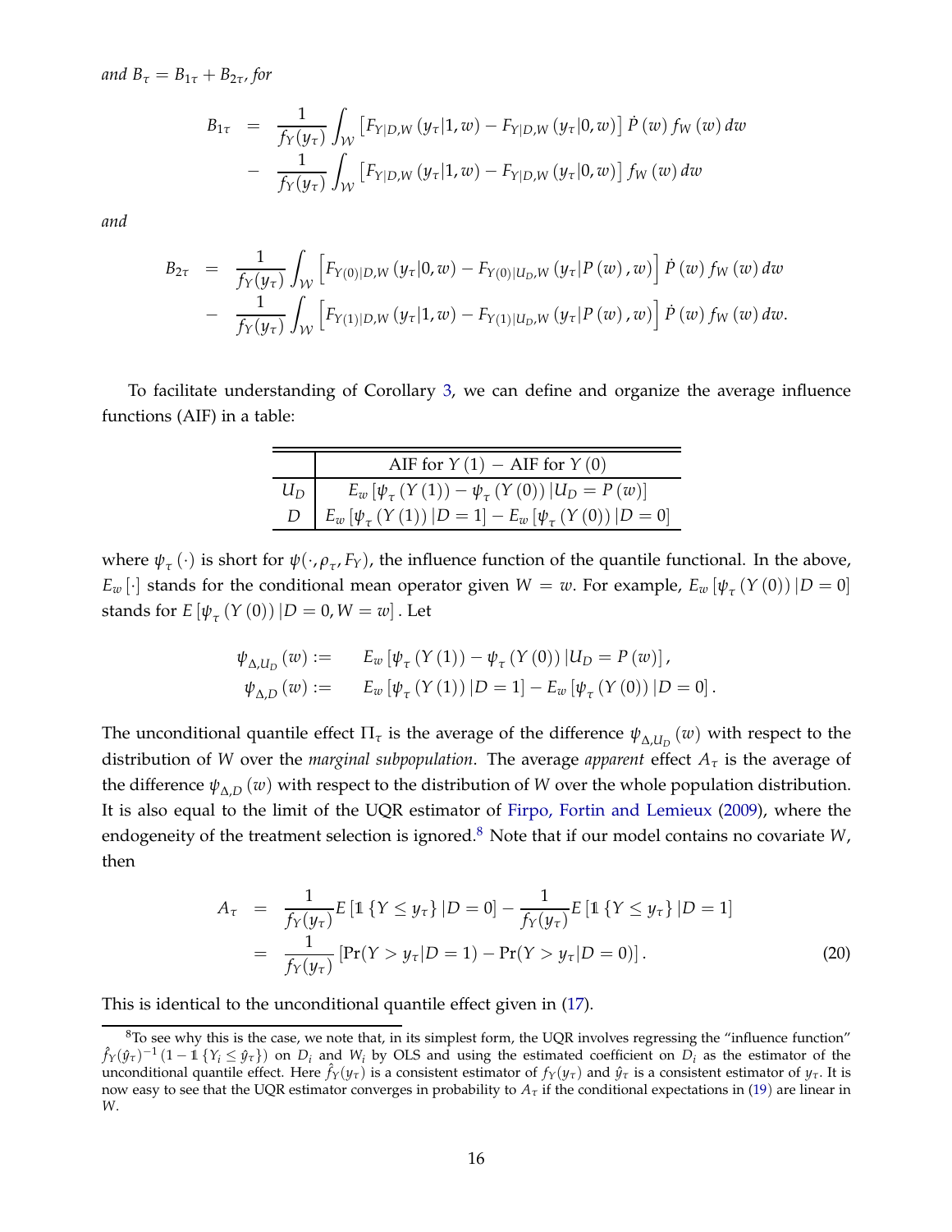*and* $B_\tau = B_{1\tau} + B_{2\tau}$, *for*

$$
\begin{aligned}
B_{1\tau} &= \frac{1}{f_Y(y_\tau)} \int_{\mathcal{W}} \left[F_{Y|D,W}(y_\tau|1,w) - F_{Y|D,W}(y_\tau|0,w)\right] \dot{P}(w) f_W(w)\, dw \\
&- \frac{1}{f_Y(y_\tau)} \int_{\mathcal{W}} \left[F_{Y|D,W}(y_\tau|1,w) - F_{Y|D,W}(y_\tau|0,w)\right] f_W(w)\, dw
\end{aligned}
$$

*and*

$$
\begin{aligned}
B_{2\tau} &= \frac{1}{f_Y(y_\tau)} \int_{\mathcal{W}} \left[F_{Y(0)|D,W}(y_\tau|0,w) - F_{Y(0)|U_D,W}(y_\tau|P(w), w)\right] \dot{P}(w) f_W(w)\, dw \\
&- \frac{1}{f_Y(y_\tau)} \int_{\mathcal{W}} \left[F_{Y(1)|D,W}(y_\tau|1,w) - F_{Y(1)|U_D,W}(y_\tau|P(w), w)\right] \dot{P}(w) f_W(w)\, dw.
\end{aligned}
$$

To facilitate understanding of Corollary 3, we can define and organize the average influence functions (AIF) in a table:

| | AIF for $Y(1)$ $-$ AIF for $Y(0)$ |
|---|---|
| $U_D$ | $E_w\left[\psi_\tau(Y(1)) - \psi_\tau(Y(0)) \,|U_D = P(w)\right]$ |
| $D$ | $E_w\left[\psi_\tau(Y(1)) \,|D=1\right] - E_w\left[\psi_\tau(Y(0)) \,|D=0\right]$ |

where $\psi_\tau(\cdot)$ is short for $\psi(\cdot, \rho_\tau, F_Y)$, the influence function of the quantile functional. In the above, $E_w[\cdot]$ stands for the conditional mean operator given $W = w$. For example, $E_w\left[\psi_\tau(Y(0))\,|D=0\right]$ stands for $E\left[\psi_\tau(Y(0))\,|D=0, W=w\right]$. Let

$$
\begin{aligned}
\psi_{\Delta,U_D}(w) &:= \quad E_w\left[\psi_\tau(Y(1)) - \psi_\tau(Y(0))\,|U_D = P(w)\right], \\
\psi_{\Delta,D}(w) &:= \quad E_w\left[\psi_\tau(Y(1))\,|D=1\right] - E_w\left[\psi_\tau(Y(0))\,|D=0\right].
\end{aligned}
$$

The unconditional quantile effect $\Pi_\tau$ is the average of the difference $\psi_{\Delta,U_D}(w)$ with respect to the distribution of $W$ over the *marginal subpopulation*. The average *apparent* effect $A_\tau$ is the average of the difference $\psi_{\Delta,D}(w)$ with respect to the distribution of $W$ over the whole population distribution. It is also equal to the limit of the UQR estimator of Firpo, Fortin and Lemieux (2009), where the endogeneity of the treatment selection is ignored.[8] Note that if our model contains no covariate $W$, then

$$
\begin{aligned}
A_\tau &= \frac{1}{f_Y(y_\tau)} E\left[\mathbb{1}\{Y \le y_\tau\}\,|D=0\right] - \frac{1}{f_Y(y_\tau)} E\left[\mathbb{1}\{Y \le y_\tau\}\,|D=1\right] \\
&= \frac{1}{f_Y(y_\tau)}\left[\Pr(Y > y_\tau|D=1) - \Pr(Y > y_\tau|D=0)\right]. \qquad (20)
\end{aligned}
$$

This is identical to the unconditional quantile effect given in (17).

[8] To see why this is the case, we note that, in its simplest form, the UQR involves regressing the "influence function" $\hat{f}_Y(\hat{y}_\tau)^{-1}(1 - \mathbb{1}\{Y_i \le \hat{y}_\tau\})$ on $D_i$ and $W_i$ by OLS and using the estimated coefficient on $D_i$ as the estimator of the unconditional quantile effect. Here $\hat{f}_Y(y_\tau)$ is a consistent estimator of $f_Y(y_\tau)$ and $\hat{y}_\tau$ is a consistent estimator of $y_\tau$. It is now easy to see that the UQR estimator converges in probability to $A_\tau$ if the conditional expectations in (19) are linear in $W$.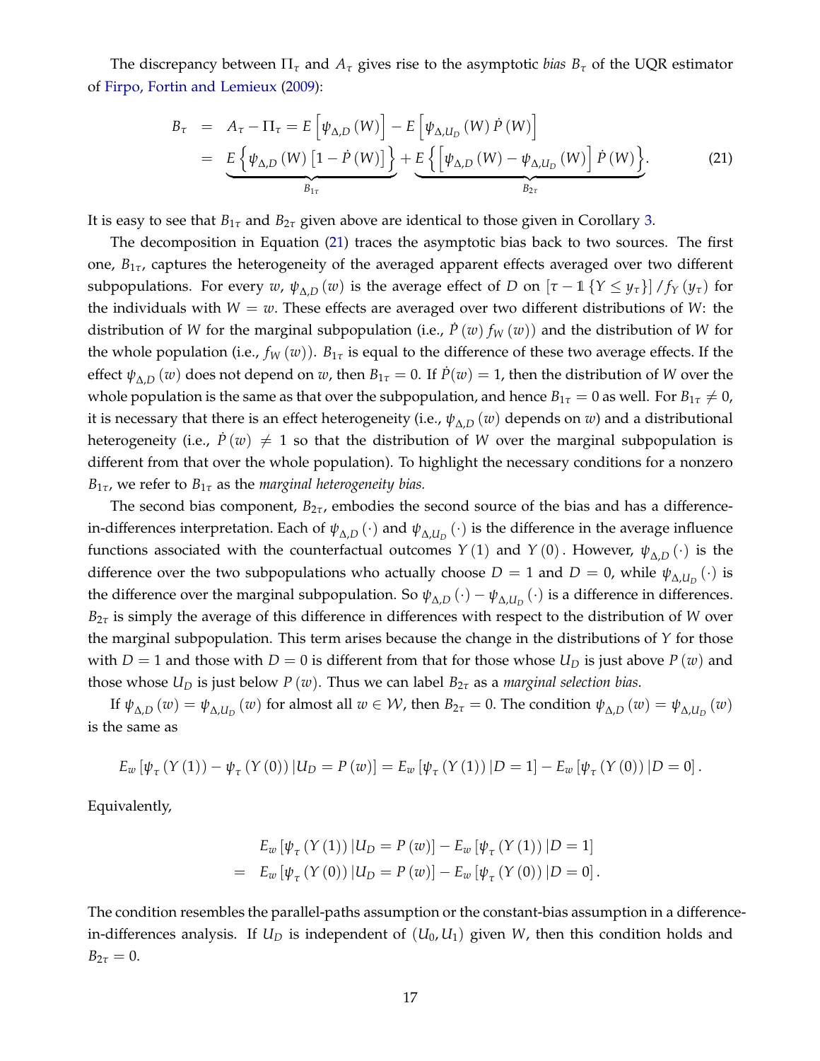The discrepancy between $\Pi_\tau$ and $A_\tau$ gives rise to the asymptotic *bias* $B_\tau$ of the UQR estimator of Firpo, Fortin and Lemieux (2009):

$$
\begin{aligned}
B_\tau &= A_\tau - \Pi_\tau = E\left[\psi_{\Delta,D}(W)\right] - E\left[\psi_{\Delta,U_D}(W)\dot{P}(W)\right] \\
&= \underbrace{E\left\{\psi_{\Delta,D}(W)\left[1-\dot{P}(W)\right]\right\}}_{B_{1\tau}} + \underbrace{E\left\{\left[\psi_{\Delta,D}(W) - \psi_{\Delta,U_D}(W)\right]\dot{P}(W)\right\}}_{B_{2\tau}}.
\end{aligned}
\tag{21}
$$

It is easy to see that $B_{1\tau}$ and $B_{2\tau}$ given above are identical to those given in Corollary 3.

The decomposition in Equation (21) traces the asymptotic bias back to two sources. The first one, $B_{1\tau}$, captures the heterogeneity of the averaged apparent effects averaged over two different subpopulations. For every $w$, $\psi_{\Delta,D}(w)$ is the average effect of $D$ on $[\tau - \mathbb{1}\{Y \leq y_\tau\}]/f_Y(y_\tau)$ for the individuals with $W = w$. These effects are averaged over two different distributions of $W$: the distribution of $W$ for the marginal subpopulation (i.e., $\dot{P}(w) f_W(w)$) and the distribution of $W$ for the whole population (i.e., $f_W(w)$). $B_{1\tau}$ is equal to the difference of these two average effects. If the effect $\psi_{\Delta,D}(w)$ does not depend on $w$, then $B_{1\tau} = 0$. If $\dot{P}(w) = 1$, then the distribution of $W$ over the whole population is the same as that over the subpopulation, and hence $B_{1\tau} = 0$ as well. For $B_{1\tau} \neq 0$, it is necessary that there is an effect heterogeneity (i.e., $\psi_{\Delta,D}(w)$ depends on $w$) and a distributional heterogeneity (i.e., $\dot{P}(w) \neq 1$ so that the distribution of $W$ over the marginal subpopulation is different from that over the whole population). To highlight the necessary conditions for a nonzero $B_{1\tau}$, we refer to $B_{1\tau}$ as the *marginal heterogeneity bias.*

The second bias component, $B_{2\tau}$, embodies the second source of the bias and has a difference-in-differences interpretation. Each of $\psi_{\Delta,D}(\cdot)$ and $\psi_{\Delta,U_D}(\cdot)$ is the difference in the average influence functions associated with the counterfactual outcomes $Y(1)$ and $Y(0)$. However, $\psi_{\Delta,D}(\cdot)$ is the difference over the two subpopulations who actually choose $D = 1$ and $D = 0$, while $\psi_{\Delta,U_D}(\cdot)$ is the difference over the marginal subpopulation. So $\psi_{\Delta,D}(\cdot) - \psi_{\Delta,U_D}(\cdot)$ is a difference in differences. $B_{2\tau}$ is simply the average of this difference in differences with respect to the distribution of $W$ over the marginal subpopulation. This term arises because the change in the distributions of $Y$ for those with $D = 1$ and those with $D = 0$ is different from that for those whose $U_D$ is just above $P(w)$ and those whose $U_D$ is just below $P(w)$. Thus we can label $B_{2\tau}$ as a *marginal selection bias*.

If $\psi_{\Delta,D}(w) = \psi_{\Delta,U_D}(w)$ for almost all $w \in \mathcal{W}$, then $B_{2\tau} = 0$. The condition $\psi_{\Delta,D}(w) = \psi_{\Delta,U_D}(w)$ is the same as

$$
E_w\left[\psi_\tau(Y(1)) - \psi_\tau(Y(0))\,|U_D = P(w)\right] = E_w\left[\psi_\tau(Y(1))\,|D=1\right] - E_w\left[\psi_\tau(Y(0))\,|D=0\right].
$$

Equivalently,

$$
\begin{aligned}
& E_w\left[\psi_\tau(Y(1))\,|U_D = P(w)\right] - E_w\left[\psi_\tau(Y(1))\,|D=1\right] \\
=\; & E_w\left[\psi_\tau(Y(0))\,|U_D = P(w)\right] - E_w\left[\psi_\tau(Y(0))\,|D=0\right].
\end{aligned}
$$

The condition resembles the parallel-paths assumption or the constant-bias assumption in a difference-in-differences analysis. If $U_D$ is independent of $(U_0, U_1)$ given $W$, then this condition holds and $B_{2\tau} = 0$.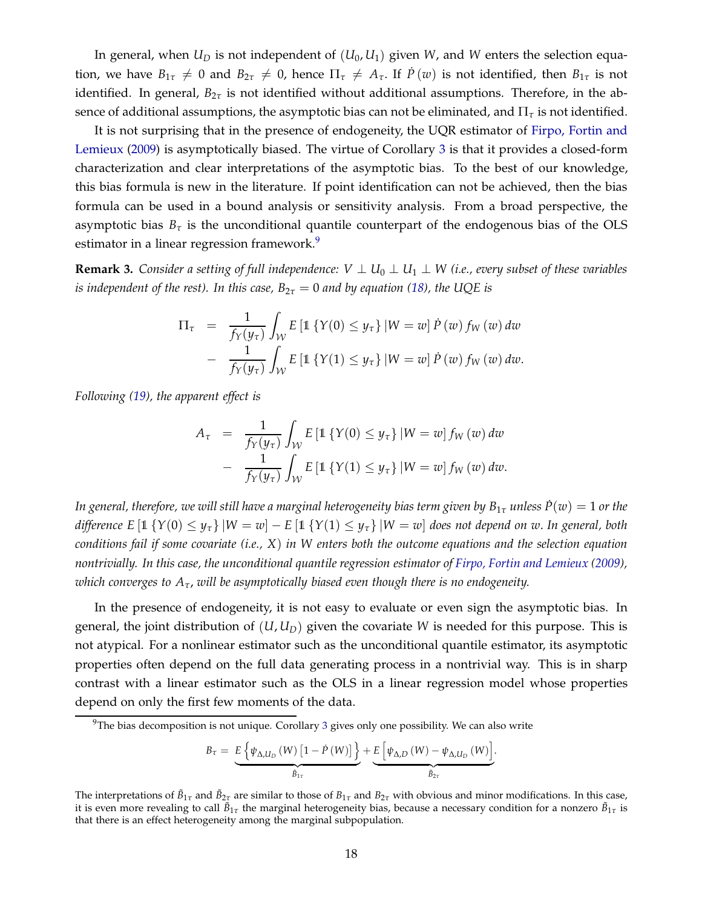In general, when $U_D$ is not independent of $(U_0, U_1)$ given $W$, and $W$ enters the selection equation, we have $B_{1\tau} \neq 0$ and $B_{2\tau} \neq 0$, hence $\Pi_\tau \neq A_\tau$. If $\dot{P}(w)$ is not identified, then $B_{1\tau}$ is not identified. In general, $B_{2\tau}$ is not identified without additional assumptions. Therefore, in the absence of additional assumptions, the asymptotic bias can not be eliminated, and $\Pi_\tau$ is not identified.

It is not surprising that in the presence of endogeneity, the UQR estimator of Firpo, Fortin and Lemieux (2009) is asymptotically biased. The virtue of Corollary 3 is that it provides a closed-form characterization and clear interpretations of the asymptotic bias. To the best of our knowledge, this bias formula is new in the literature. If point identification can not be achieved, then the bias formula can be used in a bound analysis or sensitivity analysis. From a broad perspective, the asymptotic bias $B_\tau$ is the unconditional quantile counterpart of the endogenous bias of the OLS estimator in a linear regression framework.[9]

**Remark 3.** *Consider a setting of full independence: $V \perp U_0 \perp U_1 \perp W$ (i.e., every subset of these variables is independent of the rest). In this case, $B_{2\tau} = 0$ and by equation (18), the UQE is*

$$
\begin{aligned}
\Pi_\tau &= \frac{1}{f_Y(y_\tau)} \int_{\mathcal{W}} E\left[\mathbb{1}\left\{Y(0) \leq y_\tau\right\} | W = w\right] \dot{P}(w) f_W(w)\, dw \\
&- \frac{1}{f_Y(y_\tau)} \int_{\mathcal{W}} E\left[\mathbb{1}\left\{Y(1) \leq y_\tau\right\} | W = w\right] \dot{P}(w) f_W(w)\, dw.
\end{aligned}
$$

*Following (19), the apparent effect is*

$$
\begin{aligned}
A_\tau &= \frac{1}{f_Y(y_\tau)} \int_{\mathcal{W}} E\left[\mathbb{1}\left\{Y(0) \leq y_\tau\right\} | W = w\right] f_W(w)\, dw \\
&- \frac{1}{f_Y(y_\tau)} \int_{\mathcal{W}} E\left[\mathbb{1}\left\{Y(1) \leq y_\tau\right\} | W = w\right] f_W(w)\, dw.
\end{aligned}
$$

*In general, therefore, we will still have a marginal heterogeneity bias term given by $B_{1\tau}$ unless $\dot{P}(w) = 1$ or the difference $E\left[\mathbb{1}\left\{Y(0) \leq y_\tau\right\} | W = w\right] - E\left[\mathbb{1}\left\{Y(1) \leq y_\tau\right\} | W = w\right]$ does not depend on $w$. In general, both conditions fail if some covariate (i.e., $X$) in $W$ enters both the outcome equations and the selection equation nontrivially. In this case, the unconditional quantile regression estimator of Firpo, Fortin and Lemieux (2009), which converges to $A_\tau$, will be asymptotically biased even though there is no endogeneity.*

In the presence of endogeneity, it is not easy to evaluate or even sign the asymptotic bias. In general, the joint distribution of $(U, U_D)$ given the covariate $W$ is needed for this purpose. This is not atypical. For a nonlinear estimator such as the unconditional quantile estimator, its asymptotic properties often depend on the full data generating process in a nontrivial way. This is in sharp contrast with a linear estimator such as the OLS in a linear regression model whose properties depend on only the first few moments of the data.

---

[9] The bias decomposition is not unique. Corollary 3 gives only one possibility. We can also write

$$
B_\tau = \underbrace{E\left\{\psi_{\Delta,U_D}(W)\left[1 - \dot{P}(W)\right]\right\}}_{\tilde{B}_{1\tau}} + \underbrace{E\left[\psi_{\Delta,D}(W) - \psi_{\Delta,U_D}(W)\right]}_{\tilde{B}_{2\tau}}.
$$

The interpretations of $\tilde{B}_{1\tau}$ and $\tilde{B}_{2\tau}$ are similar to those of $B_{1\tau}$ and $B_{2\tau}$ with obvious and minor modifications. In this case, it is even more revealing to call $\tilde{B}_{1\tau}$ the marginal heterogeneity bias, because a necessary condition for a nonzero $\tilde{B}_{1\tau}$ is that there is an effect heterogeneity among the marginal subpopulation.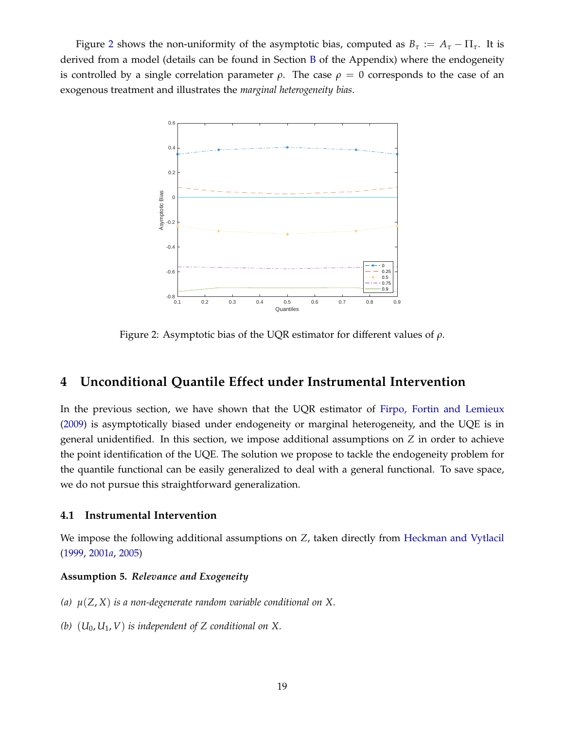Figure 2 shows the non-uniformity of the asymptotic bias, computed as $B_\tau := A_\tau - \Pi_\tau$. It is derived from a model (details can be found in Section B of the Appendix) where the endogeneity is controlled by a single correlation parameter $\rho$. The case $\rho = 0$ corresponds to the case of an exogenous treatment and illustrates the *marginal heterogeneity bias*.

Figure 2: Asymptotic bias of the UQR estimator for different values of $\rho$.

## 4 Unconditional Quantile Effect under Instrumental Intervention

In the previous section, we have shown that the UQR estimator of Firpo, Fortin and Lemieux (2009) is asymptotically biased under endogeneity or marginal heterogeneity, and the UQE is in general unidentified. In this section, we impose additional assumptions on $Z$ in order to achieve the point identification of the UQE. The solution we propose to tackle the endogeneity problem for the quantile functional can be easily generalized to deal with a general functional. To save space, we do not pursue this straightforward generalization.

### 4.1 Instrumental Intervention

We impose the following additional assumptions on $Z$, taken directly from Heckman and Vytlacil (1999, 2001*a*, 2005)

**Assumption 5.** ***Relevance and Exogeneity***

*(a)* $\mu(Z, X)$ *is a non-degenerate random variable conditional on* $X$.

*(b)* $(U_0, U_1, V)$ *is independent of* $Z$ *conditional on* $X$.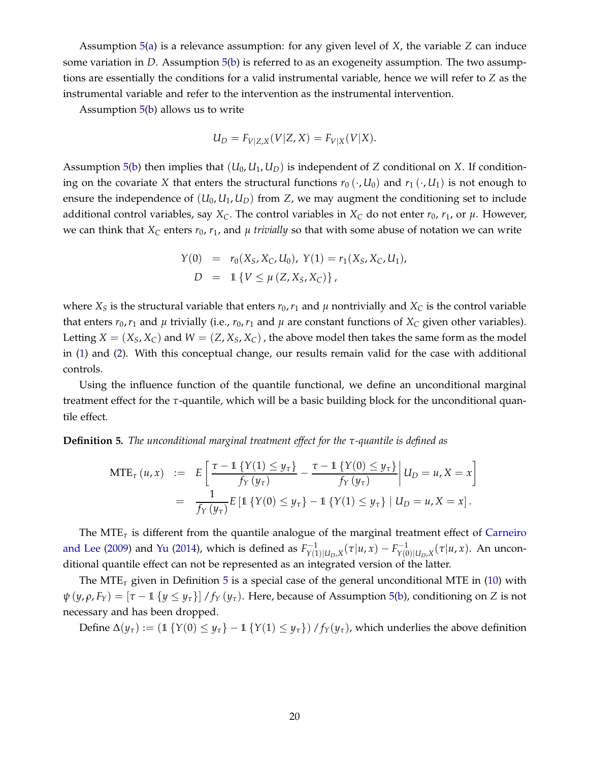Assumption 5(a) is a relevance assumption: for any given level of $X$, the variable $Z$ can induce some variation in $D$. Assumption 5(b) is referred to as an exogeneity assumption. The two assumptions are essentially the conditions for a valid instrumental variable, hence we will refer to $Z$ as the instrumental variable and refer to the intervention as the instrumental intervention.

Assumption 5(b) allows us to write

$$U_D = F_{V|Z,X}(V|Z,X) = F_{V|X}(V|X).$$

Assumption 5(b) then implies that $(U_0, U_1, U_D)$ is independent of $Z$ conditional on $X$. If conditioning on the covariate $X$ that enters the structural functions $r_0(\cdot, U_0)$ and $r_1(\cdot, U_1)$ is not enough to ensure the independence of $(U_0, U_1, U_D)$ from $Z$, we may augment the conditioning set to include additional control variables, say $X_C$. The control variables in $X_C$ do not enter $r_0$, $r_1$, or $\mu$. However, we can think that $X_C$ enters $r_0$, $r_1$, and $\mu$ *trivially* so that with some abuse of notation we can write

$$\begin{aligned} Y(0) &= r_0(X_S, X_C, U_0),\ Y(1) = r_1(X_S, X_C, U_1), \\ D &= \mathbb{1}\{V \le \mu(Z, X_S, X_C)\}, \end{aligned}$$

where $X_S$ is the structural variable that enters $r_0, r_1$ and $\mu$ nontrivially and $X_C$ is the control variable that enters $r_0, r_1$ and $\mu$ trivially (i.e., $r_0, r_1$ and $\mu$ are constant functions of $X_C$ given other variables). Letting $X = (X_S, X_C)$ and $W = (Z, X_S, X_C)$, the above model then takes the same form as the model in (1) and (2). With this conceptual change, our results remain valid for the case with additional controls.

Using the influence function of the quantile functional, we define an unconditional marginal treatment effect for the $\tau$-quantile, which will be a basic building block for the unconditional quantile effect.

**Definition 5.** *The unconditional marginal treatment effect for the $\tau$-quantile is defined as*

$$\begin{aligned} \text{MTE}_\tau(u,x) &:= E\left[\frac{\tau - \mathbb{1}\{Y(1) \le y_\tau\}}{f_Y(y_\tau)} - \frac{\tau - \mathbb{1}\{Y(0) \le y_\tau\}}{f_Y(y_\tau)} \,\middle|\, U_D = u, X = x\right] \\ &= \frac{1}{f_Y(y_\tau)} E\left[\mathbb{1}\{Y(0) \le y_\tau\} - \mathbb{1}\{Y(1) \le y_\tau\} \mid U_D = u, X = x\right]. \end{aligned}$$

The $\text{MTE}_\tau$ is different from the quantile analogue of the marginal treatment effect of Carneiro and Lee (2009) and Yu (2014), which is defined as $F^{-1}_{Y(1)|U_D,X}(\tau|u,x) - F^{-1}_{Y(0)|U_D,X}(\tau|u,x)$. An unconditional quantile effect can not be represented as an integrated version of the latter.

The $\text{MTE}_\tau$ given in Definition 5 is a special case of the general unconditional MTE in (10) with $\psi(y, \rho, F_Y) = [\tau - \mathbb{1}\{y \le y_\tau\}] / f_Y(y_\tau)$. Here, because of Assumption 5(b), conditioning on $Z$ is not necessary and has been dropped.

Define $\Delta(y_\tau) := (\mathbb{1}\{Y(0) \le y_\tau\} - \mathbb{1}\{Y(1) \le y_\tau\}) / f_Y(y_\tau)$, which underlies the above definition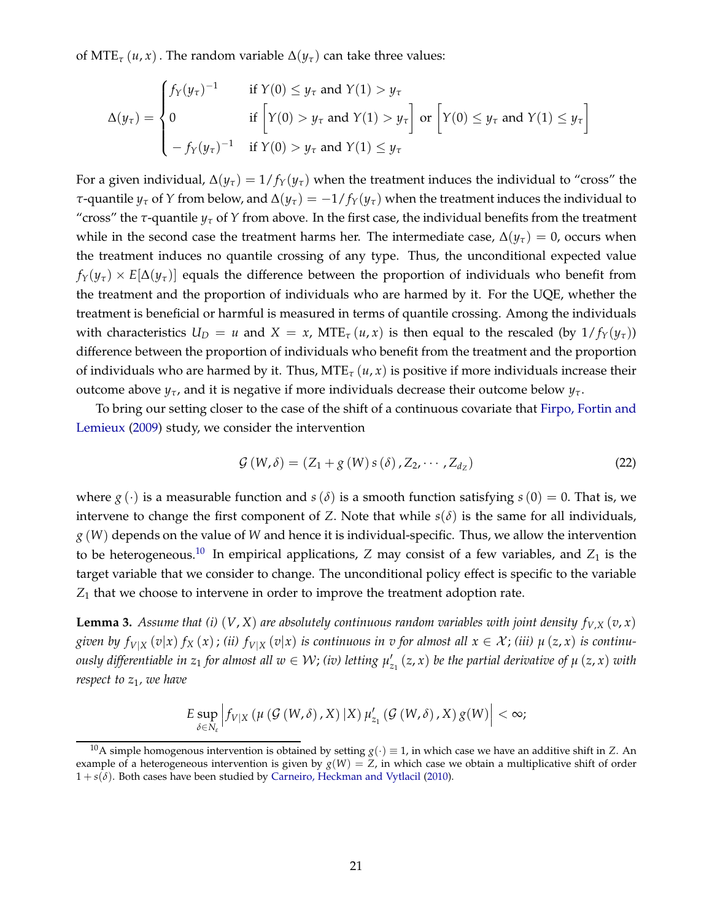of $\text{MTE}_\tau(u, x)$. The random variable $\Delta(y_\tau)$ can take three values:

$$
\Delta(y_\tau) = \begin{cases} f_Y(y_\tau)^{-1} & \text{if } Y(0) \le y_\tau \text{ and } Y(1) > y_\tau \\ 0 & \text{if } \Big[Y(0) > y_\tau \text{ and } Y(1) > y_\tau\Big] \text{ or } \Big[Y(0) \le y_\tau \text{ and } Y(1) \le y_\tau\Big] \\ -f_Y(y_\tau)^{-1} & \text{if } Y(0) > y_\tau \text{ and } Y(1) \le y_\tau \end{cases}
$$

For a given individual, $\Delta(y_\tau) = 1/f_Y(y_\tau)$ when the treatment induces the individual to "cross" the $\tau$-quantile $y_\tau$ of $Y$ from below, and $\Delta(y_\tau) = -1/f_Y(y_\tau)$ when the treatment induces the individual to "cross" the $\tau$-quantile $y_\tau$ of $Y$ from above. In the first case, the individual benefits from the treatment while in the second case the treatment harms her. The intermediate case, $\Delta(y_\tau) = 0$, occurs when the treatment induces no quantile crossing of any type. Thus, the unconditional expected value $f_Y(y_\tau) \times E[\Delta(y_\tau)]$ equals the difference between the proportion of individuals who benefit from the treatment and the proportion of individuals who are harmed by it. For the UQE, whether the treatment is beneficial or harmful is measured in terms of quantile crossing. Among the individuals with characteristics $U_D = u$ and $X = x$, $\text{MTE}_\tau(u, x)$ is then equal to the rescaled (by $1/f_Y(y_\tau)$) difference between the proportion of individuals who benefit from the treatment and the proportion of individuals who are harmed by it. Thus, $\text{MTE}_\tau(u, x)$ is positive if more individuals increase their outcome above $y_\tau$, and it is negative if more individuals decrease their outcome below $y_\tau$.

To bring our setting closer to the case of the shift of a continuous covariate that Firpo, Fortin and Lemieux (2009) study, we consider the intervention

$$
\mathcal{G}(W, \delta) = (Z_1 + g(W)\, s(\delta), Z_2, \cdots, Z_{d_Z}) \tag{22}
$$

where $g(\cdot)$ is a measurable function and $s(\delta)$ is a smooth function satisfying $s(0) = 0$. That is, we intervene to change the first component of $Z$. Note that while $s(\delta)$ is the same for all individuals, $g(W)$ depends on the value of $W$ and hence it is individual-specific. Thus, we allow the intervention to be heterogeneous.[10] In empirical applications, $Z$ may consist of a few variables, and $Z_1$ is the target variable that we consider to change. The unconditional policy effect is specific to the variable $Z_1$ that we choose to intervene in order to improve the treatment adoption rate.

**Lemma 3.** *Assume that (i) $(V, X)$ are absolutely continuous random variables with joint density $f_{V,X}(v, x)$ given by $f_{V|X}(v|x)\, f_X(x)$; (ii) $f_{V|X}(v|x)$ is continuous in $v$ for almost all $x \in \mathcal{X}$; (iii) $\mu(z, x)$ is continuously differentiable in $z_1$ for almost all $w \in \mathcal{W}$; (iv) letting $\mu'_{z_1}(z, x)$ be the partial derivative of $\mu(z, x)$ with respect to $z_1$, we have*

$$
E \sup_{\delta \in N_\varepsilon} \left| f_{V|X}\left(\mu\left(\mathcal{G}(W, \delta), X\right) | X\right) \mu'_{z_1}\left(\mathcal{G}(W, \delta), X\right) g(W) \right| < \infty;
$$

[10] A simple homogenous intervention is obtained by setting $g(\cdot) \equiv 1$, in which case we have an additive shift in $Z$. An example of a heterogeneous intervention is given by $g(W) = Z$, in which case we obtain a multiplicative shift of order $1 + s(\delta)$. Both cases have been studied by Carneiro, Heckman and Vytlacil (2010).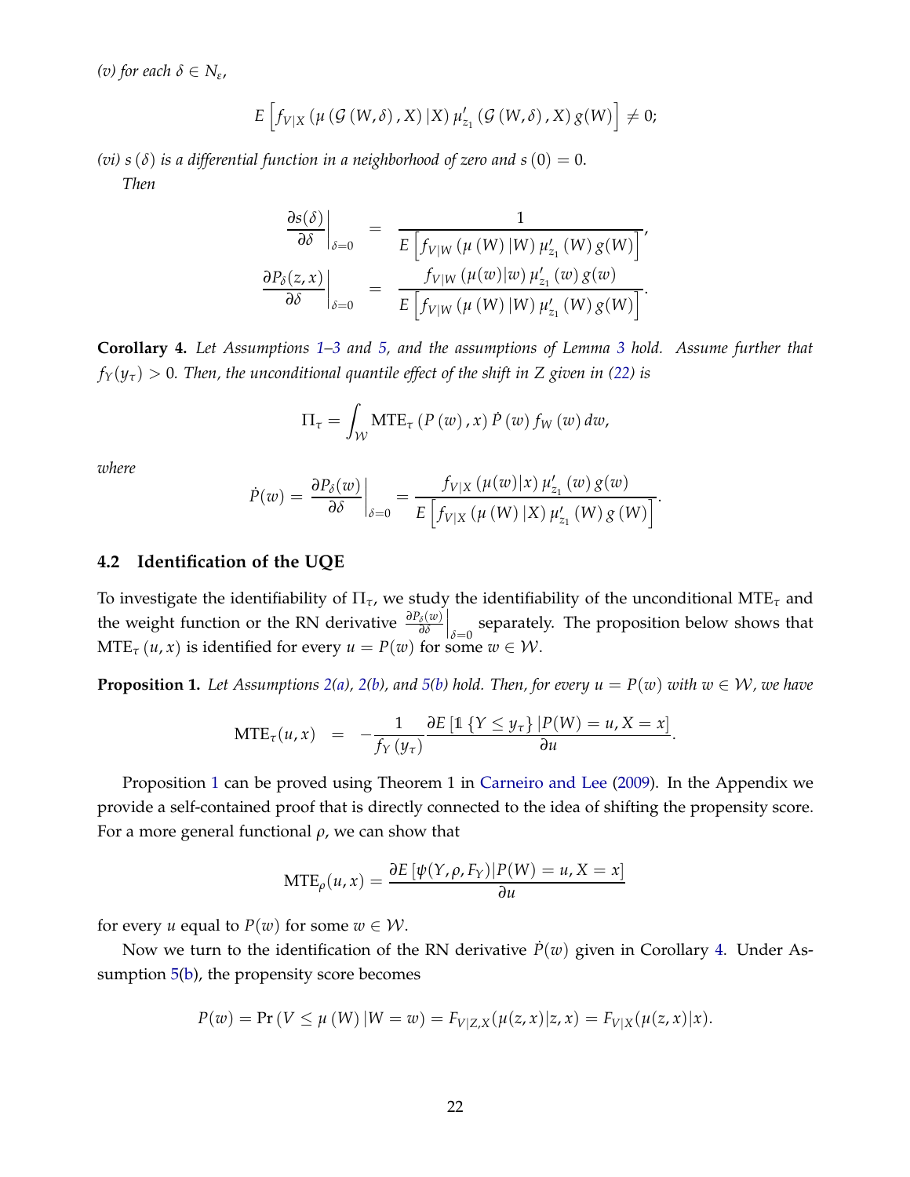*(v) for each $\delta \in N_\varepsilon$,*

$$E\left[f_{V|X}\left(\mu\left(\mathcal{G}\left(W,\delta\right),X\right)|X\right)\mu_{z_1}'\left(\mathcal{G}\left(W,\delta\right),X\right)g(W)\right] \neq 0;$$

*(vi) $s\left(\delta\right)$ is a differential function in a neighborhood of zero and $s\left(0\right)=0$.*

*Then*

$$\begin{aligned}
\left.\frac{\partial s(\delta)}{\partial \delta}\right|_{\delta=0} &= \frac{1}{E\left[f_{V|W}\left(\mu\left(W\right)|W\right)\mu_{z_1}'\left(W\right)g(W)\right]},\\
\left.\frac{\partial P_\delta(z,x)}{\partial \delta}\right|_{\delta=0} &= \frac{f_{V|W}\left(\mu(w)|w\right)\mu_{z_1}'\left(w\right)g(w)}{E\left[f_{V|W}\left(\mu\left(W\right)|W\right)\mu_{z_1}'\left(W\right)g(W)\right]}.
\end{aligned}$$

**Corollary 4.** *Let Assumptions 1–3 and 5, and the assumptions of Lemma 3 hold. Assume further that $f_Y(y_\tau) > 0$. Then, the unconditional quantile effect of the shift in $Z$ given in (22) is*

$$\Pi_\tau = \int_{\mathcal{W}} \text{MTE}_\tau\left(P\left(w\right),x\right)\dot{P}\left(w\right)f_W\left(w\right)dw,$$

*where*

$$\dot{P}(w) = \left.\frac{\partial P_\delta(w)}{\partial \delta}\right|_{\delta=0} = \frac{f_{V|X}\left(\mu(w)|x\right)\mu_{z_1}'\left(w\right)g(w)}{E\left[f_{V|X}\left(\mu\left(W\right)|X\right)\mu_{z_1}'\left(W\right)g\left(W\right)\right]}.$$

## 4.2 Identification of the UQE

To investigate the identifiability of $\Pi_\tau$, we study the identifiability of the unconditional $\text{MTE}_\tau$ and the weight function or the RN derivative $\left.\frac{\partial P_\delta(w)}{\partial \delta}\right|_{\delta=0}$ separately. The proposition below shows that $\text{MTE}_\tau\left(u,x\right)$ is identified for every $u=P(w)$ for some $w\in\mathcal{W}$.

**Proposition 1.** *Let Assumptions 2(a), 2(b), and 5(b) hold. Then, for every $u = P(w)$ with $w \in \mathcal{W}$, we have*

$$\text{MTE}_\tau(u,x) \quad = \quad -\frac{1}{f_Y\left(y_\tau\right)}\frac{\partial E\left[\mathbb{1}\left\{Y \le y_\tau\right\}|P(W)=u, X=x\right]}{\partial u}.$$

Proposition 1 can be proved using Theorem 1 in Carneiro and Lee (2009). In the Appendix we provide a self-contained proof that is directly connected to the idea of shifting the propensity score. For a more general functional $\rho$, we can show that

$$\text{MTE}_\rho(u,x) = \frac{\partial E\left[\psi(Y,\rho,F_Y)|P(W)=u,X=x\right]}{\partial u}$$

for every $u$ equal to $P(w)$ for some $w \in \mathcal{W}$.

Now we turn to the identification of the RN derivative $\dot{P}(w)$ given in Corollary 4. Under Assumption 5(b), the propensity score becomes

$$P(w) = \Pr\left(V \le \mu\left(W\right)|W=w\right) = F_{V|Z,X}(\mu(z,x)|z,x) = F_{V|X}(\mu(z,x)|x).$$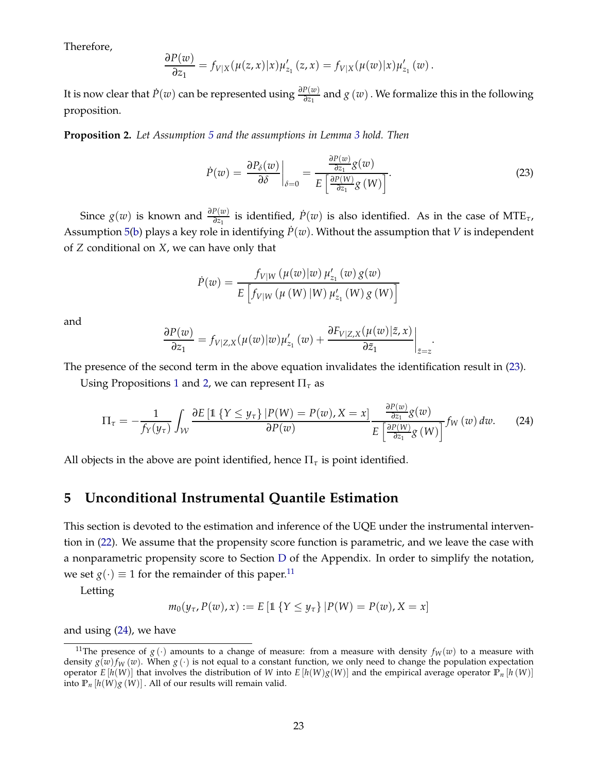Therefore,

$$\frac{\partial P(w)}{\partial z_1} = f_{V|X}(\mu(z,x)|x)\mu'_{z_1}(z,x) = f_{V|X}(\mu(w)|x)\mu'_{z_1}(w).$$

It is now clear that $\dot{P}(w)$ can be represented using $\frac{\partial P(w)}{\partial z_1}$ and $g(w)$. We formalize this in the following proposition.

**Proposition 2.** *Let Assumption 5 and the assumptions in Lemma 3 hold. Then*

$$\dot{P}(w) = \left.\frac{\partial P_\delta(w)}{\partial \delta}\right|_{\delta=0} = \frac{\frac{\partial P(w)}{\partial z_1} g(w)}{E\left[\frac{\partial P(W)}{\partial z_1} g(W)\right]}. \tag{23}$$

Since $g(w)$ is known and $\frac{\partial P(w)}{\partial z_1}$ is identified, $\dot{P}(w)$ is also identified. As in the case of $\text{MTE}_\tau$, Assumption 5(b) plays a key role in identifying $\dot{P}(w)$. Without the assumption that $V$ is independent of $Z$ conditional on $X$, we can have only that

$$\dot{P}(w) = \frac{f_{V|W}(\mu(w)|w)\,\mu'_{z_1}(w)\,g(w)}{E\left[f_{V|W}(\mu(W)|W)\,\mu'_{z_1}(W)\,g(W)\right]}$$

and

$$\frac{\partial P(w)}{\partial z_1} = f_{V|Z,X}(\mu(w)|w)\mu'_{z_1}(w) + \left.\frac{\partial F_{V|Z,X}(\mu(w)|\tilde{z},x)}{\partial \tilde{z}_1}\right|_{\tilde{z}=z}.$$

The presence of the second term in the above equation invalidates the identification result in (23).

Using Propositions 1 and 2, we can represent $\Pi_\tau$ as

$$\Pi_\tau = -\frac{1}{f_Y(y_\tau)} \int_{\mathcal{W}} \frac{\partial E\left[\mathbb{1}\{Y \le y_\tau\}\,|P(W) = P(w), X = x\right]}{\partial P(w)} \frac{\frac{\partial P(w)}{\partial z_1} g(w)}{E\left[\frac{\partial P(W)}{\partial z_1} g(W)\right]} f_W(w)\,dw. \tag{24}$$

All objects in the above are point identified, hence $\Pi_\tau$ is point identified.

## 5 Unconditional Instrumental Quantile Estimation

This section is devoted to the estimation and inference of the UQE under the instrumental intervention in (22). We assume that the propensity score function is parametric, and we leave the case with a nonparametric propensity score to Section D of the Appendix. In order to simplify the notation, we set $g(\cdot) \equiv 1$ for the remainder of this paper.[11]

Letting

$$m_0(y_\tau, P(w), x) := E\left[\mathbb{1}\{Y \le y_\tau\}\,|P(W) = P(w), X = x\right]$$

and using (24), we have

[11] The presence of $g(\cdot)$ amounts to a change of measure: from a measure with density $f_W(w)$ to a measure with density $g(w)f_W(w)$. When $g(\cdot)$ is not equal to a constant function, we only need to change the population expectation operator $E[h(W)]$ that involves the distribution of $W$ into $E[h(W)g(W)]$ and the empirical average operator $\mathbb{P}_n[h(W)]$ into $\mathbb{P}_n[h(W)g(W)]$. All of our results will remain valid.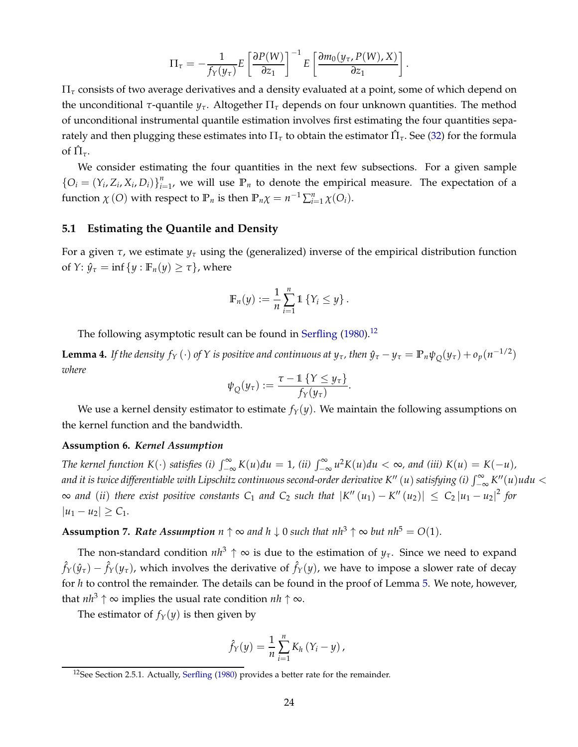$$\Pi_\tau = -\frac{1}{f_Y(y_\tau)} E\left[\frac{\partial P(W)}{\partial z_1}\right]^{-1} E\left[\frac{\partial m_0(y_\tau, P(W), X)}{\partial z_1}\right].$$

$\Pi_\tau$ consists of two average derivatives and a density evaluated at a point, some of which depend on the unconditional $\tau$-quantile $y_\tau$. Altogether $\Pi_\tau$ depends on four unknown quantities. The method of unconditional instrumental quantile estimation involves first estimating the four quantities separately and then plugging these estimates into $\Pi_\tau$ to obtain the estimator $\hat{\Pi}_\tau$. See (32) for the formula of $\hat{\Pi}_\tau$.

We consider estimating the four quantities in the next few subsections. For a given sample $\{O_i = (Y_i, Z_i, X_i, D_i)\}_{i=1}^n$, we will use $\mathbb{P}_n$ to denote the empirical measure. The expectation of a function $\chi(O)$ with respect to $\mathbb{P}_n$ is then $\mathbb{P}_n \chi = n^{-1} \sum_{i=1}^n \chi(O_i)$.

### 5.1 Estimating the Quantile and Density

For a given $\tau$, we estimate $y_\tau$ using the (generalized) inverse of the empirical distribution function of $Y$: $\hat{y}_\tau = \inf\{y : \mathbb{F}_n(y) \geq \tau\}$, where

$$\mathbb{F}_n(y) := \frac{1}{n} \sum_{i=1}^n \mathbb{1}\{Y_i \leq y\}.$$

The following asymptotic result can be found in Serfling (1980).[12]

**Lemma 4.** *If the density $f_Y(\cdot)$ of $Y$ is positive and continuous at $y_\tau$, then $\hat{y}_\tau - y_\tau = \mathbb{P}_n \psi_Q(y_\tau) + o_p(n^{-1/2})$ where*

$$\psi_Q(y_\tau) := \frac{\tau - \mathbb{1}\{Y \leq y_\tau\}}{f_Y(y_\tau)}.$$

We use a kernel density estimator to estimate $f_Y(y)$. We maintain the following assumptions on the kernel function and the bandwidth.

**Assumption 6.** ***Kernel Assumption***

*The kernel function $K(\cdot)$ satisfies (i) $\int_{-\infty}^{\infty} K(u)du = 1$, (ii) $\int_{-\infty}^{\infty} u^2 K(u)du < \infty$, and (iii) $K(u) = K(-u)$, and it is twice differentiable with Lipschitz continuous second-order derivative $K''(u)$ satisfying (i) $\int_{-\infty}^{\infty} K''(u)udu < \infty$ and (ii) there exist positive constants $C_1$ and $C_2$ such that $|K''(u_1) - K''(u_2)| \leq C_2 |u_1 - u_2|^2$ for $|u_1 - u_2| \geq C_1$.*

**Assumption 7.** ***Rate Assumption*** *$n \uparrow \infty$ and $h \downarrow 0$ such that $nh^3 \uparrow \infty$ but $nh^5 = O(1)$.*

The non-standard condition $nh^3 \uparrow \infty$ is due to the estimation of $y_\tau$. Since we need to expand $\hat{f}_Y(\hat{y}_\tau) - \hat{f}_Y(y_\tau)$, which involves the derivative of $\hat{f}_Y(y)$, we have to impose a slower rate of decay for $h$ to control the remainder. The details can be found in the proof of Lemma 5. We note, however, that $nh^3 \uparrow \infty$ implies the usual rate condition $nh \uparrow \infty$.

The estimator of $f_Y(y)$ is then given by

$$\hat{f}_Y(y) = \frac{1}{n} \sum_{i=1}^n K_h(Y_i - y),$$

[12] See Section 2.5.1. Actually, Serfling (1980) provides a better rate for the remainder.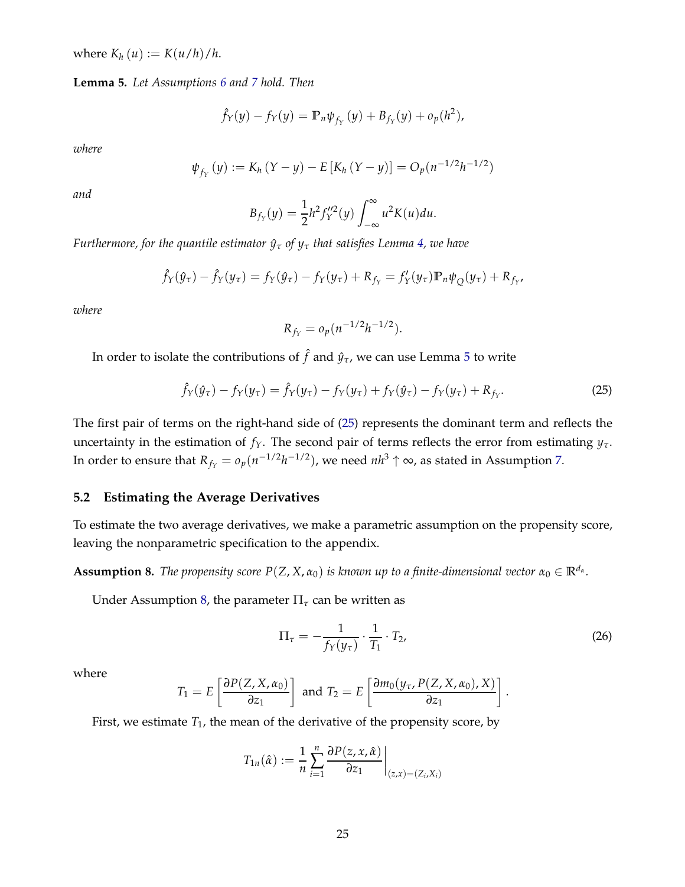where $K_h(u) := K(u/h)/h$.

**Lemma 5.** *Let Assumptions 6 and 7 hold. Then*

$$\hat{f}_Y(y) - f_Y(y) = \mathbb{P}_n \psi_{f_Y}(y) + B_{f_Y}(y) + o_p(h^2),$$

*where*

$$\psi_{f_Y}(y) := K_h(Y - y) - E[K_h(Y - y)] = O_p(n^{-1/2}h^{-1/2})$$

*and*

$$B_{f_Y}(y) = \frac{1}{2}h^2 f_Y''^2(y) \int_{-\infty}^{\infty} u^2 K(u) du.$$

*Furthermore, for the quantile estimator $\hat{y}_\tau$ of $y_\tau$ that satisfies Lemma 4, we have*

$$\hat{f}_Y(\hat{y}_\tau) - \hat{f}_Y(y_\tau) = f_Y(\hat{y}_\tau) - f_Y(y_\tau) + R_{f_Y} = f_Y'(y_\tau)\mathbb{P}_n \psi_Q(y_\tau) + R_{f_Y},$$

*where*

$$R_{f_Y} = o_p(n^{-1/2}h^{-1/2}).$$

In order to isolate the contributions of $\hat{f}$ and $\hat{y}_\tau$, we can use Lemma 5 to write

$$\hat{f}_Y(\hat{y}_\tau) - f_Y(y_\tau) = \hat{f}_Y(y_\tau) - f_Y(y_\tau) + f_Y(\hat{y}_\tau) - f_Y(y_\tau) + R_{f_Y}. \tag{25}$$

The first pair of terms on the right-hand side of (25) represents the dominant term and reflects the uncertainty in the estimation of $f_Y$. The second pair of terms reflects the error from estimating $y_\tau$. In order to ensure that $R_{f_Y} = o_p(n^{-1/2}h^{-1/2})$, we need $nh^3 \uparrow \infty$, as stated in Assumption 7.

### 5.2 Estimating the Average Derivatives

To estimate the two average derivatives, we make a parametric assumption on the propensity score, leaving the nonparametric specification to the appendix.

**Assumption 8.** *The propensity score $P(Z, X, \alpha_0)$ is known up to a finite-dimensional vector $\alpha_0 \in \mathbb{R}^{d_\alpha}$.*

Under Assumption 8, the parameter $\Pi_\tau$ can be written as

$$\Pi_\tau = -\frac{1}{f_Y(y_\tau)} \cdot \frac{1}{T_1} \cdot T_2, \tag{26}$$

where

$$T_1 = E\left[\frac{\partial P(Z, X, \alpha_0)}{\partial z_1}\right] \text{ and } T_2 = E\left[\frac{\partial m_0(y_\tau, P(Z, X, \alpha_0), X)}{\partial z_1}\right].$$

First, we estimate $T_1$, the mean of the derivative of the propensity score, by

$$T_{1n}(\hat{\alpha}) := \frac{1}{n}\sum_{i=1}^{n} \frac{\partial P(z, x, \hat{\alpha})}{\partial z_1}\bigg|_{(z,x)=(Z_i, X_i)}$$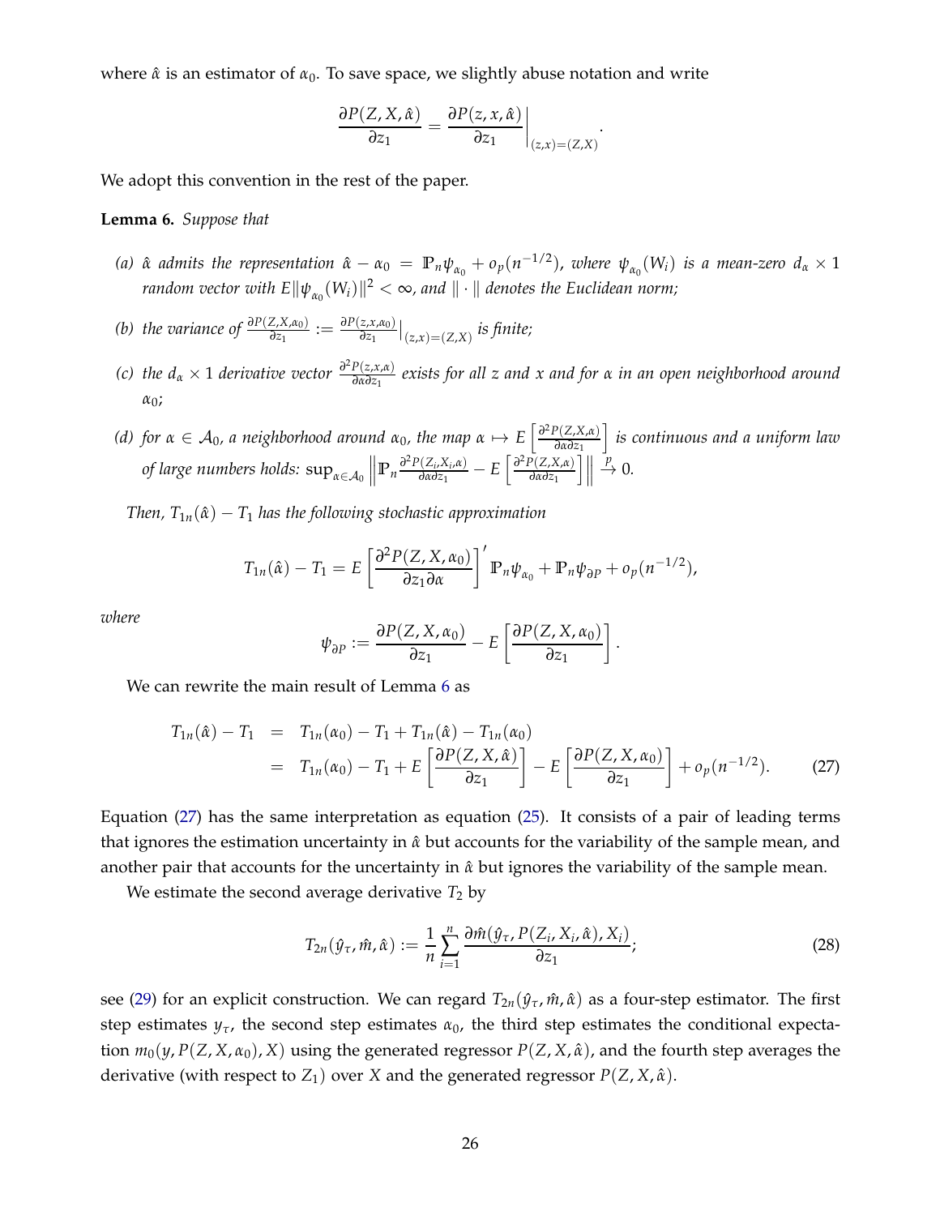where $\hat{\alpha}$ is an estimator of $\alpha_0$. To save space, we slightly abuse notation and write

$$\frac{\partial P(Z, X, \hat{\alpha})}{\partial z_1} = \left.\frac{\partial P(z, x, \hat{\alpha})}{\partial z_1}\right|_{(z,x)=(Z,X)}.$$

We adopt this convention in the rest of the paper.

**Lemma 6.** *Suppose that*

*(a) $\hat{\alpha}$ admits the representation $\hat{\alpha} - \alpha_0 = \mathbb{P}_n \psi_{\alpha_0} + o_p(n^{-1/2})$, where $\psi_{\alpha_0}(W_i)$ is a mean-zero $d_\alpha \times 1$ random vector with $E\|\psi_{\alpha_0}(W_i)\|^2 < \infty$, and $\|\cdot\|$ denotes the Euclidean norm;*

*(b) the variance of $\frac{\partial P(Z,X,\alpha_0)}{\partial z_1} := \frac{\partial P(z,x,\alpha_0)}{\partial z_1}\big|_{(z,x)=(Z,X)}$ is finite;*

*(c) the $d_\alpha \times 1$ derivative vector $\frac{\partial^2 P(z,x,\alpha)}{\partial \alpha \partial z_1}$ exists for all $z$ and $x$ and for $\alpha$ in an open neighborhood around $\alpha_0$;*

*(d) for $\alpha \in \mathcal{A}_0$, a neighborhood around $\alpha_0$, the map $\alpha \mapsto E\left[\frac{\partial^2 P(Z,X,\alpha)}{\partial \alpha \partial z_1}\right]$ is continuous and a uniform law of large numbers holds: $\sup_{\alpha \in \mathcal{A}_0} \left\| \mathbb{P}_n \frac{\partial^2 P(Z_i,X_i,\alpha)}{\partial \alpha \partial z_1} - E\left[\frac{\partial^2 P(Z,X,\alpha)}{\partial \alpha \partial z_1}\right] \right\| \xrightarrow{p} 0.$*

*Then, $T_{1n}(\hat{\alpha}) - T_1$ has the following stochastic approximation*

$$T_{1n}(\hat{\alpha}) - T_1 = E\left[\frac{\partial^2 P(Z, X, \alpha_0)}{\partial z_1 \partial \alpha}\right]' \mathbb{P}_n \psi_{\alpha_0} + \mathbb{P}_n \psi_{\partial P} + o_p(n^{-1/2}),$$

*where*

$$\psi_{\partial P} := \frac{\partial P(Z, X, \alpha_0)}{\partial z_1} - E\left[\frac{\partial P(Z, X, \alpha_0)}{\partial z_1}\right].$$

We can rewrite the main result of Lemma 6 as

$$\begin{aligned} T_{1n}(\hat{\alpha}) - T_1 &= T_{1n}(\alpha_0) - T_1 + T_{1n}(\hat{\alpha}) - T_{1n}(\alpha_0) \\ &= T_{1n}(\alpha_0) - T_1 + E\left[\frac{\partial P(Z, X, \hat{\alpha})}{\partial z_1}\right] - E\left[\frac{\partial P(Z, X, \alpha_0)}{\partial z_1}\right] + o_p(n^{-1/2}). \end{aligned} \tag{27}$$

Equation (27) has the same interpretation as equation (25). It consists of a pair of leading terms that ignores the estimation uncertainty in $\hat{\alpha}$ but accounts for the variability of the sample mean, and another pair that accounts for the uncertainty in $\hat{\alpha}$ but ignores the variability of the sample mean.

We estimate the second average derivative $T_2$ by

$$T_{2n}(\hat{y}_\tau, \hat{m}, \hat{\alpha}) := \frac{1}{n} \sum_{i=1}^{n} \frac{\partial \hat{m}(\hat{y}_\tau, P(Z_i, X_i, \hat{\alpha}), X_i)}{\partial z_1}; \tag{28}$$

see (29) for an explicit construction. We can regard $T_{2n}(\hat{y}_\tau, \hat{m}, \hat{\alpha})$ as a four-step estimator. The first step estimates $y_\tau$, the second step estimates $\alpha_0$, the third step estimates the conditional expectation $m_0(y, P(Z, X, \alpha_0), X)$ using the generated regressor $P(Z, X, \hat{\alpha})$, and the fourth step averages the derivative (with respect to $Z_1$) over $X$ and the generated regressor $P(Z, X, \hat{\alpha})$.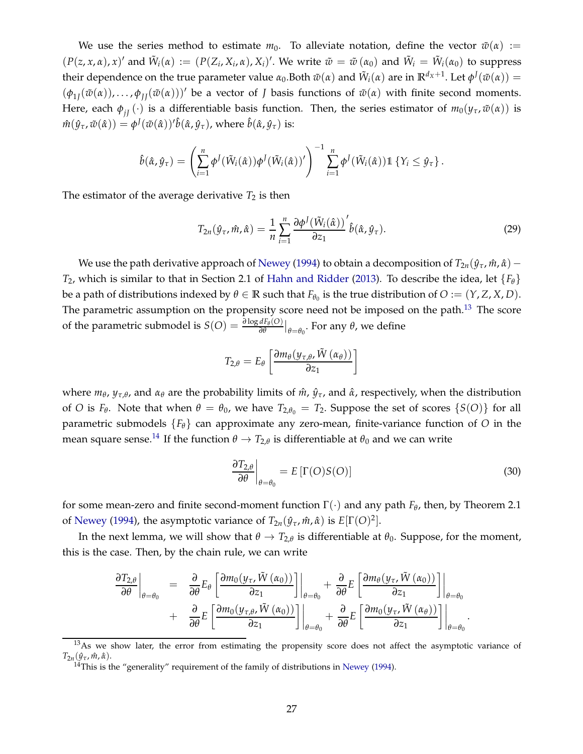We use the series method to estimate $m_0$. To alleviate notation, define the vector $\tilde{w}(\alpha) := (P(z, x, \alpha), x)'$ and $\tilde{W}_i(\alpha) := (P(Z_i, X_i, \alpha), X_i)'$. We write $\tilde{w} = \tilde{w}(\alpha_0)$ and $\tilde{W}_i = \tilde{W}_i(\alpha_0)$ to suppress their dependence on the true parameter value $\alpha_0$.Both $\tilde{w}(\alpha)$ and $\tilde{W}_i(\alpha)$ are in $\mathbb{R}^{d_X+1}$. Let $\phi^J(\tilde{w}(\alpha)) = (\phi_{1J}(\tilde{w}(\alpha)), \ldots, \phi_{JJ}(\tilde{w}(\alpha)))'$ be a vector of $J$ basis functions of $\tilde{w}(\alpha)$ with finite second moments. Here, each $\phi_{jJ}(\cdot)$ is a differentiable basis function. Then, the series estimator of $m_0(y_\tau, \tilde{w}(\alpha))$ is $\hat{m}(\hat{y}_\tau, \tilde{w}(\hat{\alpha})) = \phi^J(\tilde{w}(\hat{\alpha}))'\hat{b}(\hat{\alpha}, \hat{y}_\tau)$, where $\hat{b}(\hat{\alpha}, \hat{y}_\tau)$ is:

$$\hat{b}(\hat{\alpha}, \hat{y}_\tau) = \left( \sum_{i=1}^{n} \phi^J(\tilde{W}_i(\hat{\alpha})) \phi^J(\tilde{W}_i(\hat{\alpha}))' \right)^{-1} \sum_{i=1}^{n} \phi^J(\tilde{W}_i(\hat{\alpha})) \mathbb{1}\{Y_i \leq \hat{y}_\tau\}.$$

The estimator of the average derivative $T_2$ is then

$$T_{2n}(\hat{y}_\tau, \hat{m}, \hat{\alpha}) = \frac{1}{n} \sum_{i=1}^{n} \frac{\partial \phi^J(\tilde{W}_i(\hat{\alpha}))}{\partial z_1}' \hat{b}(\hat{\alpha}, \hat{y}_\tau). \tag{29}$$

We use the path derivative approach of Newey (1994) to obtain a decomposition of $T_{2n}(\hat{y}_\tau, \hat{m}, \hat{\alpha}) - T_2$, which is similar to that in Section 2.1 of Hahn and Ridder (2013). To describe the idea, let $\{F_\theta\}$ be a path of distributions indexed by $\theta \in \mathbb{R}$ such that $F_{\theta_0}$ is the true distribution of $O := (Y, Z, X, D)$. The parametric assumption on the propensity score need not be imposed on the path.[13] The score of the parametric submodel is $S(O) = \frac{\partial \log dF_\theta(O)}{\partial \theta}\big|_{\theta=\theta_0}$. For any $\theta$, we define

$$T_{2,\theta} = E_\theta \left[ \frac{\partial m_\theta(y_{\tau,\theta}, \tilde{W}(\alpha_\theta))}{\partial z_1} \right]$$

where $m_\theta$, $y_{\tau,\theta}$, and $\alpha_\theta$ are the probability limits of $\hat{m}$, $\hat{y}_\tau$, and $\hat{\alpha}$, respectively, when the distribution of $O$ is $F_\theta$. Note that when $\theta = \theta_0$, we have $T_{2,\theta_0} = T_2$. Suppose the set of scores $\{S(O)\}$ for all parametric submodels $\{F_\theta\}$ can approximate any zero-mean, finite-variance function of $O$ in the mean square sense.[14] If the function $\theta \to T_{2,\theta}$ is differentiable at $\theta_0$ and we can write

$$\left. \frac{\partial T_{2,\theta}}{\partial \theta} \right|_{\theta=\theta_0} = E\left[\Gamma(O) S(O)\right] \tag{30}$$

for some mean-zero and finite second-moment function $\Gamma(\cdot)$ and any path $F_\theta$, then, by Theorem 2.1 of Newey (1994), the asymptotic variance of $T_{2n}(\hat{y}_\tau, \hat{m}, \hat{\alpha})$ is $E[\Gamma(O)^2]$.

In the next lemma, we will show that $\theta \to T_{2,\theta}$ is differentiable at $\theta_0$. Suppose, for the moment, this is the case. Then, by the chain rule, we can write

$$\begin{aligned}
\left. \frac{\partial T_{2,\theta}}{\partial \theta} \right|_{\theta=\theta_0} &= \left. \frac{\partial}{\partial \theta} E_\theta \left[ \frac{\partial m_0(y_\tau, \tilde{W}(\alpha_0))}{\partial z_1} \right] \right|_{\theta=\theta_0} + \left. \frac{\partial}{\partial \theta} E \left[ \frac{\partial m_\theta(y_\tau, \tilde{W}(\alpha_0))}{\partial z_1} \right] \right|_{\theta=\theta_0} \\
&+ \left. \frac{\partial}{\partial \theta} E \left[ \frac{\partial m_0(y_{\tau,\theta}, \tilde{W}(\alpha_0))}{\partial z_1} \right] \right|_{\theta=\theta_0} + \left. \frac{\partial}{\partial \theta} E \left[ \frac{\partial m_0(y_\tau, \tilde{W}(\alpha_\theta))}{\partial z_1} \right] \right|_{\theta=\theta_0}.
\end{aligned}$$

[13] As we show later, the error from estimating the propensity score does not affect the asymptotic variance of $T_{2n}(\hat{y}_\tau, \hat{m}, \hat{\alpha})$.

[14] This is the "generality" requirement of the family of distributions in Newey (1994).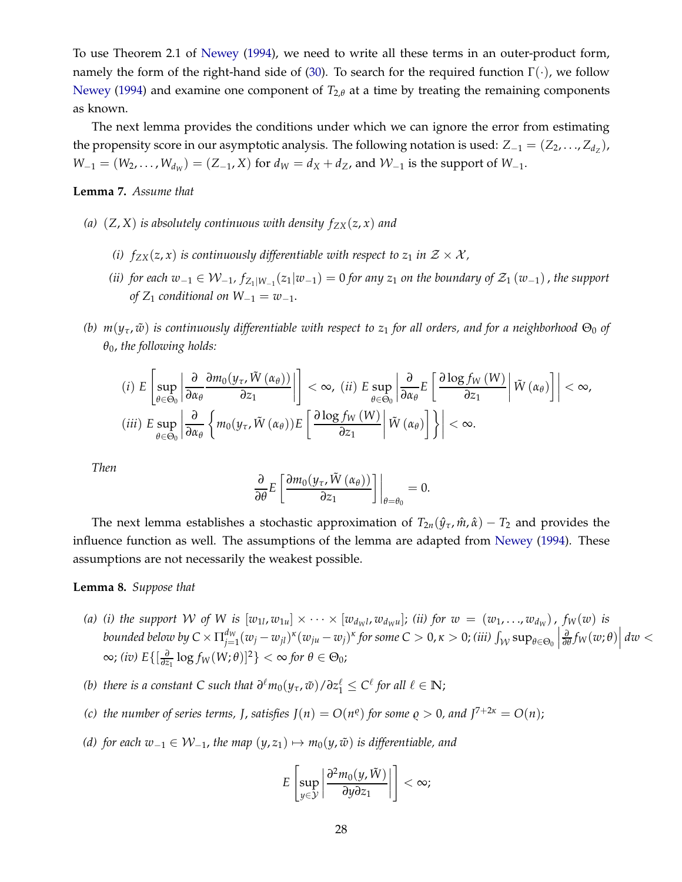To use Theorem 2.1 of Newey (1994), we need to write all these terms in an outer-product form, namely the form of the right-hand side of (30). To search for the required function $\Gamma(\cdot)$, we follow Newey (1994) and examine one component of $T_{2,\theta}$ at a time by treating the remaining components as known.

The next lemma provides the conditions under which we can ignore the error from estimating the propensity score in our asymptotic analysis. The following notation is used: $Z_{-1} = (Z_2, \ldots, Z_{d_Z})$, $W_{-1} = (W_2, \ldots, W_{d_W}) = (Z_{-1}, X)$ for $d_W = d_X + d_Z$, and $\mathcal{W}_{-1}$ is the support of $W_{-1}$.

**Lemma 7.** *Assume that*

*(a) $(Z, X)$ is absolutely continuous with density $f_{ZX}(z, x)$ and*

*(i) $f_{ZX}(z, x)$ is continuously differentiable with respect to $z_1$ in $\mathcal{Z} \times \mathcal{X}$,*

*(ii) for each $w_{-1} \in \mathcal{W}_{-1}$, $f_{Z_1|W_{-1}}(z_1|w_{-1}) = 0$ for any $z_1$ on the boundary of $\mathcal{Z}_1(w_{-1})$, the support of $Z_1$ conditional on $W_{-1} = w_{-1}$.*

*(b) $m(y_\tau, \tilde{w})$ is continuously differentiable with respect to $z_1$ for all orders, and for a neighborhood $\Theta_0$ of $\theta_0$, the following holds:*

$$
(i)\ E\left[\sup_{\theta\in\Theta_0}\left|\frac{\partial}{\partial\alpha_\theta}\frac{\partial m_0(y_\tau, \tilde{W}(\alpha_\theta))}{\partial z_1}\right|\right] < \infty,\ (ii)\ E\sup_{\theta\in\Theta_0}\left|\frac{\partial}{\partial\alpha_\theta}E\left[\frac{\partial \log f_W(W)}{\partial z_1}\middle|\tilde{W}(\alpha_\theta)\right]\right| < \infty,
$$

$$
(iii)\ E\sup_{\theta\in\Theta_0}\left|\frac{\partial}{\partial\alpha_\theta}\left\{m_0(y_\tau, \tilde{W}(\alpha_\theta))E\left[\frac{\partial \log f_W(W)}{\partial z_1}\middle|\tilde{W}(\alpha_\theta)\right]\right\}\right| < \infty.
$$

*Then*

$$
\frac{\partial}{\partial\theta}E\left[\frac{\partial m_0(y_\tau, \tilde{W}(\alpha_\theta))}{\partial z_1}\right]\Bigg|_{\theta=\theta_0} = 0.
$$

The next lemma establishes a stochastic approximation of $T_{2n}(\hat{y}_\tau, \hat{m}, \hat{\alpha}) - T_2$ and provides the influence function as well. The assumptions of the lemma are adapted from Newey (1994). These assumptions are not necessarily the weakest possible.

**Lemma 8.** *Suppose that*

*(a) (i) the support $\mathcal{W}$ of $W$ is $[w_{1l}, w_{1u}] \times \cdots \times [w_{d_W l}, w_{d_W u}]$; (ii) for $w = (w_1, \ldots, w_{d_W})$, $f_W(w)$ is bounded below by $C \times \Pi_{j=1}^{d_W}(w_j - w_{jl})^\kappa (w_{ju} - w_j)^\kappa$ for some $C > 0, \kappa > 0$; (iii) $\int_{\mathcal{W}} \sup_{\theta\in\Theta_0}\left|\frac{\partial}{\partial\theta}f_W(w;\theta)\right| dw < \infty$; (iv) $E\{[\frac{\partial}{\partial z_1}\log f_W(W;\theta)]^2\} < \infty$ for $\theta \in \Theta_0$;*

*(b) there is a constant $C$ such that $\partial^\ell m_0(y_\tau, \tilde{w})/\partial z_1^\ell \leq C^\ell$ for all $\ell \in \mathbb{N}$;*

*(c) the number of series terms, $J$, satisfies $J(n) = O(n^\varrho)$ for some $\varrho > 0$, and $J^{7+2\kappa} = O(n)$;*

*(d) for each $w_{-1} \in \mathcal{W}_{-1}$, the map $(y, z_1) \mapsto m_0(y, \tilde{w})$ is differentiable, and*

$$
E\left[\sup_{y\in\mathcal{Y}}\left|\frac{\partial^2 m_0(y, \tilde{W})}{\partial y \partial z_1}\right|\right] < \infty;
$$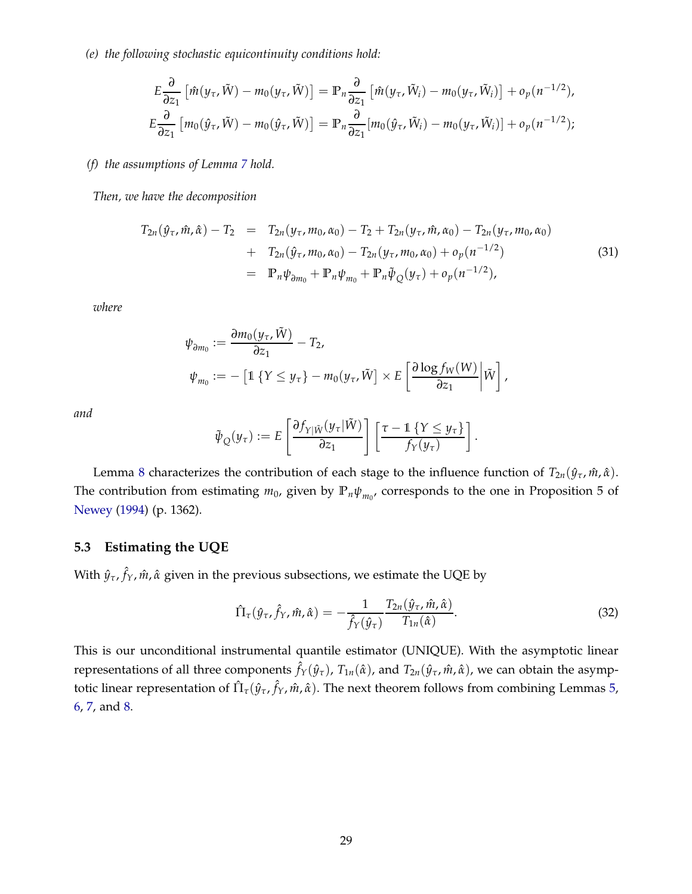*(e) the following stochastic equicontinuity conditions hold:*

$$
E\frac{\partial}{\partial z_1}\left[\hat{m}(y_\tau, \tilde{W}) - m_0(y_\tau, \tilde{W})\right] = \mathbb{P}_n \frac{\partial}{\partial z_1}\left[\hat{m}(y_\tau, \tilde{W}_i) - m_0(y_\tau, \tilde{W}_i)\right] + o_p(n^{-1/2}),
$$
$$
E\frac{\partial}{\partial z_1}\left[m_0(\hat{y}_\tau, \tilde{W}) - m_0(\hat{y}_\tau, \tilde{W})\right] = \mathbb{P}_n \frac{\partial}{\partial z_1}[m_0(\hat{y}_\tau, \tilde{W}_i) - m_0(y_\tau, \tilde{W}_i)] + o_p(n^{-1/2});
$$

*(f) the assumptions of Lemma 7 hold.*

*Then, we have the decomposition*

$$
\begin{aligned}
T_{2n}(\hat{y}_\tau, \hat{m}, \hat{\alpha}) - T_2 &= T_{2n}(y_\tau, m_0, \alpha_0) - T_2 + T_{2n}(y_\tau, \hat{m}, \alpha_0) - T_{2n}(y_\tau, m_0, \alpha_0) \\
&+ T_{2n}(\hat{y}_\tau, m_0, \alpha_0) - T_{2n}(y_\tau, m_0, \alpha_0) + o_p(n^{-1/2}) \\
&= \mathbb{P}_n \psi_{\partial m_0} + \mathbb{P}_n \psi_{m_0} + \mathbb{P}_n \tilde{\psi}_Q(y_\tau) + o_p(n^{-1/2}),
\end{aligned} \tag{31}
$$

*where*

$$
\psi_{\partial m_0} := \frac{\partial m_0(y_\tau, \tilde{W})}{\partial z_1} - T_2,
$$
$$
\psi_{m_0} := -\left[\mathbb{1}\{Y \le y_\tau\} - m_0(y_\tau, \tilde{W}\right] \times E\left[\frac{\partial \log f_W(W)}{\partial z_1}\middle|\tilde{W}\right],
$$

*and*

$$
\tilde{\psi}_Q(y_\tau) := E\left[\frac{\partial f_{Y|\tilde{W}}(y_\tau|\tilde{W})}{\partial z_1}\right]\left[\frac{\tau - \mathbb{1}\{Y \le y_\tau\}}{f_Y(y_\tau)}\right].
$$

Lemma 8 characterizes the contribution of each stage to the influence function of $T_{2n}(\hat{y}_\tau, \hat{m}, \hat{\alpha})$. The contribution from estimating $m_0$, given by $\mathbb{P}_n \psi_{m_0}$, corresponds to the one in Proposition 5 of Newey (1994) (p. 1362).

### 5.3 Estimating the UQE

With $\hat{y}_\tau, \hat{f}_Y, \hat{m}, \hat{\alpha}$ given in the previous subsections, we estimate the UQE by

$$
\hat{\Pi}_\tau(\hat{y}_\tau, \hat{f}_Y, \hat{m}, \hat{\alpha}) = -\frac{1}{\hat{f}_Y(\hat{y}_\tau)} \frac{T_{2n}(\hat{y}_\tau, \hat{m}, \hat{\alpha})}{T_{1n}(\hat{\alpha})}. \tag{32}
$$

This is our unconditional instrumental quantile estimator (UNIQUE). With the asymptotic linear representations of all three components $\hat{f}_Y(\hat{y}_\tau)$, $T_{1n}(\hat{\alpha})$, and $T_{2n}(\hat{y}_\tau, \hat{m}, \hat{\alpha})$, we can obtain the asymptotic linear representation of $\hat{\Pi}_\tau(\hat{y}_\tau, \hat{f}_Y, \hat{m}, \hat{\alpha})$. The next theorem follows from combining Lemmas 5, 6, 7, and 8.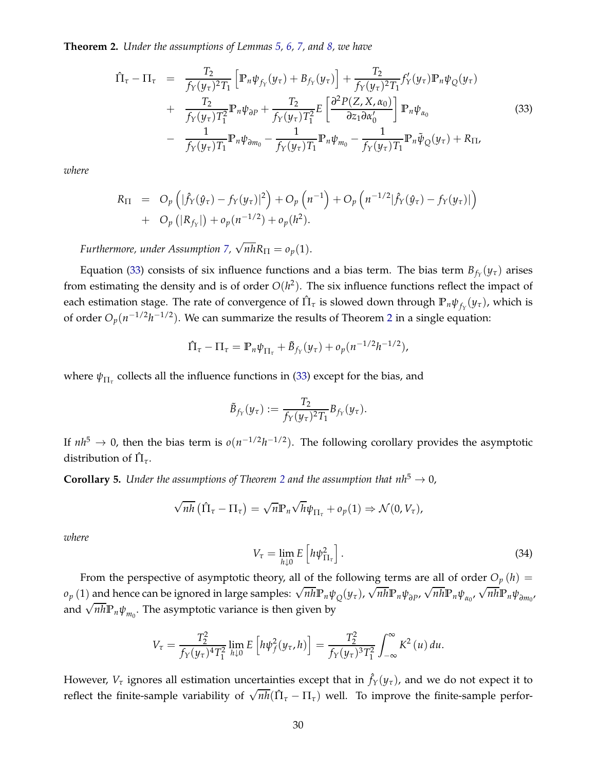**Theorem 2.** *Under the assumptions of Lemmas 5, 6, 7, and 8, we have*

$$
\begin{aligned}
\hat{\Pi}_\tau - \Pi_\tau &= \frac{T_2}{f_Y(y_\tau)^2 T_1}\left[\mathbb{P}_n \psi_{f_Y}(y_\tau) + B_{f_Y}(y_\tau)\right] + \frac{T_2}{f_Y(y_\tau)^2 T_1} f_Y'(y_\tau)\mathbb{P}_n \psi_Q(y_\tau) \\
&+ \frac{T_2}{f_Y(y_\tau) T_1^2}\mathbb{P}_n \psi_{\partial P} + \frac{T_2}{f_Y(y_\tau) T_1^2} E\left[\frac{\partial^2 P(Z, X, \alpha_0)}{\partial z_1 \partial \alpha_0'}\right]\mathbb{P}_n \psi_{\alpha_0} \qquad (33)\\
&- \frac{1}{f_Y(y_\tau) T_1}\mathbb{P}_n \psi_{\partial m_0} - \frac{1}{f_Y(y_\tau) T_1}\mathbb{P}_n \psi_{m_0} - \frac{1}{f_Y(y_\tau) T_1}\mathbb{P}_n \tilde{\psi}_Q(y_\tau) + R_\Pi,
\end{aligned}
$$

*where*

$$
\begin{aligned}
R_\Pi &= O_p\left(|\hat{f}_Y(\hat{y}_\tau) - f_Y(y_\tau)|^2\right) + O_p\left(n^{-1}\right) + O_p\left(n^{-1/2}|\hat{f}_Y(\hat{y}_\tau) - f_Y(y_\tau)|\right) \\
&+ O_p\left(|R_{f_Y}|\right) + o_p(n^{-1/2}) + o_p(h^2).
\end{aligned}
$$

*Furthermore, under Assumption 7, $\sqrt{nh}R_\Pi = o_p(1)$.*

Equation (33) consists of six influence functions and a bias term. The bias term $B_{f_Y}(y_\tau)$ arises from estimating the density and is of order $O(h^2)$. The six influence functions reflect the impact of each estimation stage. The rate of convergence of $\hat{\Pi}_\tau$ is slowed down through $\mathbb{P}_n \psi_{f_Y}(y_\tau)$, which is of order $O_p(n^{-1/2}h^{-1/2})$. We can summarize the results of Theorem 2 in a single equation:

$$
\hat{\Pi}_\tau - \Pi_\tau = \mathbb{P}_n \psi_{\Pi_\tau} + \tilde{B}_{f_Y}(y_\tau) + o_p(n^{-1/2}h^{-1/2}),
$$

where $\psi_{\Pi_\tau}$ collects all the influence functions in (33) except for the bias, and

$$
\tilde{B}_{f_Y}(y_\tau) := \frac{T_2}{f_Y(y_\tau)^2 T_1} B_{f_Y}(y_\tau).
$$

If $nh^5 \to 0$, then the bias term is $o(n^{-1/2}h^{-1/2})$. The following corollary provides the asymptotic distribution of $\hat{\Pi}_\tau$.

**Corollary 5.** *Under the assumptions of Theorem 2 and the assumption that $nh^5 \to 0$,*

$$
\sqrt{nh}\left(\hat{\Pi}_\tau - \Pi_\tau\right) = \sqrt{n}\mathbb{P}_n \sqrt{h}\psi_{\Pi_\tau} + o_p(1) \Rightarrow \mathcal{N}(0, V_\tau),
$$

*where*

$$
V_\tau = \lim_{h \downarrow 0} E\left[h\psi_{\Pi_\tau}^2\right]. \qquad (34)
$$

From the perspective of asymptotic theory, all of the following terms are all of order $O_p(h) = o_p(1)$ and hence can be ignored in large samples: $\sqrt{nh}\mathbb{P}_n \psi_Q(y_\tau)$, $\sqrt{nh}\mathbb{P}_n \psi_{\partial P}$, $\sqrt{nh}\mathbb{P}_n \psi_{\alpha_0}$, $\sqrt{nh}\mathbb{P}_n \psi_{\partial m_0}$, and $\sqrt{nh}\mathbb{P}_n \psi_{m_0}$. The asymptotic variance is then given by

$$
V_\tau = \frac{T_2^2}{f_Y(y_\tau)^4 T_1^2} \lim_{h \downarrow 0} E\left[h\psi_f^2(y_\tau, h)\right] = \frac{T_2^2}{f_Y(y_\tau)^3 T_1^2}\int_{-\infty}^{\infty} K^2(u)\, du.
$$

However, $V_\tau$ ignores all estimation uncertainties except that in $\hat{f}_Y(y_\tau)$, and we do not expect it to reflect the finite-sample variability of $\sqrt{nh}(\hat{\Pi}_\tau - \Pi_\tau)$ well. To improve the finite-sample perfor-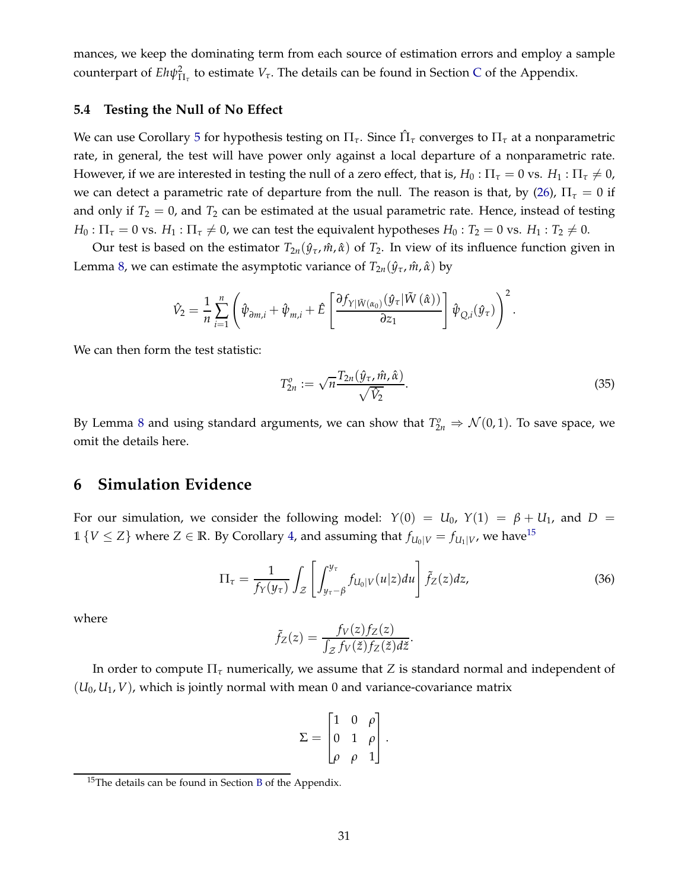mances, we keep the dominating term from each source of estimation errors and employ a sample counterpart of $Eh\psi^2_{\Pi_\tau}$ to estimate $V_\tau$. The details can be found in Section C of the Appendix.

### 5.4 Testing the Null of No Effect

We can use Corollary 5 for hypothesis testing on $\Pi_\tau$. Since $\hat{\Pi}_\tau$ converges to $\Pi_\tau$ at a nonparametric rate, in general, the test will have power only against a local departure of a nonparametric rate. However, if we are interested in testing the null of a zero effect, that is, $H_0 : \Pi_\tau = 0$ vs. $H_1 : \Pi_\tau \neq 0$, we can detect a parametric rate of departure from the null. The reason is that, by (26), $\Pi_\tau = 0$ if and only if $T_2 = 0$, and $T_2$ can be estimated at the usual parametric rate. Hence, instead of testing $H_0 : \Pi_\tau = 0$ vs. $H_1 : \Pi_\tau \neq 0$, we can test the equivalent hypotheses $H_0 : T_2 = 0$ vs. $H_1 : T_2 \neq 0$.

Our test is based on the estimator $T_{2n}(\hat{y}_\tau, \hat{m}, \hat{\alpha})$ of $T_2$. In view of its influence function given in Lemma 8, we can estimate the asymptotic variance of $T_{2n}(\hat{y}_\tau, \hat{m}, \hat{\alpha})$ by

$$\hat{V}_2 = \frac{1}{n}\sum_{i=1}^{n}\left(\hat{\psi}_{\partial m,i} + \hat{\psi}_{m,i} + \hat{E}\left[\frac{\partial f_{Y|\tilde{W}(\alpha_0)}(\hat{y}_\tau|\tilde{W}(\hat{\alpha}))}{\partial z_1}\right]\hat{\psi}_{Q,i}(\hat{y}_\tau)\right)^2.$$

We can then form the test statistic:

$$T^o_{2n} := \sqrt{n}\frac{T_{2n}(\hat{y}_\tau, \hat{m}, \hat{\alpha})}{\sqrt{\hat{V}_2}}. \tag{35}$$

By Lemma 8 and using standard arguments, we can show that $T^o_{2n} \Rightarrow \mathcal{N}(0,1)$. To save space, we omit the details here.

## 6 Simulation Evidence

For our simulation, we consider the following model: $Y(0) = U_0$, $Y(1) = \beta + U_1$, and $D = \mathbb{1}\{V \leq Z\}$ where $Z \in \mathbb{R}$. By Corollary 4, and assuming that $f_{U_0|V} = f_{U_1|V}$, we have[15]

$$\Pi_\tau = \frac{1}{f_Y(y_\tau)}\int_{\mathcal{Z}}\left[\int_{y_\tau-\beta}^{y_\tau} f_{U_0|V}(u|z)du\right]\tilde{f}_Z(z)dz, \tag{36}$$

where

$$\tilde{f}_Z(z) = \frac{f_V(z)f_Z(z)}{\int_{\mathcal{Z}} f_V(\check{z})f_Z(\check{z})d\check{z}}.$$

In order to compute $\Pi_\tau$ numerically, we assume that $Z$ is standard normal and independent of $(U_0, U_1, V)$, which is jointly normal with mean 0 and variance-covariance matrix

$$\Sigma = \begin{bmatrix} 1 & 0 & \rho \\ 0 & 1 & \rho \\ \rho & \rho & 1 \end{bmatrix}.$$

[15] The details can be found in Section B of the Appendix.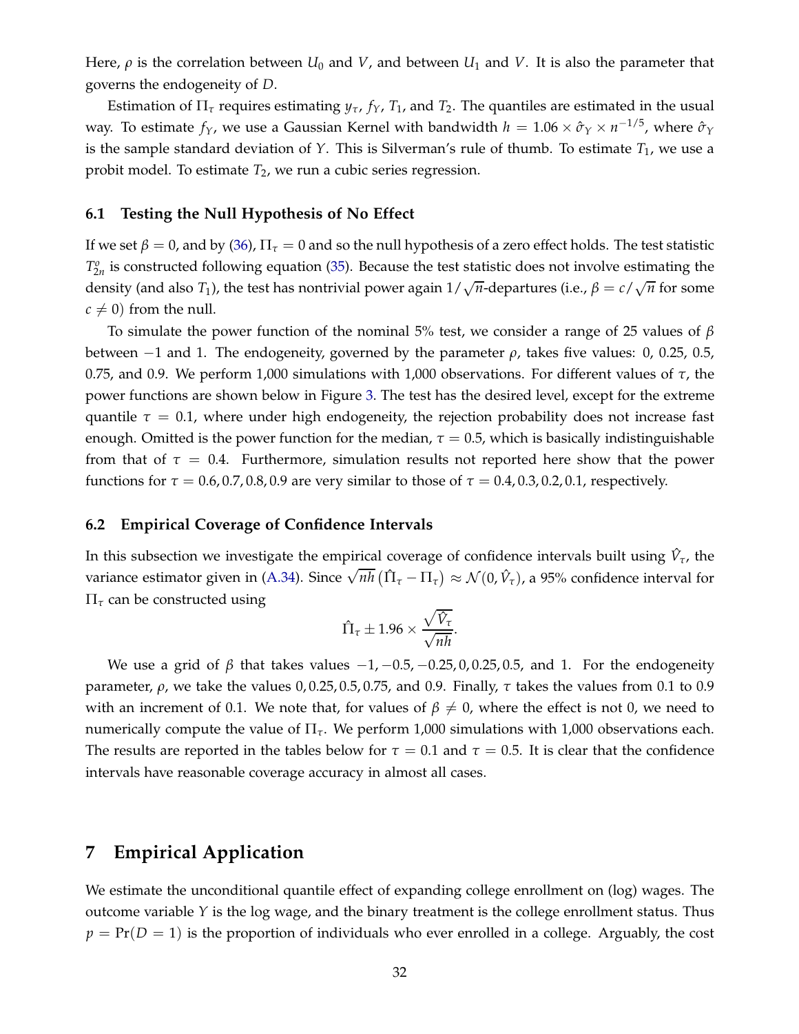Here, $\rho$ is the correlation between $U_0$ and $V$, and between $U_1$ and $V$. It is also the parameter that governs the endogeneity of $D$.

Estimation of $\Pi_\tau$ requires estimating $y_\tau$, $f_Y$, $T_1$, and $T_2$. The quantiles are estimated in the usual way. To estimate $f_Y$, we use a Gaussian Kernel with bandwidth $h = 1.06 \times \hat{\sigma}_Y \times n^{-1/5}$, where $\hat{\sigma}_Y$ is the sample standard deviation of $Y$. This is Silverman's rule of thumb. To estimate $T_1$, we use a probit model. To estimate $T_2$, we run a cubic series regression.

### 6.1 Testing the Null Hypothesis of No Effect

If we set $\beta = 0$, and by (36), $\Pi_\tau = 0$ and so the null hypothesis of a zero effect holds. The test statistic $T_{2n}^o$ is constructed following equation (35). Because the test statistic does not involve estimating the density (and also $T_1$), the test has nontrivial power again $1/\sqrt{n}$-departures (i.e., $\beta = c/\sqrt{n}$ for some $c \neq 0$) from the null.

To simulate the power function of the nominal 5% test, we consider a range of 25 values of $\beta$ between $-1$ and 1. The endogeneity, governed by the parameter $\rho$, takes five values: 0, 0.25, 0.5, 0.75, and 0.9. We perform 1,000 simulations with 1,000 observations. For different values of $\tau$, the power functions are shown below in Figure 3. The test has the desired level, except for the extreme quantile $\tau = 0.1$, where under high endogeneity, the rejection probability does not increase fast enough. Omitted is the power function for the median, $\tau = 0.5$, which is basically indistinguishable from that of $\tau = 0.4$. Furthermore, simulation results not reported here show that the power functions for $\tau = 0.6, 0.7, 0.8, 0.9$ are very similar to those of $\tau = 0.4, 0.3, 0.2, 0.1$, respectively.

### 6.2 Empirical Coverage of Confidence Intervals

In this subsection we investigate the empirical coverage of confidence intervals built using $\hat{V}_\tau$, the variance estimator given in (A.34). Since $\sqrt{nh}\left(\hat{\Pi}_\tau - \Pi_\tau\right) \approx \mathcal{N}(0, \hat{V}_\tau)$, a 95% confidence interval for $\Pi_\tau$ can be constructed using

$$\hat{\Pi}_\tau \pm 1.96 \times \frac{\sqrt{\hat{V}_\tau}}{\sqrt{nh}}.$$

We use a grid of $\beta$ that takes values $-1, -0.5, -0.25, 0, 0.25, 0.5$, and 1. For the endogeneity parameter, $\rho$, we take the values $0, 0.25, 0.5, 0.75$, and 0.9. Finally, $\tau$ takes the values from 0.1 to 0.9 with an increment of 0.1. We note that, for values of $\beta \neq 0$, where the effect is not 0, we need to numerically compute the value of $\Pi_\tau$. We perform 1,000 simulations with 1,000 observations each. The results are reported in the tables below for $\tau = 0.1$ and $\tau = 0.5$. It is clear that the confidence intervals have reasonable coverage accuracy in almost all cases.

## 7 Empirical Application

We estimate the unconditional quantile effect of expanding college enrollment on (log) wages. The outcome variable $Y$ is the log wage, and the binary treatment is the college enrollment status. Thus $p = \Pr(D = 1)$ is the proportion of individuals who ever enrolled in a college. Arguably, the cost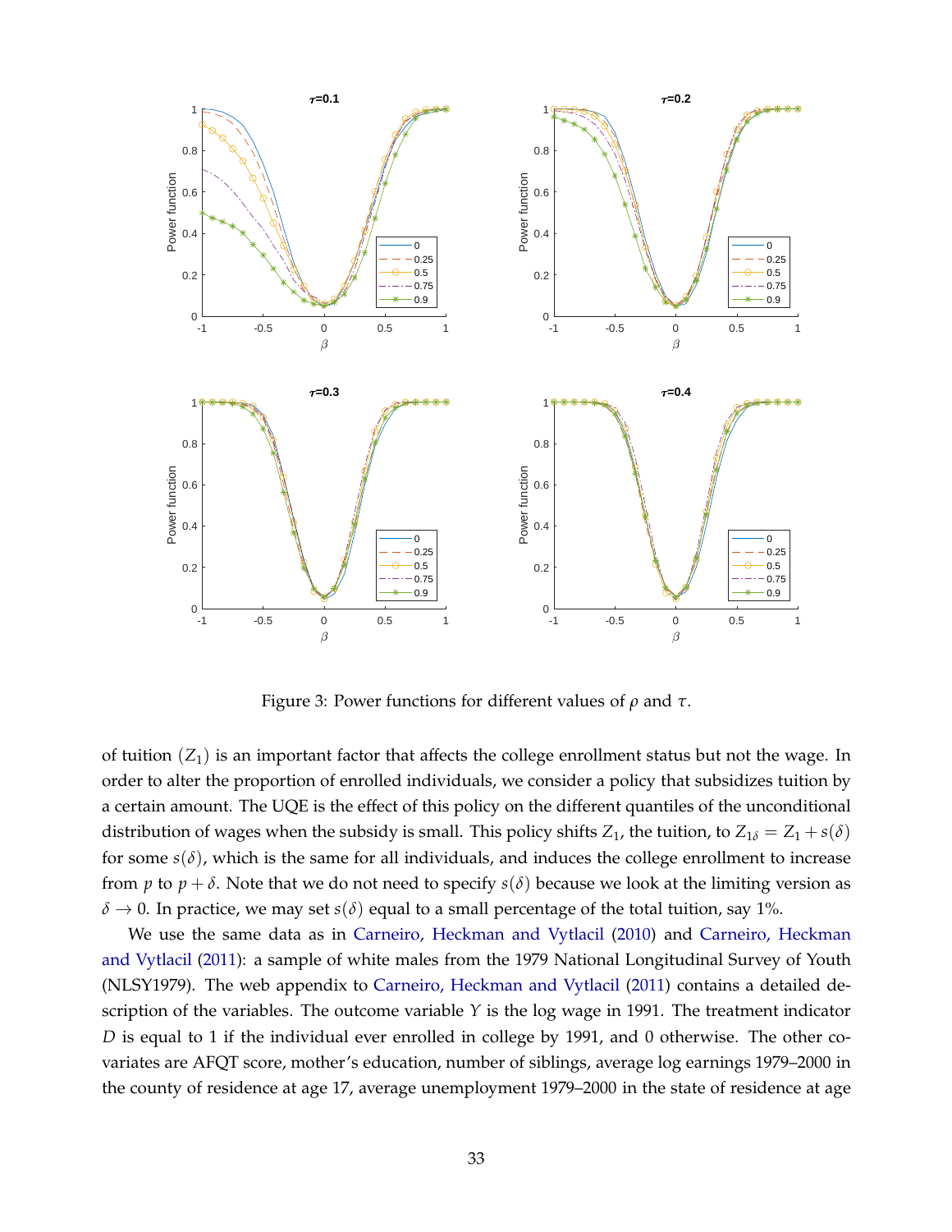Figure 3: Power functions for different values of $\rho$ and $\tau$.

of tuition $(Z_1)$ is an important factor that affects the college enrollment status but not the wage. In order to alter the proportion of enrolled individuals, we consider a policy that subsidizes tuition by a certain amount. The UQE is the effect of this policy on the different quantiles of the unconditional distribution of wages when the subsidy is small. This policy shifts $Z_1$, the tuition, to $Z_{1\delta} = Z_1 + s(\delta)$ for some $s(\delta)$, which is the same for all individuals, and induces the college enrollment to increase from $p$ to $p + \delta$. Note that we do not need to specify $s(\delta)$ because we look at the limiting version as $\delta \to 0$. In practice, we may set $s(\delta)$ equal to a small percentage of the total tuition, say 1%.

We use the same data as in Carneiro, Heckman and Vytlacil (2010) and Carneiro, Heckman and Vytlacil (2011): a sample of white males from the 1979 National Longitudinal Survey of Youth (NLSY1979). The web appendix to Carneiro, Heckman and Vytlacil (2011) contains a detailed description of the variables. The outcome variable $Y$ is the log wage in 1991. The treatment indicator $D$ is equal to 1 if the individual ever enrolled in college by 1991, and 0 otherwise. The other covariates are AFQT score, mother's education, number of siblings, average log earnings 1979–2000 in the county of residence at age 17, average unemployment 1979–2000 in the state of residence at age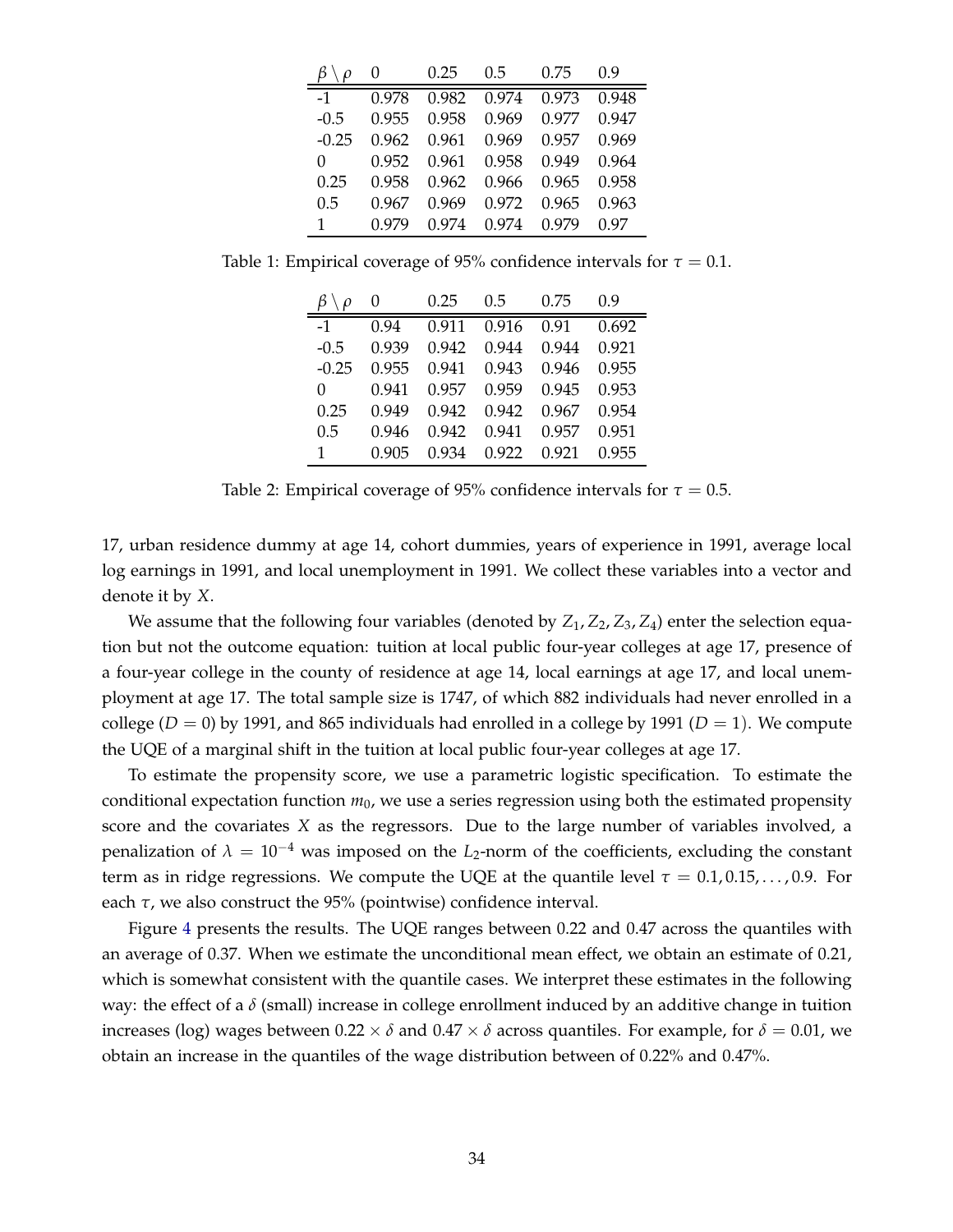| $\beta \setminus \rho$ | 0 | 0.25 | 0.5 | 0.75 | 0.9 |
|---|---|---|---|---|---|
| -1 | 0.978 | 0.982 | 0.974 | 0.973 | 0.948 |
| -0.5 | 0.955 | 0.958 | 0.969 | 0.977 | 0.947 |
| -0.25 | 0.962 | 0.961 | 0.969 | 0.957 | 0.969 |
| 0 | 0.952 | 0.961 | 0.958 | 0.949 | 0.964 |
| 0.25 | 0.958 | 0.962 | 0.966 | 0.965 | 0.958 |
| 0.5 | 0.967 | 0.969 | 0.972 | 0.965 | 0.963 |
| 1 | 0.979 | 0.974 | 0.974 | 0.979 | 0.97 |

Table 1: Empirical coverage of 95% confidence intervals for $\tau = 0.1$.

| $\beta \setminus \rho$ | 0 | 0.25 | 0.5 | 0.75 | 0.9 |
|---|---|---|---|---|---|
| -1 | 0.94 | 0.911 | 0.916 | 0.91 | 0.692 |
| -0.5 | 0.939 | 0.942 | 0.944 | 0.944 | 0.921 |
| -0.25 | 0.955 | 0.941 | 0.943 | 0.946 | 0.955 |
| 0 | 0.941 | 0.957 | 0.959 | 0.945 | 0.953 |
| 0.25 | 0.949 | 0.942 | 0.942 | 0.967 | 0.954 |
| 0.5 | 0.946 | 0.942 | 0.941 | 0.957 | 0.951 |
| 1 | 0.905 | 0.934 | 0.922 | 0.921 | 0.955 |

Table 2: Empirical coverage of 95% confidence intervals for $\tau = 0.5$.

17, urban residence dummy at age 14, cohort dummies, years of experience in 1991, average local log earnings in 1991, and local unemployment in 1991. We collect these variables into a vector and denote it by $X$.

We assume that the following four variables (denoted by $Z_1, Z_2, Z_3, Z_4$) enter the selection equation but not the outcome equation: tuition at local public four-year colleges at age 17, presence of a four-year college in the county of residence at age 14, local earnings at age 17, and local unemployment at age 17. The total sample size is 1747, of which 882 individuals had never enrolled in a college ($D = 0$) by 1991, and 865 individuals had enrolled in a college by 1991 ($D = 1$). We compute the UQE of a marginal shift in the tuition at local public four-year colleges at age 17.

To estimate the propensity score, we use a parametric logistic specification. To estimate the conditional expectation function $m_0$, we use a series regression using both the estimated propensity score and the covariates $X$ as the regressors. Due to the large number of variables involved, a penalization of $\lambda = 10^{-4}$ was imposed on the $L_2$-norm of the coefficients, excluding the constant term as in ridge regressions. We compute the UQE at the quantile level $\tau = 0.1, 0.15, \ldots, 0.9$. For each $\tau$, we also construct the 95% (pointwise) confidence interval.

Figure 4 presents the results. The UQE ranges between 0.22 and 0.47 across the quantiles with an average of 0.37. When we estimate the unconditional mean effect, we obtain an estimate of 0.21, which is somewhat consistent with the quantile cases. We interpret these estimates in the following way: the effect of a $\delta$ (small) increase in college enrollment induced by an additive change in tuition increases (log) wages between $0.22 \times \delta$ and $0.47 \times \delta$ across quantiles. For example, for $\delta = 0.01$, we obtain an increase in the quantiles of the wage distribution between of 0.22% and 0.47%.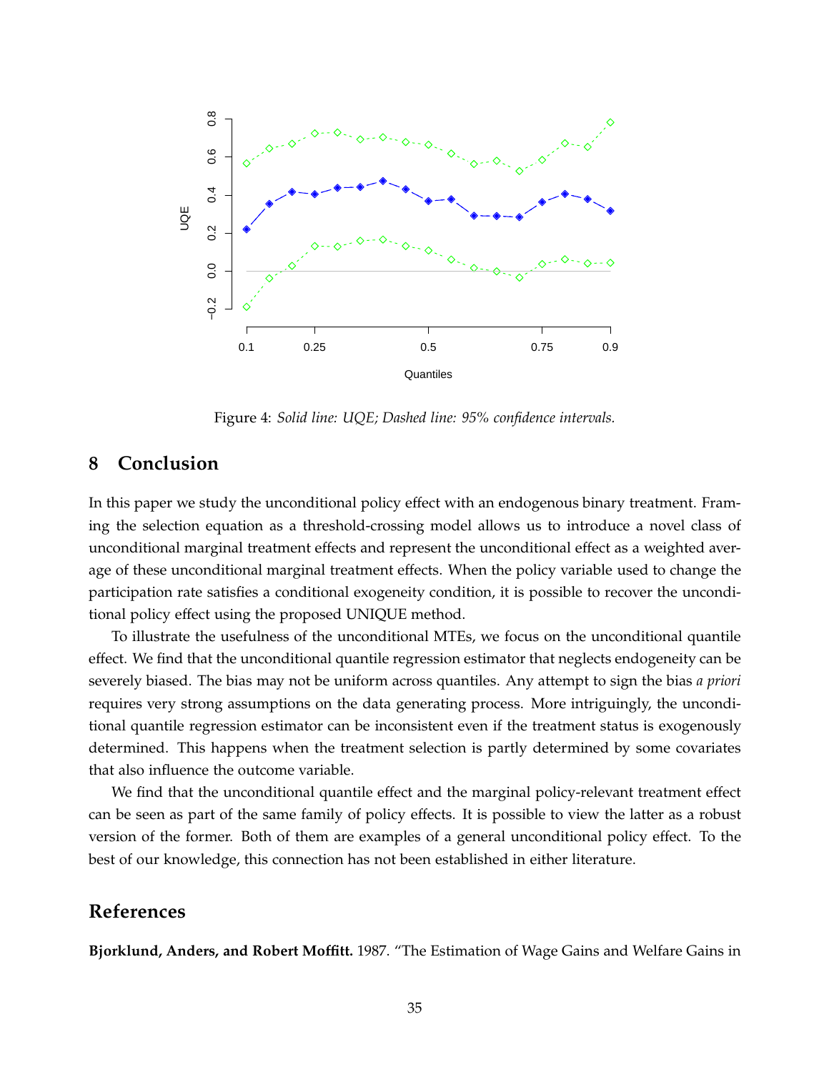Figure 4: *Solid line: UQE; Dashed line: 95% confidence intervals.*

## 8 Conclusion

In this paper we study the unconditional policy effect with an endogenous binary treatment. Framing the selection equation as a threshold-crossing model allows us to introduce a novel class of unconditional marginal treatment effects and represent the unconditional effect as a weighted average of these unconditional marginal treatment effects. When the policy variable used to change the participation rate satisfies a conditional exogeneity condition, it is possible to recover the unconditional policy effect using the proposed UNIQUE method.

To illustrate the usefulness of the unconditional MTEs, we focus on the unconditional quantile effect. We find that the unconditional quantile regression estimator that neglects endogeneity can be severely biased. The bias may not be uniform across quantiles. Any attempt to sign the bias *a priori* requires very strong assumptions on the data generating process. More intriguingly, the unconditional quantile regression estimator can be inconsistent even if the treatment status is exogenously determined. This happens when the treatment selection is partly determined by some covariates that also influence the outcome variable.

We find that the unconditional quantile effect and the marginal policy-relevant treatment effect can be seen as part of the same family of policy effects. It is possible to view the latter as a robust version of the former. Both of them are examples of a general unconditional policy effect. To the best of our knowledge, this connection has not been established in either literature.

## References

**Bjorklund, Anders, and Robert Moffitt.** 1987. "The Estimation of Wage Gains and Welfare Gains in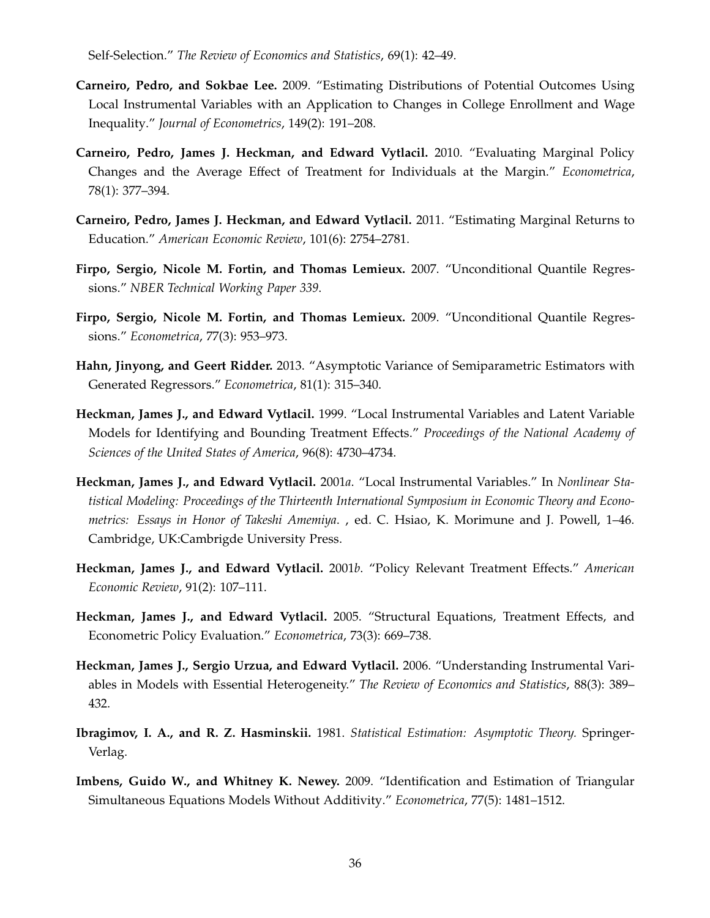Self-Selection." *The Review of Economics and Statistics*, 69(1): 42–49.

**Carneiro, Pedro, and Sokbae Lee.** 2009. "Estimating Distributions of Potential Outcomes Using Local Instrumental Variables with an Application to Changes in College Enrollment and Wage Inequality." *Journal of Econometrics*, 149(2): 191–208.

**Carneiro, Pedro, James J. Heckman, and Edward Vytlacil.** 2010. "Evaluating Marginal Policy Changes and the Average Effect of Treatment for Individuals at the Margin." *Econometrica*, 78(1): 377–394.

**Carneiro, Pedro, James J. Heckman, and Edward Vytlacil.** 2011. "Estimating Marginal Returns to Education." *American Economic Review*, 101(6): 2754–2781.

**Firpo, Sergio, Nicole M. Fortin, and Thomas Lemieux.** 2007. "Unconditional Quantile Regressions." *NBER Technical Working Paper 339*.

**Firpo, Sergio, Nicole M. Fortin, and Thomas Lemieux.** 2009. "Unconditional Quantile Regressions." *Econometrica*, 77(3): 953–973.

**Hahn, Jinyong, and Geert Ridder.** 2013. "Asymptotic Variance of Semiparametric Estimators with Generated Regressors." *Econometrica*, 81(1): 315–340.

**Heckman, James J., and Edward Vytlacil.** 1999. "Local Instrumental Variables and Latent Variable Models for Identifying and Bounding Treatment Effects." *Proceedings of the National Academy of Sciences of the United States of America*, 96(8): 4730–4734.

**Heckman, James J., and Edward Vytlacil.** 2001*a*. "Local Instrumental Variables." In *Nonlinear Statistical Modeling: Proceedings of the Thirteenth International Symposium in Economic Theory and Econometrics: Essays in Honor of Takeshi Amemiya*. , ed. C. Hsiao, K. Morimune and J. Powell, 1–46. Cambridge, UK:Cambrigde University Press.

**Heckman, James J., and Edward Vytlacil.** 2001*b*. "Policy Relevant Treatment Effects." *American Economic Review*, 91(2): 107–111.

**Heckman, James J., and Edward Vytlacil.** 2005. "Structural Equations, Treatment Effects, and Econometric Policy Evaluation." *Econometrica*, 73(3): 669–738.

**Heckman, James J., Sergio Urzua, and Edward Vytlacil.** 2006. "Understanding Instrumental Variables in Models with Essential Heterogeneity." *The Review of Economics and Statistics*, 88(3): 389–432.

**Ibragimov, I. A., and R. Z. Hasminskii.** 1981. *Statistical Estimation: Asymptotic Theory.* Springer-Verlag.

**Imbens, Guido W., and Whitney K. Newey.** 2009. "Identification and Estimation of Triangular Simultaneous Equations Models Without Additivity." *Econometrica*, 77(5): 1481–1512.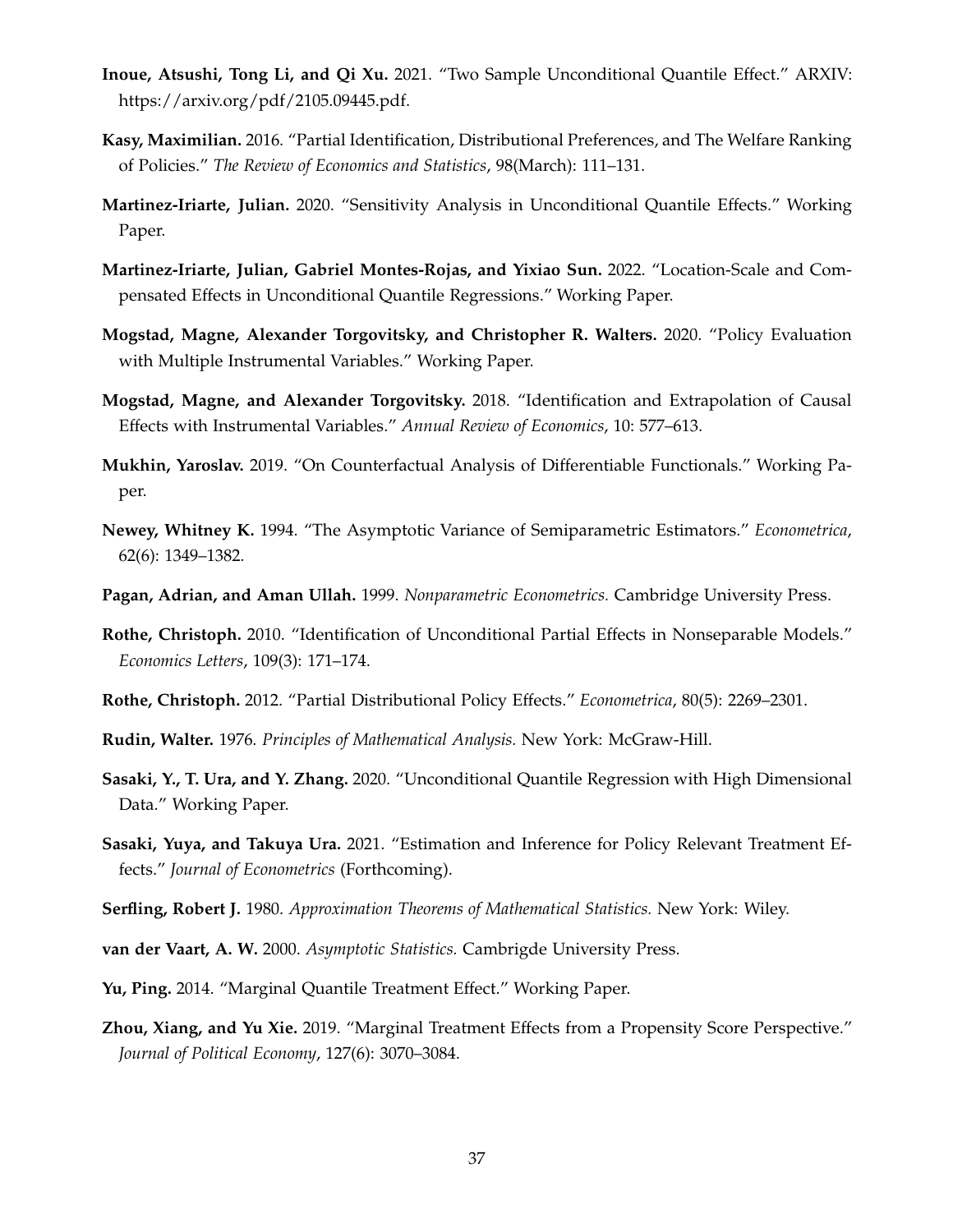**Inoue, Atsushi, Tong Li, and Qi Xu.** 2021. "Two Sample Unconditional Quantile Effect." ARXIV: https://arxiv.org/pdf/2105.09445.pdf.

**Kasy, Maximilian.** 2016. "Partial Identification, Distributional Preferences, and The Welfare Ranking of Policies." *The Review of Economics and Statistics*, 98(March): 111–131.

**Martinez-Iriarte, Julian.** 2020. "Sensitivity Analysis in Unconditional Quantile Effects." Working Paper.

**Martinez-Iriarte, Julian, Gabriel Montes-Rojas, and Yixiao Sun.** 2022. "Location-Scale and Compensated Effects in Unconditional Quantile Regressions." Working Paper.

**Mogstad, Magne, Alexander Torgovitsky, and Christopher R. Walters.** 2020. "Policy Evaluation with Multiple Instrumental Variables." Working Paper.

**Mogstad, Magne, and Alexander Torgovitsky.** 2018. "Identification and Extrapolation of Causal Effects with Instrumental Variables." *Annual Review of Economics*, 10: 577–613.

**Mukhin, Yaroslav.** 2019. "On Counterfactual Analysis of Differentiable Functionals." Working Paper.

**Newey, Whitney K.** 1994. "The Asymptotic Variance of Semiparametric Estimators." *Econometrica*, 62(6): 1349–1382.

**Pagan, Adrian, and Aman Ullah.** 1999. *Nonparametric Econometrics.* Cambridge University Press.

**Rothe, Christoph.** 2010. "Identification of Unconditional Partial Effects in Nonseparable Models." *Economics Letters*, 109(3): 171–174.

**Rothe, Christoph.** 2012. "Partial Distributional Policy Effects." *Econometrica*, 80(5): 2269–2301.

**Rudin, Walter.** 1976. *Principles of Mathematical Analysis.* New York: McGraw-Hill.

**Sasaki, Y., T. Ura, and Y. Zhang.** 2020. "Unconditional Quantile Regression with High Dimensional Data." Working Paper.

**Sasaki, Yuya, and Takuya Ura.** 2021. "Estimation and Inference for Policy Relevant Treatment Effects." *Journal of Econometrics* (Forthcoming).

**Serfling, Robert J.** 1980. *Approximation Theorems of Mathematical Statistics.* New York: Wiley.

**van der Vaart, A. W.** 2000. *Asymptotic Statistics.* Cambrigde University Press.

**Yu, Ping.** 2014. "Marginal Quantile Treatment Effect." Working Paper.

**Zhou, Xiang, and Yu Xie.** 2019. "Marginal Treatment Effects from a Propensity Score Perspective." *Journal of Political Economy*, 127(6): 3070–3084.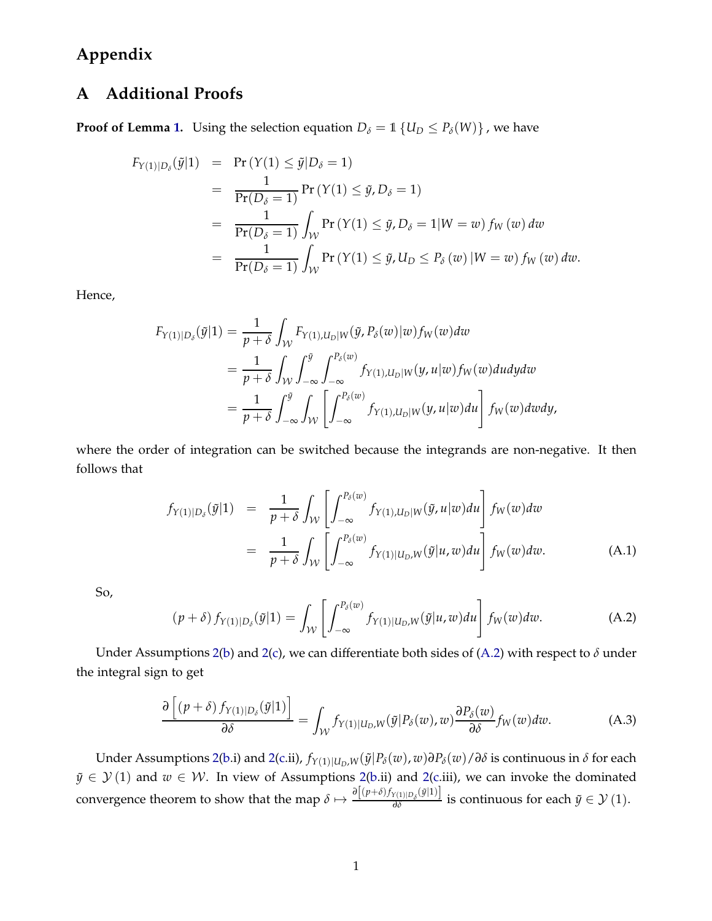# Appendix

## A Additional Proofs

**Proof of Lemma 1.** Using the selection equation $D_\delta = \mathbb{1}\{U_D \leq P_\delta(W)\}$, we have

$$
\begin{aligned}
F_{Y(1)|D_\delta}(\tilde{y}|1) &= \Pr\left(Y(1) \leq \tilde{y} | D_\delta = 1\right) \\
&= \frac{1}{\Pr(D_\delta = 1)} \Pr\left(Y(1) \leq \tilde{y}, D_\delta = 1\right) \\
&= \frac{1}{\Pr(D_\delta = 1)} \int_{\mathcal{W}} \Pr\left(Y(1) \leq \tilde{y}, D_\delta = 1 | W = w\right) f_W(w)\, dw \\
&= \frac{1}{\Pr(D_\delta = 1)} \int_{\mathcal{W}} \Pr\left(Y(1) \leq \tilde{y}, U_D \leq P_\delta(w) | W = w\right) f_W(w)\, dw.
\end{aligned}
$$

Hence,

$$
\begin{aligned}
F_{Y(1)|D_\delta}(\tilde{y}|1) &= \frac{1}{p+\delta} \int_{\mathcal{W}} F_{Y(1),U_D|W}(\tilde{y}, P_\delta(w)|w) f_W(w) dw \\
&= \frac{1}{p+\delta} \int_{\mathcal{W}} \int_{-\infty}^{\tilde{y}} \int_{-\infty}^{P_\delta(w)} f_{Y(1),U_D|W}(y, u|w) f_W(w) du dy dw \\
&= \frac{1}{p+\delta} \int_{-\infty}^{\tilde{y}} \int_{\mathcal{W}} \left[ \int_{-\infty}^{P_\delta(w)} f_{Y(1),U_D|W}(y, u|w) du \right] f_W(w) dw dy,
\end{aligned}
$$

where the order of integration can be switched because the integrands are non-negative. It then follows that

$$
\begin{aligned}
f_{Y(1)|D_\delta}(\tilde{y}|1) &= \frac{1}{p+\delta} \int_{\mathcal{W}} \left[ \int_{-\infty}^{P_\delta(w)} f_{Y(1),U_D|W}(\tilde{y}, u|w) du \right] f_W(w) dw \\
&= \frac{1}{p+\delta} \int_{\mathcal{W}} \left[ \int_{-\infty}^{P_\delta(w)} f_{Y(1)|U_D,W}(\tilde{y}|u, w) du \right] f_W(w) dw. \qquad \text{(A.1)}
\end{aligned}
$$

So,

$$
(p+\delta) f_{Y(1)|D_\delta}(\tilde{y}|1) = \int_{\mathcal{W}} \left[ \int_{-\infty}^{P_\delta(w)} f_{Y(1)|U_D,W}(\tilde{y}|u, w) du \right] f_W(w) dw. \qquad \text{(A.2)}
$$

Under Assumptions 2(b) and 2(c), we can differentiate both sides of (A.2) with respect to $\delta$ under the integral sign to get

$$
\frac{\partial \left[ (p+\delta) f_{Y(1)|D_\delta}(\tilde{y}|1) \right]}{\partial \delta} = \int_{\mathcal{W}} f_{Y(1)|U_D,W}(\tilde{y}|P_\delta(w), w) \frac{\partial P_\delta(w)}{\partial \delta} f_W(w) dw. \qquad \text{(A.3)}
$$

Under Assumptions 2(b.i) and 2(c.ii), $f_{Y(1)|U_D,W}(\tilde{y}|P_\delta(w), w) \partial P_\delta(w)/\partial\delta$ is continuous in $\delta$ for each $\tilde{y} \in \mathcal{Y}(1)$ and $w \in \mathcal{W}$. In view of Assumptions 2(b.ii) and 2(c.iii), we can invoke the dominated convergence theorem to show that the map $\delta \mapsto \frac{\partial\left[(p+\delta) f_{Y(1)|D_\delta}(\tilde{y}|1)\right]}{\partial \delta}$ is continuous for each $\tilde{y} \in \mathcal{Y}(1)$.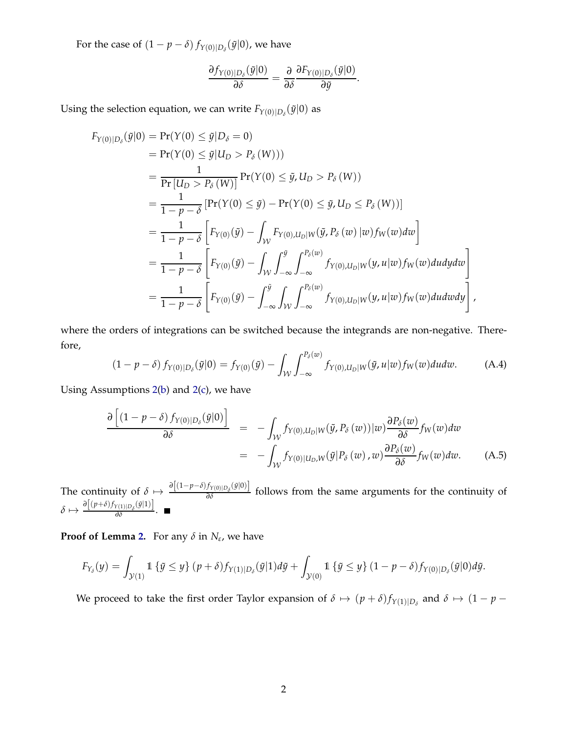For the case of $(1-p-\delta)\, f_{Y(0)|D_\delta}(\tilde{y}|0)$, we have

$$\frac{\partial f_{Y(0)|D_\delta}(\tilde{y}|0)}{\partial \delta} = \frac{\partial}{\partial \delta}\frac{\partial F_{Y(0)|D_\delta}(\tilde{y}|0)}{\partial \tilde{y}}.$$

Using the selection equation, we can write $F_{Y(0)|D_\delta}(\tilde{y}|0)$ as

$$\begin{aligned}
F_{Y(0)|D_\delta}(\tilde{y}|0) &= \Pr(Y(0) \leq \tilde{y}|D_\delta = 0) \\
&= \Pr(Y(0) \leq \tilde{y}|U_D > P_\delta(W))) \\
&= \frac{1}{\Pr[U_D > P_\delta(W)]}\Pr(Y(0) \leq \tilde{y}, U_D > P_\delta(W)) \\
&= \frac{1}{1-p-\delta}\left[\Pr(Y(0) \leq \tilde{y}) - \Pr(Y(0) \leq \tilde{y}, U_D \leq P_\delta(W))\right] \\
&= \frac{1}{1-p-\delta}\left[F_{Y(0)}(\tilde{y}) - \int_{\mathcal{W}} F_{Y(0),U_D|W}(\tilde{y}, P_\delta(w)|w) f_W(w) dw\right] \\
&= \frac{1}{1-p-\delta}\left[F_{Y(0)}(\tilde{y}) - \int_{\mathcal{W}}\int_{-\infty}^{\tilde{y}}\int_{-\infty}^{P_\delta(w)} f_{Y(0),U_D|W}(y,u|w) f_W(w) du dy dw\right] \\
&= \frac{1}{1-p-\delta}\left[F_{Y(0)}(\tilde{y}) - \int_{-\infty}^{\tilde{y}}\int_{\mathcal{W}}\int_{-\infty}^{P_\delta(w)} f_{Y(0),U_D|W}(y,u|w) f_W(w) du dw dy\right],
\end{aligned}$$

where the orders of integrations can be switched because the integrands are non-negative. Therefore,

$$(1-p-\delta)\, f_{Y(0)|D_\delta}(\tilde{y}|0) = f_{Y(0)}(\tilde{y}) - \int_{\mathcal{W}}\int_{-\infty}^{P_\delta(w)} f_{Y(0),U_D|W}(\tilde{y},u|w) f_W(w) du dw. \tag{A.4}$$

Using Assumptions 2(b) and 2(c), we have

$$\begin{aligned}
\frac{\partial\left[(1-p-\delta)\, f_{Y(0)|D_\delta}(\tilde{y}|0)\right]}{\partial \delta} &= -\int_{\mathcal{W}} f_{Y(0),U_D|W}(\tilde{y}, P_\delta(w))|w) \frac{\partial P_\delta(w)}{\partial \delta} f_W(w) dw \\
&= -\int_{\mathcal{W}} f_{Y(0)|U_D,W}(\tilde{y}|P_\delta(w), w) \frac{\partial P_\delta(w)}{\partial \delta} f_W(w) dw. \qquad \text{(A.5)}
\end{aligned}$$

The continuity of $\delta \mapsto \frac{\partial\left[(1-p-\delta) f_{Y(0)|D_\delta}(\tilde{y}|0)\right]}{\partial \delta}$ follows from the same arguments for the continuity of $\delta \mapsto \frac{\partial\left[(p+\delta) f_{Y(1)|D_\delta}(\tilde{y}|1)\right]}{\partial \delta}$. ■

**Proof of Lemma 2.** For any $\delta$ in $N_\varepsilon$, we have

$$F_{Y_\delta}(y) = \int_{\mathcal{Y}(1)} \mathbb{1}\{\tilde{y} \leq y\}(p+\delta) f_{Y(1)|D_\delta}(\tilde{y}|1) d\tilde{y} + \int_{\mathcal{Y}(0)} \mathbb{1}\{\tilde{y} \leq y\}(1-p-\delta) f_{Y(0)|D_\delta}(\tilde{y}|0) d\tilde{y}.$$

We proceed to take the first order Taylor expansion of $\delta \mapsto (p+\delta) f_{Y(1)|D_\delta}$ and $\delta \mapsto (1-p-$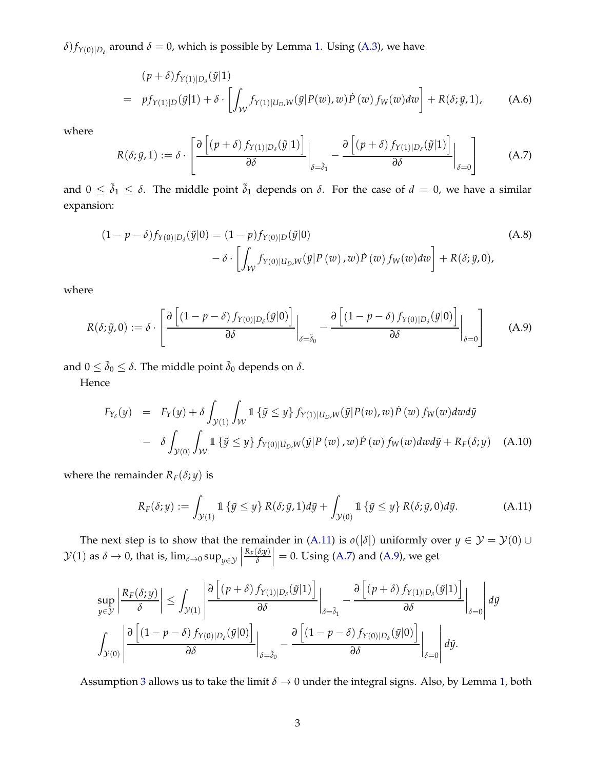$\delta)f_{Y(0)|D_\delta}$ around $\delta = 0$, which is possible by Lemma 1. Using (A.3), we have

$$
\begin{aligned}
& (p+\delta) f_{Y(1)|D_\delta}(\tilde{y}|1) \\
= \quad & p f_{Y(1)|D}(\tilde{y}|1) + \delta \cdot \left[ \int_{\mathcal{W}} f_{Y(1)|U_D,W}(\tilde{y}|P(w), w) \dot{P}(w) f_W(w) dw \right] + R(\delta; \tilde{y}, 1),
\end{aligned}
\tag{A.6}
$$

where

$$
R(\delta; \tilde{y}, 1) := \delta \cdot \left[ \frac{\partial \left[ (p+\delta) f_{Y(1)|D_\delta}(\tilde{y}|1) \right]}{\partial \delta} \Bigg|_{\delta = \tilde{\delta}_1} - \frac{\partial \left[ (p+\delta) f_{Y(1)|D_\delta}(\tilde{y}|1) \right]}{\partial \delta} \Bigg|_{\delta = 0} \right] \tag{A.7}
$$

and $0 \le \tilde{\delta}_1 \le \delta$. The middle point $\tilde{\delta}_1$ depends on $\delta$. For the case of $d = 0$, we have a similar expansion:

$$
\begin{aligned}
(1-p-\delta) f_{Y(0)|D_\delta}(\tilde{y}|0) = & \ (1-p) f_{Y(0)|D}(\tilde{y}|0) \\
& - \delta \cdot \left[ \int_{\mathcal{W}} f_{Y(0)|U_D,W}(\tilde{y}|P(w), w) \dot{P}(w) f_W(w) dw \right] + R(\delta; \tilde{y}, 0),
\end{aligned}
\tag{A.8}
$$

where

$$
R(\delta; \tilde{y}, 0) := \delta \cdot \left[ \frac{\partial \left[ (1-p-\delta) f_{Y(0)|D_\delta}(\tilde{y}|0) \right]}{\partial \delta} \Bigg|_{\delta = \tilde{\delta}_0} - \frac{\partial \left[ (1-p-\delta) f_{Y(0)|D_\delta}(\tilde{y}|0) \right]}{\partial \delta} \Bigg|_{\delta = 0} \right] \tag{A.9}
$$

and $0 \le \tilde{\delta}_0 \le \delta$. The middle point $\tilde{\delta}_0$ depends on $\delta$.

Hence

$$
\begin{aligned}
F_{Y_\delta}(y) \quad = \quad & F_Y(y) + \delta \int_{\mathcal{Y}(1)} \int_{\mathcal{W}} \mathbb{1}\{\tilde{y} \le y\} f_{Y(1)|U_D,W}(\tilde{y}|P(w), w) \dot{P}(w) f_W(w) dw d\tilde{y} \\
- \quad & \delta \int_{\mathcal{Y}(0)} \int_{\mathcal{W}} \mathbb{1}\{\tilde{y} \le y\} f_{Y(0)|U_D,W}(\tilde{y}|P(w), w) \dot{P}(w) f_W(w) dw d\tilde{y} + R_F(\delta; y)
\end{aligned}
\tag{A.10}
$$

where the remainder $R_F(\delta; y)$ is

$$
R_F(\delta; y) := \int_{\mathcal{Y}(1)} \mathbb{1}\{\tilde{y} \le y\} R(\delta; \tilde{y}, 1) d\tilde{y} + \int_{\mathcal{Y}(0)} \mathbb{1}\{\tilde{y} \le y\} R(\delta; \tilde{y}, 0) d\tilde{y}. \tag{A.11}
$$

The next step is to show that the remainder in (A.11) is $o(|\delta|)$ uniformly over $y \in \mathcal{Y} = \mathcal{Y}(0) \cup \mathcal{Y}(1)$ as $\delta \to 0$, that is, $\lim_{\delta \to 0} \sup_{y \in \mathcal{Y}} \left| \frac{R_F(\delta; y)}{\delta} \right| = 0$. Using (A.7) and (A.9), we get

$$
\begin{aligned}
\sup_{y \in \mathcal{Y}} \left| \frac{R_F(\delta; y)}{\delta} \right| \le & \int_{\mathcal{Y}(1)} \left| \frac{\partial \left[ (p+\delta) f_{Y(1)|D_\delta}(\tilde{y}|1) \right]}{\partial \delta} \Bigg|_{\delta = \tilde{\delta}_1} - \frac{\partial \left[ (p+\delta) f_{Y(1)|D_\delta}(\tilde{y}|1) \right]}{\partial \delta} \Bigg|_{\delta = 0} \right| d\tilde{y} \\
& \int_{\mathcal{Y}(0)} \left| \frac{\partial \left[ (1-p-\delta) f_{Y(0)|D_\delta}(\tilde{y}|0) \right]}{\partial \delta} \Bigg|_{\delta = \tilde{\delta}_0} - \frac{\partial \left[ (1-p-\delta) f_{Y(0)|D_\delta}(\tilde{y}|0) \right]}{\partial \delta} \Bigg|_{\delta = 0} \right| d\tilde{y}.
\end{aligned}
$$

Assumption 3 allows us to take the limit $\delta \to 0$ under the integral signs. Also, by Lemma 1, both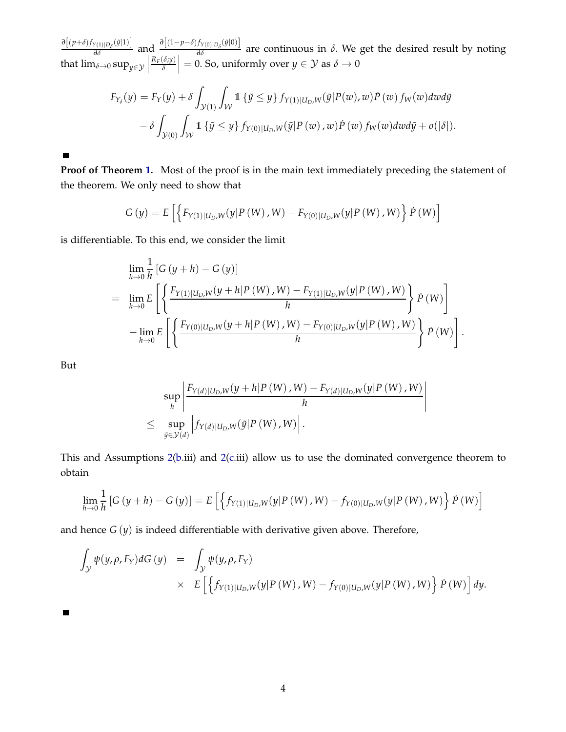$\frac{\partial\left[(p+\delta)f_{Y(1)|D_\delta}(\tilde{y}|1)\right]}{\partial\delta}$ and $\frac{\partial\left[(1-p-\delta)f_{Y(0)|D_\delta}(\tilde{y}|0)\right]}{\partial\delta}$ are continuous in $\delta$. We get the desired result by noting that $\lim_{\delta\to 0}\sup_{y\in\mathcal{Y}}\left|\frac{R_F(\delta;y)}{\delta}\right| = 0$. So, uniformly over $y\in\mathcal{Y}$ as $\delta\to 0$

$$
\begin{aligned}
F_{Y_\delta}(y) &= F_Y(y) + \delta\int_{\mathcal{Y}(1)}\int_{\mathcal{W}} \mathbb{1}\left\{\tilde{y}\le y\right\} f_{Y(1)|U_D,W}(\tilde{y}|P(w),w)\dot{P}\left(w\right)f_W(w)dwd\tilde{y} \\
&\quad - \delta\int_{\mathcal{Y}(0)}\int_{\mathcal{W}} \mathbb{1}\left\{\tilde{y}\le y\right\} f_{Y(0)|U_D,W}(\tilde{y}|P\left(w\right),w)\dot{P}\left(w\right)f_W(w)dwd\tilde{y} + o(|\delta|).
\end{aligned}
$$

■

**Proof of Theorem 1.** Most of the proof is in the main text immediately preceding the statement of the theorem. We only need to show that

$$
G\left(y\right) = E\left[\left\{F_{Y(1)|U_D,W}(y|P\left(W\right),W) - F_{Y(0)|U_D,W}(y|P\left(W\right),W)\right\}\dot{P}\left(W\right)\right]
$$

is differentiable. To this end, we consider the limit

$$
\begin{aligned}
&\lim_{h\to 0}\frac{1}{h}\left[G\left(y+h\right)-G\left(y\right)\right] \\
=\;& \lim_{h\to 0}E\left[\left\{\frac{F_{Y(1)|U_D,W}(y+h|P\left(W\right),W) - F_{Y(1)|U_D,W}(y|P\left(W\right),W)}{h}\right\}\dot{P}\left(W\right)\right] \\
&-\lim_{h\to 0}E\left[\left\{\frac{F_{Y(0)|U_D,W}(y+h|P\left(W\right),W) - F_{Y(0)|U_D,W}(y|P\left(W\right),W)}{h}\right\}\dot{P}\left(W\right)\right].
\end{aligned}
$$

But

$$
\begin{aligned}
&\sup_{h}\left|\frac{F_{Y(d)|U_D,W}(y+h|P\left(W\right),W) - F_{Y(d)|U_D,W}(y|P\left(W\right),W)}{h}\right| \\
\le\;& \sup_{\tilde{y}\in\mathcal{Y}(d)}\left|f_{Y(d)|U_D,W}(\tilde{y}|P\left(W\right),W)\right|.
\end{aligned}
$$

This and Assumptions 2(b.iii) and 2(c.iii) allow us to use the dominated convergence theorem to obtain

$$
\lim_{h\to 0}\frac{1}{h}\left[G\left(y+h\right)-G\left(y\right)\right] = E\left[\left\{f_{Y(1)|U_D,W}(y|P\left(W\right),W) - f_{Y(0)|U_D,W}(y|P\left(W\right),W)\right\}\dot{P}\left(W\right)\right]
$$

and hence $G\left(y\right)$ is indeed differentiable with derivative given above. Therefore,

$$
\begin{aligned}
\int_{\mathcal{Y}}\psi(y,\rho,F_Y)dG\left(y\right) &= \int_{\mathcal{Y}}\psi(y,\rho,F_Y) \\
&\quad\times\; E\left[\left\{f_{Y(1)|U_D,W}(y|P\left(W\right),W) - f_{Y(0)|U_D,W}(y|P\left(W\right),W)\right\}\dot{P}\left(W\right)\right]dy.
\end{aligned}
$$

■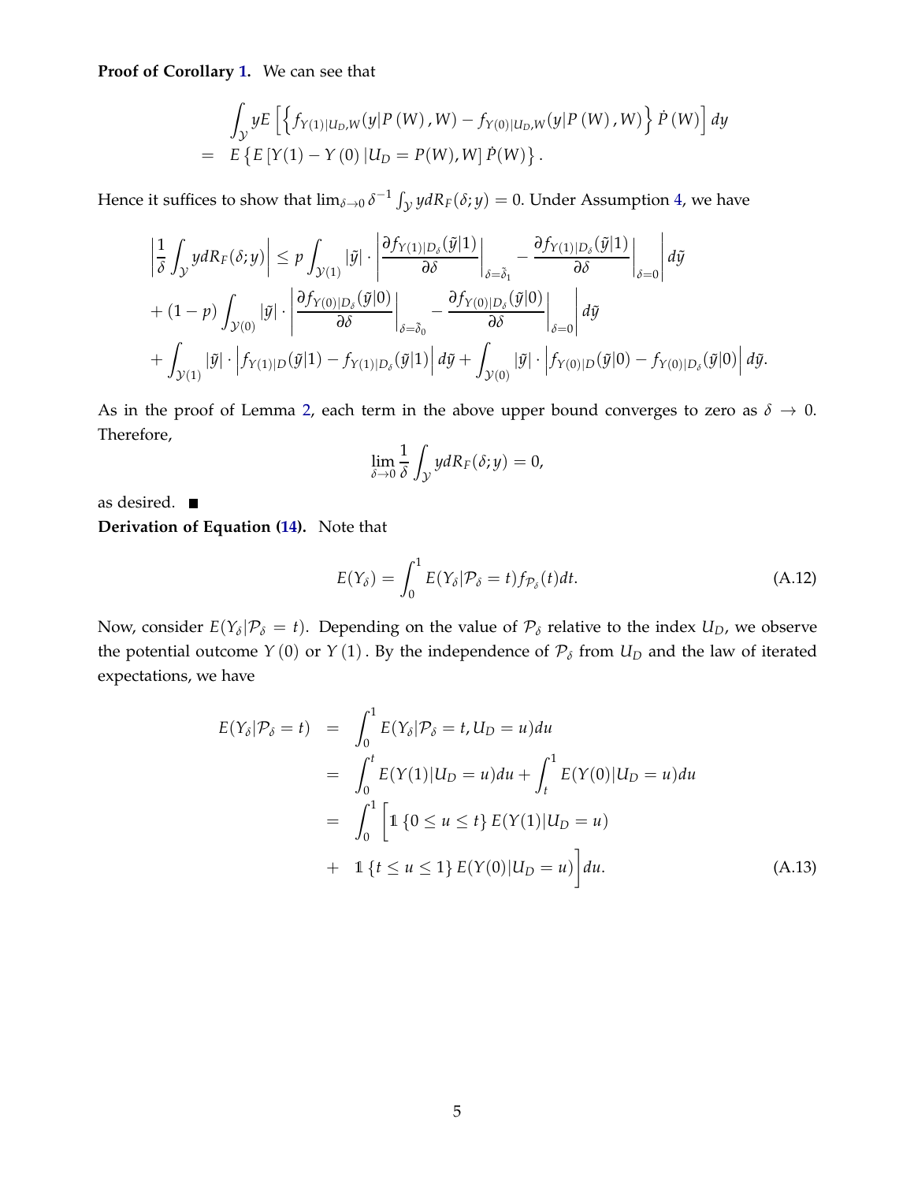**Proof of Corollary 1.** We can see that

$$
\begin{aligned}
& \int_{\mathcal{Y}} y E\left[\left\{f_{Y(1)|U_D,W}(y|P(W),W) - f_{Y(0)|U_D,W}(y|P(W),W)\right\} \dot{P}(W)\right] dy \\
= \; & E\left\{E\left[Y(1) - Y(0)\,|U_D = P(W), W\right] \dot{P}(W)\right\}.
\end{aligned}
$$

Hence it suffices to show that $\lim_{\delta \to 0} \delta^{-1} \int_{\mathcal{Y}} y dR_F(\delta; y) = 0$. Under Assumption 4, we have

$$
\begin{aligned}
\left| \frac{1}{\delta} \int_{\mathcal{Y}} y dR_F(\delta; y) \right| &\leq p \int_{\mathcal{Y}(1)} |\tilde{y}| \cdot \left| \left. \frac{\partial f_{Y(1)|D_\delta}(\tilde{y}|1)}{\partial \delta} \right|_{\delta = \tilde{\delta}_1} - \left. \frac{\partial f_{Y(1)|D_\delta}(\tilde{y}|1)}{\partial \delta} \right|_{\delta = 0} \right| d\tilde{y} \\
&+ (1-p) \int_{\mathcal{Y}(0)} |\tilde{y}| \cdot \left| \left. \frac{\partial f_{Y(0)|D_\delta}(\tilde{y}|0)}{\partial \delta} \right|_{\delta = \tilde{\delta}_0} - \left. \frac{\partial f_{Y(0)|D_\delta}(\tilde{y}|0)}{\partial \delta} \right|_{\delta = 0} \right| d\tilde{y} \\
&+ \int_{\mathcal{Y}(1)} |\tilde{y}| \cdot \left| f_{Y(1)|D}(\tilde{y}|1) - f_{Y(1)|D_\delta}(\tilde{y}|1) \right| d\tilde{y} + \int_{\mathcal{Y}(0)} |\tilde{y}| \cdot \left| f_{Y(0)|D}(\tilde{y}|0) - f_{Y(0)|D_\delta}(\tilde{y}|0) \right| d\tilde{y}.
\end{aligned}
$$

As in the proof of Lemma 2, each term in the above upper bound converges to zero as $\delta \to 0$. Therefore,

$$
\lim_{\delta \to 0} \frac{1}{\delta} \int_{\mathcal{Y}} y dR_F(\delta; y) = 0,
$$

as desired. ■

**Derivation of Equation (14).** Note that

$$
E(Y_\delta) = \int_0^1 E(Y_\delta | \mathcal{P}_\delta = t) f_{\mathcal{P}_\delta}(t) dt. \tag{A.12}
$$

Now, consider $E(Y_\delta | \mathcal{P}_\delta = t)$. Depending on the value of $\mathcal{P}_\delta$ relative to the index $U_D$, we observe the potential outcome $Y(0)$ or $Y(1)$. By the independence of $\mathcal{P}_\delta$ from $U_D$ and the law of iterated expectations, we have

$$
\begin{aligned}
E(Y_\delta | \mathcal{P}_\delta = t) &= \int_0^1 E(Y_\delta | \mathcal{P}_\delta = t, U_D = u) du \\
&= \int_0^t E(Y(1) | U_D = u) du + \int_t^1 E(Y(0) | U_D = u) du \\
&= \int_0^1 \Big[ \mathbb{1}\{0 \leq u \leq t\} E(Y(1) | U_D = u) \\
&+ \mathbb{1}\{t \leq u \leq 1\} E(Y(0) | U_D = u) \Big] du. 
\end{aligned} \tag{A.13}
$$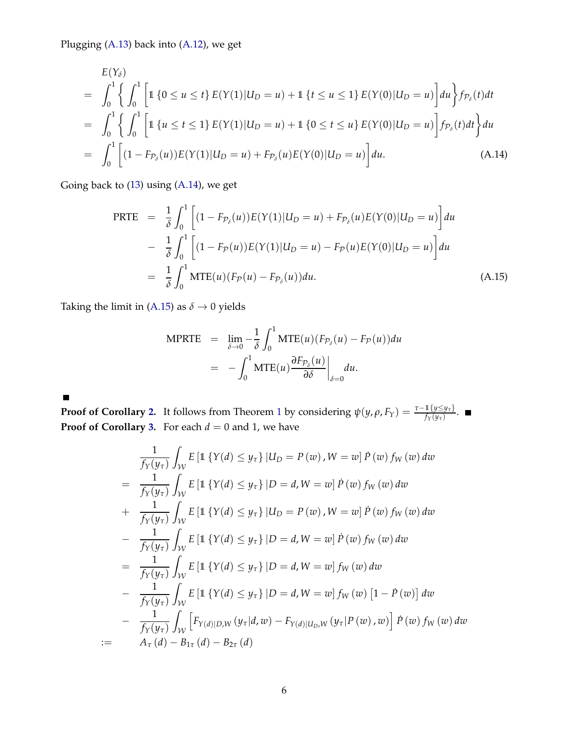Plugging (A.13) back into (A.12), we get

$$
\begin{aligned}
& E(Y_\delta) \\
= & \int_0^1 \left\{ \int_0^1 \left[ \mathbb{1}\{0 \le u \le t\} E(Y(1)|U_D = u) + \mathbb{1}\{t \le u \le 1\} E(Y(0)|U_D = u) \right] du \right\} f_{\mathcal{P}_\delta}(t) dt \\
= & \int_0^1 \left\{ \int_0^1 \left[ \mathbb{1}\{u \le t \le 1\} E(Y(1)|U_D = u) + \mathbb{1}\{0 \le t \le u\} E(Y(0)|U_D = u) \right] f_{\mathcal{P}_\delta}(t) dt \right\} du \\
= & \int_0^1 \left[ (1 - F_{\mathcal{P}_\delta}(u)) E(Y(1)|U_D = u) + F_{\mathcal{P}_\delta}(u) E(Y(0)|U_D = u) \right] du. \qquad \text{(A.14)}
\end{aligned}
$$

Going back to (13) using (A.14), we get

$$
\begin{aligned}
\text{PRTE} &= \frac{1}{\delta} \int_0^1 \left[ (1 - F_{\mathcal{P}_\delta}(u)) E(Y(1)|U_D = u) + F_{\mathcal{P}_\delta}(u) E(Y(0)|U_D = u) \right] du \\
&- \frac{1}{\delta} \int_0^1 \left[ (1 - F_{\mathcal{P}}(u)) E(Y(1)|U_D = u) - F_{\mathcal{P}}(u) E(Y(0)|U_D = u) \right] du \\
&= \frac{1}{\delta} \int_0^1 \text{MTE}(u) (F_{\mathcal{P}}(u) - F_{\mathcal{P}_\delta}(u)) du. \qquad \text{(A.15)}
\end{aligned}
$$

Taking the limit in (A.15) as $\delta \to 0$ yields

$$
\begin{aligned}
\text{MPRTE} &= \lim_{\delta \to 0} -\frac{1}{\delta} \int_0^1 \text{MTE}(u) (F_{\mathcal{P}_\delta}(u) - F_{\mathcal{P}}(u)) du \\
&= -\int_0^1 \text{MTE}(u) \left. \frac{\partial F_{\mathcal{P}_\delta}(u)}{\partial \delta} \right|_{\delta = 0} du.
\end{aligned}
$$

■

**Proof of Corollary 2.** It follows from Theorem 1 by considering $\psi(y, \rho, F_Y) = \frac{\tau - \mathbb{1}\{y \le y_\tau\}}{f_Y(y_\tau)}$. ■

**Proof of Corollary 3.** For each $d = 0$ and 1, we have

$$
\begin{aligned}
& \frac{1}{f_Y(y_\tau)} \int_{\mathcal{W}} E\left[\mathbb{1}\{Y(d) \le y_\tau\} | U_D = P(w), W = w\right] \dot{P}(w) f_W(w) dw \\
= & \frac{1}{f_Y(y_\tau)} \int_{\mathcal{W}} E\left[\mathbb{1}\{Y(d) \le y_\tau\} | D = d, W = w\right] \dot{P}(w) f_W(w) dw \\
+ & \frac{1}{f_Y(y_\tau)} \int_{\mathcal{W}} E\left[\mathbb{1}\{Y(d) \le y_\tau\} | U_D = P(w), W = w\right] \dot{P}(w) f_W(w) dw \\
- & \frac{1}{f_Y(y_\tau)} \int_{\mathcal{W}} E\left[\mathbb{1}\{Y(d) \le y_\tau\} | D = d, W = w\right] \dot{P}(w) f_W(w) dw \\
= & \frac{1}{f_Y(y_\tau)} \int_{\mathcal{W}} E\left[\mathbb{1}\{Y(d) \le y_\tau\} | D = d, W = w\right] f_W(w) dw \\
- & \frac{1}{f_Y(y_\tau)} \int_{\mathcal{W}} E\left[\mathbb{1}\{Y(d) \le y_\tau\} | D = d, W = w\right] f_W(w) \left[1 - \dot{P}(w)\right] dw \\
- & \frac{1}{f_Y(y_\tau)} \int_{\mathcal{W}} \left[ F_{Y(d)|D,W}(y_\tau | d, w) - F_{Y(d)|U_D,W}(y_\tau | P(w), w) \right] \dot{P}(w) f_W(w) dw \\
:= & A_\tau(d) - B_{1\tau}(d) - B_{2\tau}(d)
\end{aligned}
$$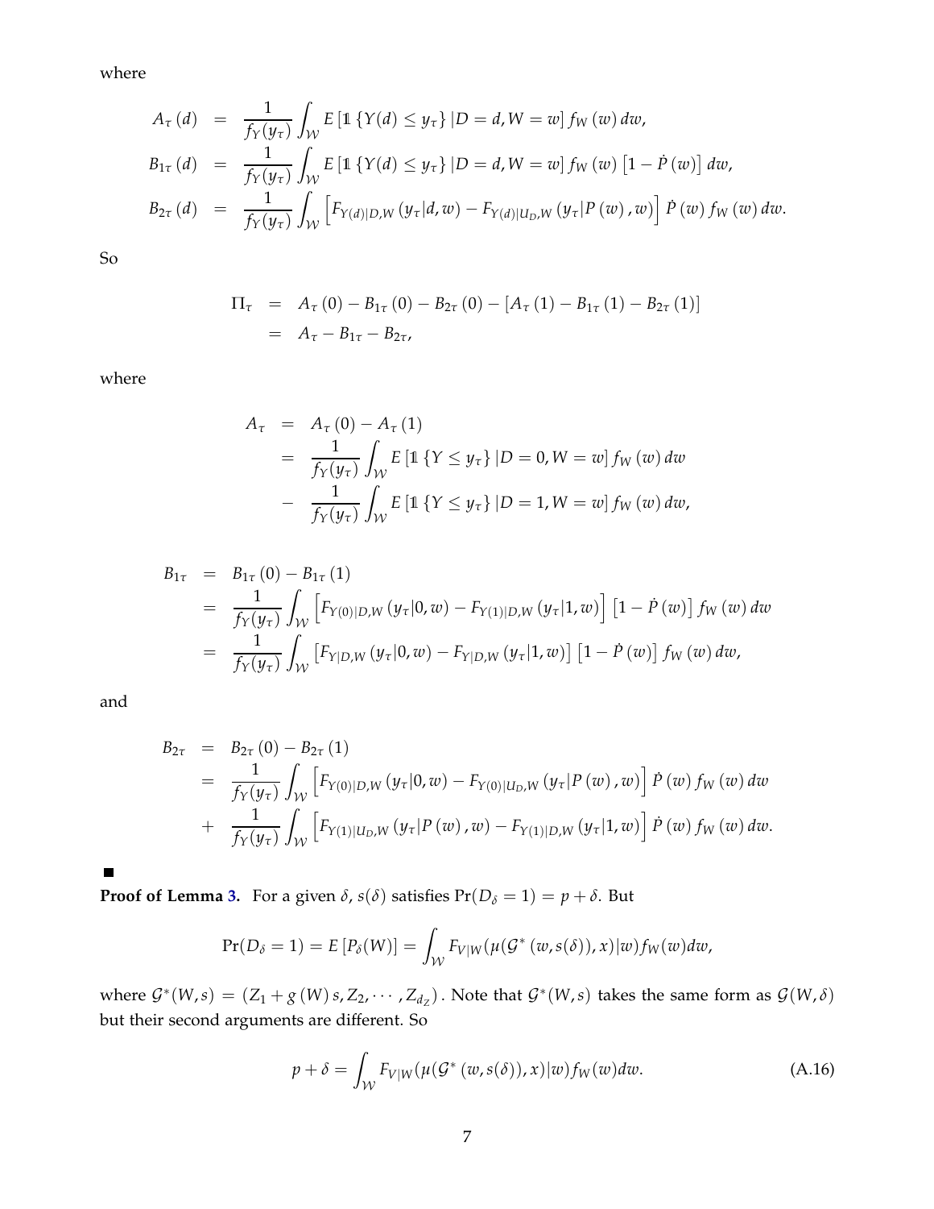where

$$
\begin{aligned}
A_\tau(d) &= \frac{1}{f_Y(y_\tau)} \int_{\mathcal{W}} E\left[\mathbb{1}\left\{Y(d) \le y_\tau\right\} | D = d, W = w\right] f_W(w)\, dw, \\
B_{1\tau}(d) &= \frac{1}{f_Y(y_\tau)} \int_{\mathcal{W}} E\left[\mathbb{1}\left\{Y(d) \le y_\tau\right\} | D = d, W = w\right] f_W(w) \left[1 - \dot{P}(w)\right] dw, \\
B_{2\tau}(d) &= \frac{1}{f_Y(y_\tau)} \int_{\mathcal{W}} \left[F_{Y(d)|D,W}(y_\tau | d, w) - F_{Y(d)|U_D,W}(y_\tau | P(w), w)\right] \dot{P}(w) f_W(w)\, dw.
\end{aligned}
$$

So

$$
\begin{aligned}
\Pi_\tau &= A_\tau(0) - B_{1\tau}(0) - B_{2\tau}(0) - \left[A_\tau(1) - B_{1\tau}(1) - B_{2\tau}(1)\right] \\
&= A_\tau - B_{1\tau} - B_{2\tau},
\end{aligned}
$$

where

$$
\begin{aligned}
A_\tau &= A_\tau(0) - A_\tau(1) \\
&= \frac{1}{f_Y(y_\tau)} \int_{\mathcal{W}} E\left[\mathbb{1}\left\{Y \le y_\tau\right\} | D = 0, W = w\right] f_W(w)\, dw \\
&- \frac{1}{f_Y(y_\tau)} \int_{\mathcal{W}} E\left[\mathbb{1}\left\{Y \le y_\tau\right\} | D = 1, W = w\right] f_W(w)\, dw,
\end{aligned}
$$

$$
\begin{aligned}
B_{1\tau} &= B_{1\tau}(0) - B_{1\tau}(1) \\
&= \frac{1}{f_Y(y_\tau)} \int_{\mathcal{W}} \left[F_{Y(0)|D,W}(y_\tau | 0, w) - F_{Y(1)|D,W}(y_\tau | 1, w)\right] \left[1 - \dot{P}(w)\right] f_W(w)\, dw \\
&= \frac{1}{f_Y(y_\tau)} \int_{\mathcal{W}} \left[F_{Y|D,W}(y_\tau | 0, w) - F_{Y|D,W}(y_\tau | 1, w)\right] \left[1 - \dot{P}(w)\right] f_W(w)\, dw,
\end{aligned}
$$

and

$$
\begin{aligned}
B_{2\tau} &= B_{2\tau}(0) - B_{2\tau}(1) \\
&= \frac{1}{f_Y(y_\tau)} \int_{\mathcal{W}} \left[F_{Y(0)|D,W}(y_\tau | 0, w) - F_{Y(0)|U_D,W}(y_\tau | P(w), w)\right] \dot{P}(w) f_W(w)\, dw \\
&+ \frac{1}{f_Y(y_\tau)} \int_{\mathcal{W}} \left[F_{Y(1)|U_D,W}(y_\tau | P(w), w) - F_{Y(1)|D,W}(y_\tau | 1, w)\right] \dot{P}(w) f_W(w)\, dw.
\end{aligned}
$$

■

**Proof of Lemma 3.** For a given $\delta$, $s(\delta)$ satisfies $\Pr(D_\delta = 1) = p + \delta$. But

$$
\Pr(D_\delta = 1) = E\left[P_\delta(W)\right] = \int_{\mathcal{W}} F_{V|W}(\mu(\mathcal{G}^*(w, s(\delta)), x)|w) f_W(w)\, dw,
$$

where $\mathcal{G}^*(W, s) = (Z_1 + g(W)s, Z_2, \cdots, Z_{d_Z})$. Note that $\mathcal{G}^*(W, s)$ takes the same form as $\mathcal{G}(W, \delta)$ but their second arguments are different. So

$$
p + \delta = \int_{\mathcal{W}} F_{V|W}(\mu(\mathcal{G}^*(w, s(\delta)), x)|w) f_W(w)\, dw. \tag{A.16}
$$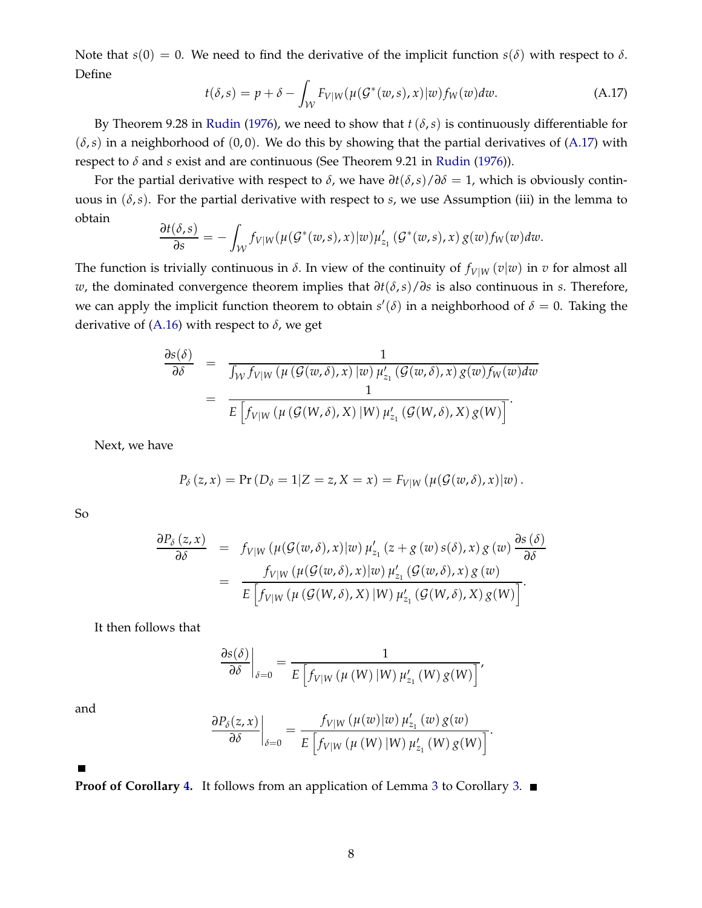Note that $s(0) = 0$. We need to find the derivative of the implicit function $s(\delta)$ with respect to $\delta$. Define

$$t(\delta, s) = p + \delta - \int_{\mathcal{W}} F_{V|W}(\mu(\mathcal{G}^*(w,s), x)|w) f_W(w) dw. \tag{A.17}$$

By Theorem 9.28 in Rudin (1976), we need to show that $t(\delta, s)$ is continuously differentiable for $(\delta, s)$ in a neighborhood of $(0, 0)$. We do this by showing that the partial derivatives of (A.17) with respect to $\delta$ and $s$ exist and are continuous (See Theorem 9.21 in Rudin (1976)).

For the partial derivative with respect to $\delta$, we have $\partial t(\delta, s)/\partial \delta = 1$, which is obviously continuous in $(\delta, s)$. For the partial derivative with respect to $s$, we use Assumption (iii) in the lemma to obtain

$$\frac{\partial t(\delta, s)}{\partial s} = -\int_{\mathcal{W}} f_{V|W}(\mu(\mathcal{G}^*(w,s), x)|w) \mu'_{z_1}(\mathcal{G}^*(w,s), x) g(w) f_W(w) dw.$$

The function is trivially continuous in $\delta$. In view of the continuity of $f_{V|W}(v|w)$ in $v$ for almost all $w$, the dominated convergence theorem implies that $\partial t(\delta, s)/\partial s$ is also continuous in $s$. Therefore, we can apply the implicit function theorem to obtain $s'(\delta)$ in a neighborhood of $\delta = 0$. Taking the derivative of (A.16) with respect to $\delta$, we get

$$\begin{aligned}
\frac{\partial s(\delta)}{\partial \delta} &= \frac{1}{\int_{\mathcal{W}} f_{V|W}\left(\mu\left(\mathcal{G}(w,\delta), x\right)|w\right) \mu'_{z_1}\left(\mathcal{G}(w,\delta), x\right) g(w) f_W(w) dw} \\
&= \frac{1}{E\left[f_{V|W}\left(\mu\left(\mathcal{G}(W,\delta), X\right)|W\right) \mu'_{z_1}\left(\mathcal{G}(W,\delta), X\right) g(W)\right]}.
\end{aligned}$$

Next, we have

$$P_\delta(z, x) = \Pr\left(D_\delta = 1 | Z = z, X = x\right) = F_{V|W}\left(\mu(\mathcal{G}(w,\delta), x)|w\right).$$

So

$$\begin{aligned}
\frac{\partial P_\delta(z, x)}{\partial \delta} &= f_{V|W}\left(\mu(\mathcal{G}(w,\delta), x)|w\right) \mu'_{z_1}\left(z + g(w) s(\delta), x\right) g(w) \frac{\partial s(\delta)}{\partial \delta} \\
&= \frac{f_{V|W}\left(\mu(\mathcal{G}(w,\delta), x)|w\right) \mu'_{z_1}\left(\mathcal{G}(w,\delta), x\right) g(w)}{E\left[f_{V|W}\left(\mu\left(\mathcal{G}(W,\delta), X\right)|W\right) \mu'_{z_1}\left(\mathcal{G}(W,\delta), X\right) g(W)\right]}.
\end{aligned}$$

It then follows that

$$\left.\frac{\partial s(\delta)}{\partial \delta}\right|_{\delta=0} = \frac{1}{E\left[f_{V|W}\left(\mu(W)|W\right) \mu'_{z_1}(W) g(W)\right]},$$

and

$$\left.\frac{\partial P_\delta(z, x)}{\partial \delta}\right|_{\delta=0} = \frac{f_{V|W}\left(\mu(w)|w\right) \mu'_{z_1}(w) g(w)}{E\left[f_{V|W}\left(\mu(W)|W\right) \mu'_{z_1}(W) g(W)\right]}.$$

■

**Proof of Corollary 4.** It follows from an application of Lemma 3 to Corollary 3. ■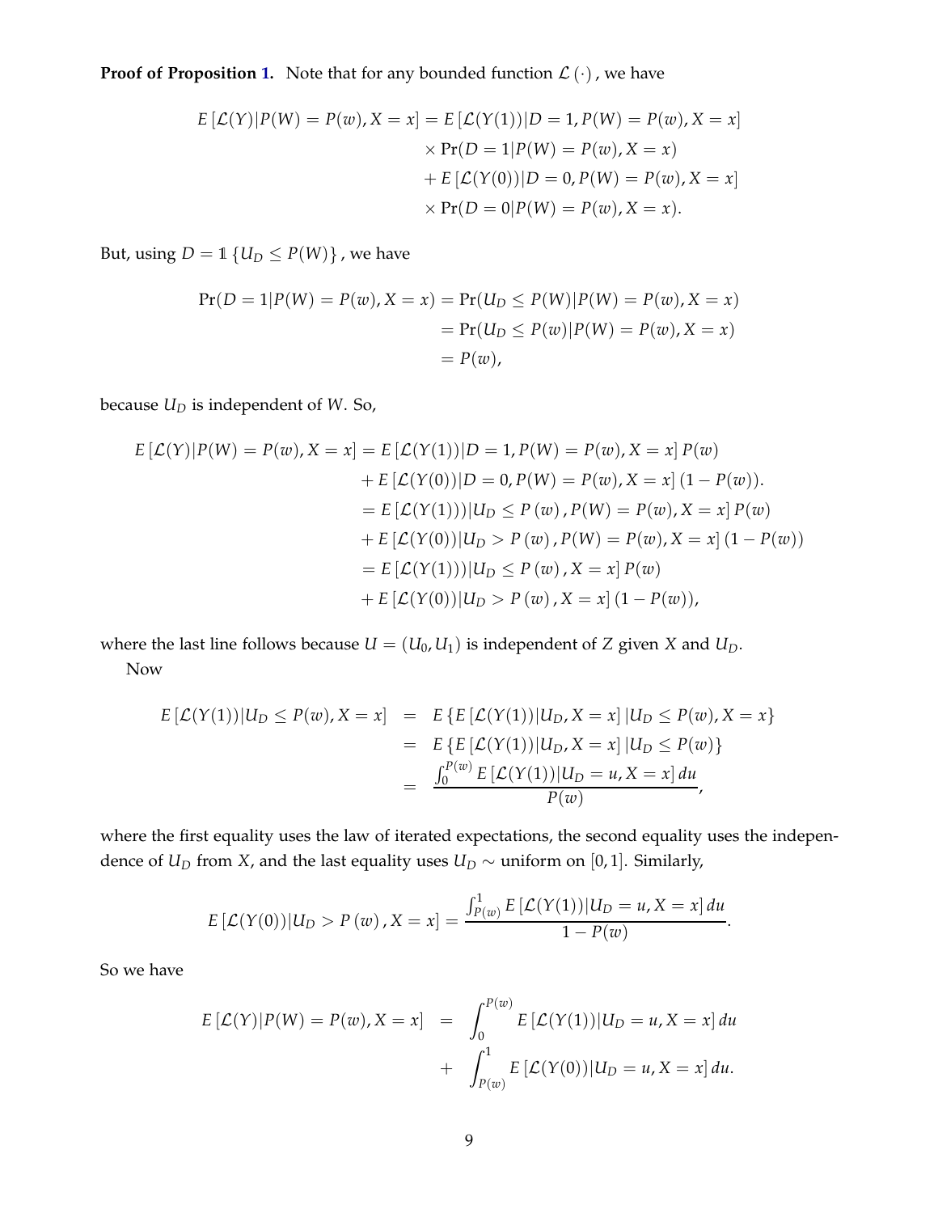**Proof of Proposition 1.** Note that for any bounded function $\mathcal{L}(\cdot)$, we have

$$
\begin{aligned}
E\left[\mathcal{L}(Y)|P(W)=P(w),X=x\right] &= E\left[\mathcal{L}(Y(1))|D=1,P(W)=P(w),X=x\right] \\
&\quad\times \Pr(D=1|P(W)=P(w),X=x) \\
&\quad+ E\left[\mathcal{L}(Y(0))|D=0,P(W)=P(w),X=x\right] \\
&\quad\times \Pr(D=0|P(W)=P(w),X=x).
\end{aligned}
$$

But, using $D = \mathbb{1}\{U_D \leq P(W)\}$, we have

$$
\begin{aligned}
\Pr(D=1|P(W)=P(w),X=x) &= \Pr(U_D \leq P(W)|P(W)=P(w),X=x) \\
&= \Pr(U_D \leq P(w)|P(W)=P(w),X=x) \\
&= P(w),
\end{aligned}
$$

because $U_D$ is independent of $W$. So,

$$
\begin{aligned}
E\left[\mathcal{L}(Y)|P(W)=P(w),X=x\right] &= E\left[\mathcal{L}(Y(1))|D=1,P(W)=P(w),X=x\right]P(w) \\
&\quad+ E\left[\mathcal{L}(Y(0))|D=0,P(W)=P(w),X=x\right](1-P(w)). \\
&= E\left[\mathcal{L}(Y(1)))|U_D \leq P(w),P(W)=P(w),X=x\right]P(w) \\
&\quad+ E\left[\mathcal{L}(Y(0))|U_D > P(w),P(W)=P(w),X=x\right](1-P(w)) \\
&= E\left[\mathcal{L}(Y(1)))|U_D \leq P(w),X=x\right]P(w) \\
&\quad+ E\left[\mathcal{L}(Y(0))|U_D > P(w),X=x\right](1-P(w)),
\end{aligned}
$$

where the last line follows because $U = (U_0, U_1)$ is independent of $Z$ given $X$ and $U_D$.

Now

$$
\begin{aligned}
E\left[\mathcal{L}(Y(1))|U_D \leq P(w),X=x\right] &= E\left\{E\left[\mathcal{L}(Y(1))|U_D,X=x\right]|U_D \leq P(w),X=x\right\} \\
&= E\left\{E\left[\mathcal{L}(Y(1))|U_D,X=x\right]|U_D \leq P(w)\right\} \\
&= \frac{\int_0^{P(w)} E\left[\mathcal{L}(Y(1))|U_D=u,X=x\right]du}{P(w)},
\end{aligned}
$$

where the first equality uses the law of iterated expectations, the second equality uses the independence of $U_D$ from $X$, and the last equality uses $U_D \sim$ uniform on $[0,1]$. Similarly,

$$
E\left[\mathcal{L}(Y(0))|U_D > P(w),X=x\right] = \frac{\int_{P(w)}^1 E\left[\mathcal{L}(Y(1))|U_D=u,X=x\right]du}{1-P(w)}.
$$

So we have

$$
\begin{aligned}
E\left[\mathcal{L}(Y)|P(W)=P(w),X=x\right] &= \int_0^{P(w)} E\left[\mathcal{L}(Y(1))|U_D=u,X=x\right]du \\
&\quad+ \int_{P(w)}^1 E\left[\mathcal{L}(Y(0))|U_D=u,X=x\right]du.
\end{aligned}
$$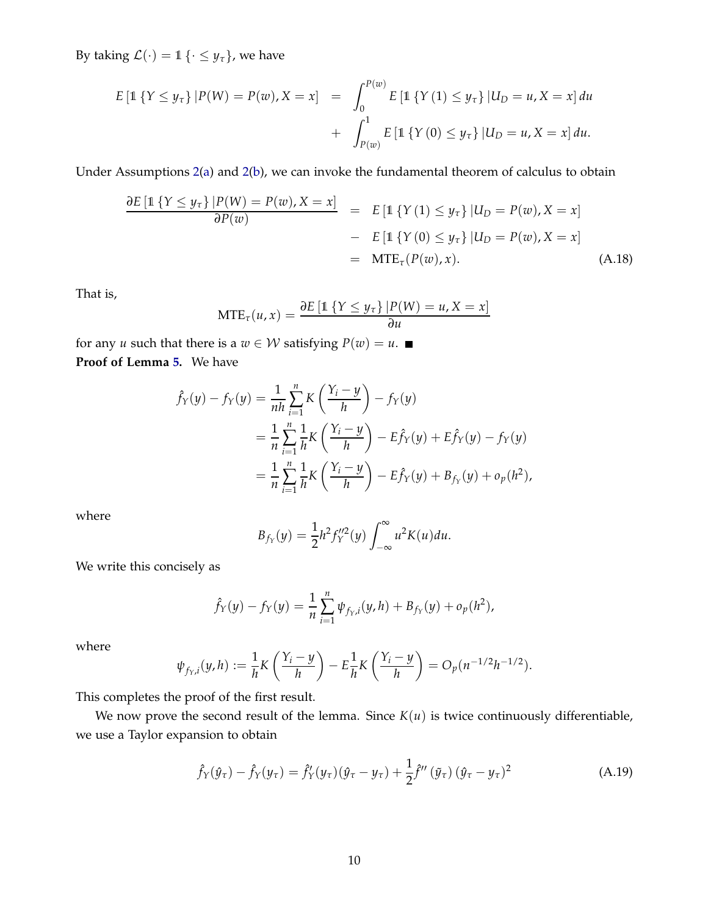By taking $\mathcal{L}(\cdot) = \mathbb{1}\{\cdot \leq y_\tau\}$, we have

$$
\begin{aligned}
E\left[\mathbb{1}\{Y \leq y_\tau\} | P(W) = P(w), X = x\right] &= \int_0^{P(w)} E\left[\mathbb{1}\{Y(1) \leq y_\tau\} | U_D = u, X = x\right] du \\
&+ \int_{P(w)}^{1} E\left[\mathbb{1}\{Y(0) \leq y_\tau\} | U_D = u, X = x\right] du.
\end{aligned}
$$

Under Assumptions 2(a) and 2(b), we can invoke the fundamental theorem of calculus to obtain

$$
\begin{aligned}
\frac{\partial E\left[\mathbb{1}\{Y \leq y_\tau\} | P(W) = P(w), X = x\right]}{\partial P(w)} &= E\left[\mathbb{1}\{Y(1) \leq y_\tau\} | U_D = P(w), X = x\right] \\
&- E\left[\mathbb{1}\{Y(0) \leq y_\tau\} | U_D = P(w), X = x\right] \\
&= \text{MTE}_\tau(P(w), x). \qquad \text{(A.18)}
\end{aligned}
$$

That is,

$$
\text{MTE}_\tau(u, x) = \frac{\partial E\left[\mathbb{1}\{Y \leq y_\tau\} | P(W) = u, X = x\right]}{\partial u}
$$

for any $u$ such that there is a $w \in \mathcal{W}$ satisfying $P(w) = u$. ■

**Proof of Lemma 5.** We have

$$
\begin{aligned}
\hat{f}_Y(y) - f_Y(y) &= \frac{1}{nh}\sum_{i=1}^{n} K\left(\frac{Y_i - y}{h}\right) - f_Y(y) \\
&= \frac{1}{n}\sum_{i=1}^{n} \frac{1}{h} K\left(\frac{Y_i - y}{h}\right) - E\hat{f}_Y(y) + E\hat{f}_Y(y) - f_Y(y) \\
&= \frac{1}{n}\sum_{i=1}^{n} \frac{1}{h} K\left(\frac{Y_i - y}{h}\right) - E\hat{f}_Y(y) + B_{f_Y}(y) + o_p(h^2),
\end{aligned}
$$

where

$$
B_{f_Y}(y) = \frac{1}{2} h^2 f_Y''^2(y) \int_{-\infty}^{\infty} u^2 K(u) du.
$$

We write this concisely as

$$
\hat{f}_Y(y) - f_Y(y) = \frac{1}{n}\sum_{i=1}^{n} \psi_{f_Y,i}(y, h) + B_{f_Y}(y) + o_p(h^2),
$$

where

$$
\psi_{f_Y,i}(y, h) := \frac{1}{h} K\left(\frac{Y_i - y}{h}\right) - E\frac{1}{h} K\left(\frac{Y_i - y}{h}\right) = O_p(n^{-1/2} h^{-1/2}).
$$

This completes the proof of the first result.

We now prove the second result of the lemma. Since $K(u)$ is twice continuously differentiable, we use a Taylor expansion to obtain

$$
\hat{f}_Y(\hat{y}_\tau) - \hat{f}_Y(y_\tau) = \hat{f}_Y'(y_\tau)(\hat{y}_\tau - y_\tau) + \frac{1}{2}\hat{f}''(\tilde{y}_\tau)(\hat{y}_\tau - y_\tau)^2 \qquad \text{(A.19)}
$$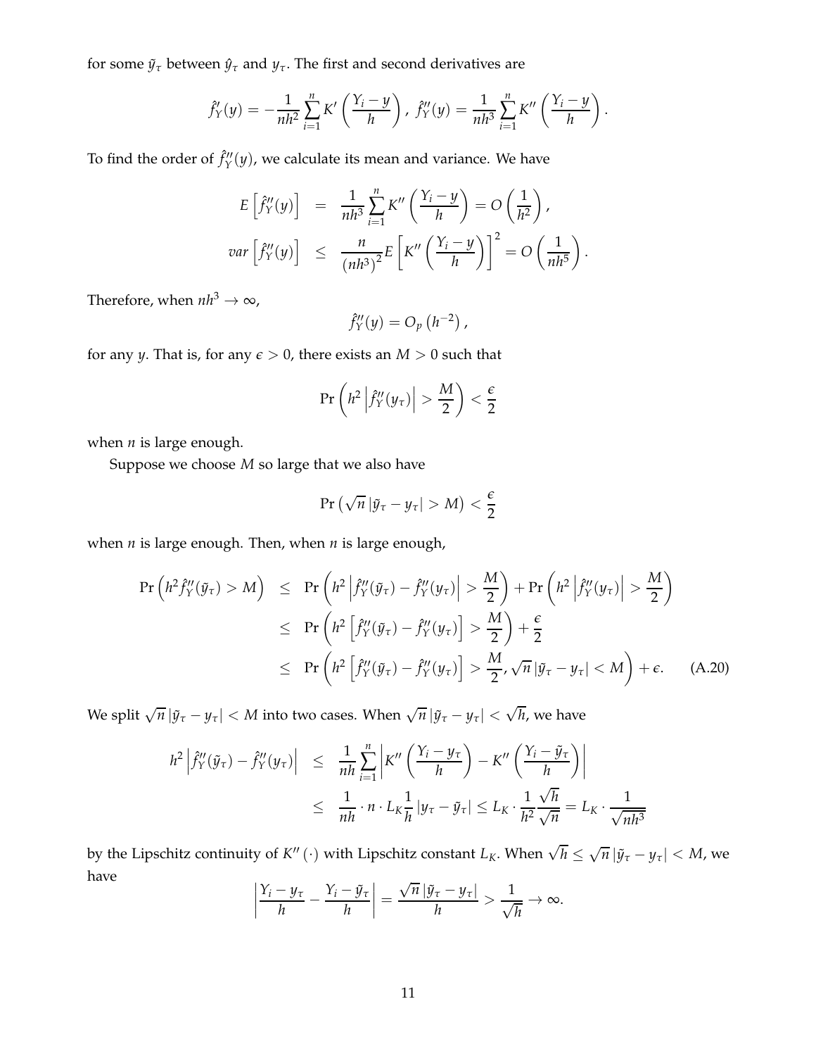for some $\tilde{y}_\tau$ between $\hat{y}_\tau$ and $y_\tau$. The first and second derivatives are

$$\hat{f}_Y'(y) = -\frac{1}{nh^2}\sum_{i=1}^{n} K'\left(\frac{Y_i - y}{h}\right),\ \hat{f}_Y''(y) = \frac{1}{nh^3}\sum_{i=1}^{n} K''\left(\frac{Y_i - y}{h}\right).$$

To find the order of $\hat{f}_Y''(y)$, we calculate its mean and variance. We have

$$\begin{aligned}
E\left[\hat{f}_Y''(y)\right] &= \frac{1}{nh^3}\sum_{i=1}^{n} K''\left(\frac{Y_i - y}{h}\right) = O\left(\frac{1}{h^2}\right), \\
var\left[\hat{f}_Y''(y)\right] &\leq \frac{n}{(nh^3)^2} E\left[K''\left(\frac{Y_i - y}{h}\right)\right]^2 = O\left(\frac{1}{nh^5}\right).
\end{aligned}$$

Therefore, when $nh^3 \to \infty$,

$$\hat{f}_Y''(y) = O_p\left(h^{-2}\right),$$

for any $y$. That is, for any $\epsilon > 0$, there exists an $M > 0$ such that

$$\Pr\left(h^2\left|\hat{f}_Y''(y_\tau)\right| > \frac{M}{2}\right) < \frac{\epsilon}{2}$$

when $n$ is large enough.

Suppose we choose $M$ so large that we also have

$$\Pr\left(\sqrt{n}\left|\tilde{y}_\tau - y_\tau\right| > M\right) < \frac{\epsilon}{2}$$

when $n$ is large enough. Then, when $n$ is large enough,

$$\begin{aligned}
\Pr\left(h^2\hat{f}_Y''(\tilde{y}_\tau) > M\right) &\leq \Pr\left(h^2\left|\hat{f}_Y''(\tilde{y}_\tau) - \hat{f}_Y''(y_\tau)\right| > \frac{M}{2}\right) + \Pr\left(h^2\left|\hat{f}_Y''(y_\tau)\right| > \frac{M}{2}\right) \\
&\leq \Pr\left(h^2\left[\hat{f}_Y''(\tilde{y}_\tau) - \hat{f}_Y''(y_\tau)\right] > \frac{M}{2}\right) + \frac{\epsilon}{2} \\
&\leq \Pr\left(h^2\left[\hat{f}_Y''(\tilde{y}_\tau) - \hat{f}_Y''(y_\tau)\right] > \frac{M}{2}, \sqrt{n}\left|\tilde{y}_\tau - y_\tau\right| < M\right) + \epsilon. \qquad \text{(A.20)}
\end{aligned}$$

We split $\sqrt{n}\left|\tilde{y}_\tau - y_\tau\right| < M$ into two cases. When $\sqrt{n}\left|\tilde{y}_\tau - y_\tau\right| < \sqrt{h}$, we have

$$\begin{aligned}
h^2\left|\hat{f}_Y''(\tilde{y}_\tau) - \hat{f}_Y''(y_\tau)\right| &\leq \frac{1}{nh}\sum_{i=1}^{n}\left|K''\left(\frac{Y_i - y_\tau}{h}\right) - K''\left(\frac{Y_i - \tilde{y}_\tau}{h}\right)\right| \\
&\leq \frac{1}{nh}\cdot n \cdot L_K\frac{1}{h}\left|y_\tau - \tilde{y}_\tau\right| \leq L_K \cdot \frac{1}{h^2}\frac{\sqrt{h}}{\sqrt{n}} = L_K \cdot \frac{1}{\sqrt{nh^3}}
\end{aligned}$$

by the Lipschitz continuity of $K''(\cdot)$ with Lipschitz constant $L_K$. When $\sqrt{h} \leq \sqrt{n}\left|\tilde{y}_\tau - y_\tau\right| < M$, we have

$$\left|\frac{Y_i - y_\tau}{h} - \frac{Y_i - \tilde{y}_\tau}{h}\right| = \frac{\sqrt{n}\left|\tilde{y}_\tau - y_\tau\right|}{h} > \frac{1}{\sqrt{h}} \to \infty.$$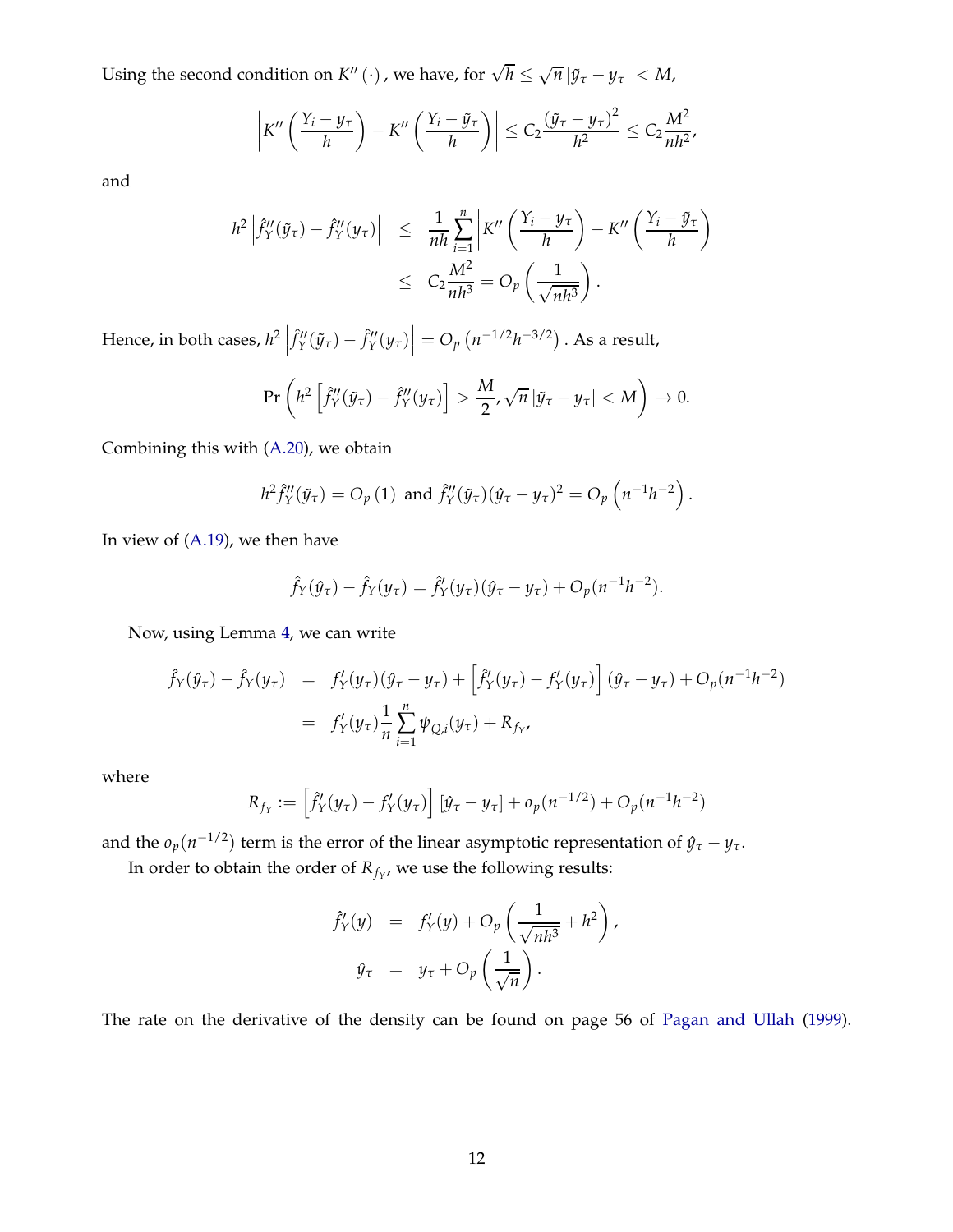Using the second condition on $K''(\cdot)$, we have, for $\sqrt{h} \leq \sqrt{n}\,|\tilde{y}_\tau - y_\tau| < M$,

$$\left| K''\left(\frac{Y_i - y_\tau}{h}\right) - K''\left(\frac{Y_i - \tilde{y}_\tau}{h}\right) \right| \leq C_2 \frac{(\tilde{y}_\tau - y_\tau)^2}{h^2} \leq C_2 \frac{M^2}{nh^2},$$

and

$$\begin{aligned} h^2 \left| \hat{f}_Y''(\tilde{y}_\tau) - \hat{f}_Y''(y_\tau) \right| &\leq \frac{1}{nh} \sum_{i=1}^{n} \left| K''\left(\frac{Y_i - y_\tau}{h}\right) - K''\left(\frac{Y_i - \tilde{y}_\tau}{h}\right) \right| \\ &\leq C_2 \frac{M^2}{nh^3} = O_p\left(\frac{1}{\sqrt{nh^3}}\right). \end{aligned}$$

Hence, in both cases, $h^2 \left| \hat{f}_Y''(\tilde{y}_\tau) - \hat{f}_Y''(y_\tau) \right| = O_p\left(n^{-1/2}h^{-3/2}\right)$. As a result,

$$\Pr\left( h^2 \left[ \hat{f}_Y''(\tilde{y}_\tau) - \hat{f}_Y''(y_\tau) \right] > \frac{M}{2}, \sqrt{n}\,|\tilde{y}_\tau - y_\tau| < M \right) \to 0.$$

Combining this with (A.20), we obtain

$$h^2 \hat{f}_Y''(\tilde{y}_\tau) = O_p(1) \text{ and } \hat{f}_Y''(\tilde{y}_\tau)(\hat{y}_\tau - y_\tau)^2 = O_p\left(n^{-1}h^{-2}\right).$$

In view of (A.19), we then have

$$\hat{f}_Y(\hat{y}_\tau) - \hat{f}_Y(y_\tau) = \hat{f}_Y'(y_\tau)(\hat{y}_\tau - y_\tau) + O_p(n^{-1}h^{-2}).$$

Now, using Lemma 4, we can write

$$\begin{aligned} \hat{f}_Y(\hat{y}_\tau) - \hat{f}_Y(y_\tau) &= f_Y'(y_\tau)(\hat{y}_\tau - y_\tau) + \left[ \hat{f}_Y'(y_\tau) - f_Y'(y_\tau) \right](\hat{y}_\tau - y_\tau) + O_p(n^{-1}h^{-2}) \\ &= f_Y'(y_\tau) \frac{1}{n} \sum_{i=1}^{n} \psi_{Q,i}(y_\tau) + R_{f_Y}, \end{aligned}$$

where

$$R_{f_Y} := \left[ \hat{f}_Y'(y_\tau) - f_Y'(y_\tau) \right][\hat{y}_\tau - y_\tau] + o_p(n^{-1/2}) + O_p(n^{-1}h^{-2})$$

and the $o_p(n^{-1/2})$ term is the error of the linear asymptotic representation of $\hat{y}_\tau - y_\tau$.

In order to obtain the order of $R_{f_Y}$, we use the following results:

$$\begin{aligned} \hat{f}_Y'(y) &= f_Y'(y) + O_p\left(\frac{1}{\sqrt{nh^3}} + h^2\right), \\ \hat{y}_\tau &= y_\tau + O_p\left(\frac{1}{\sqrt{n}}\right). \end{aligned}$$

The rate on the derivative of the density can be found on page 56 of Pagan and Ullah (1999).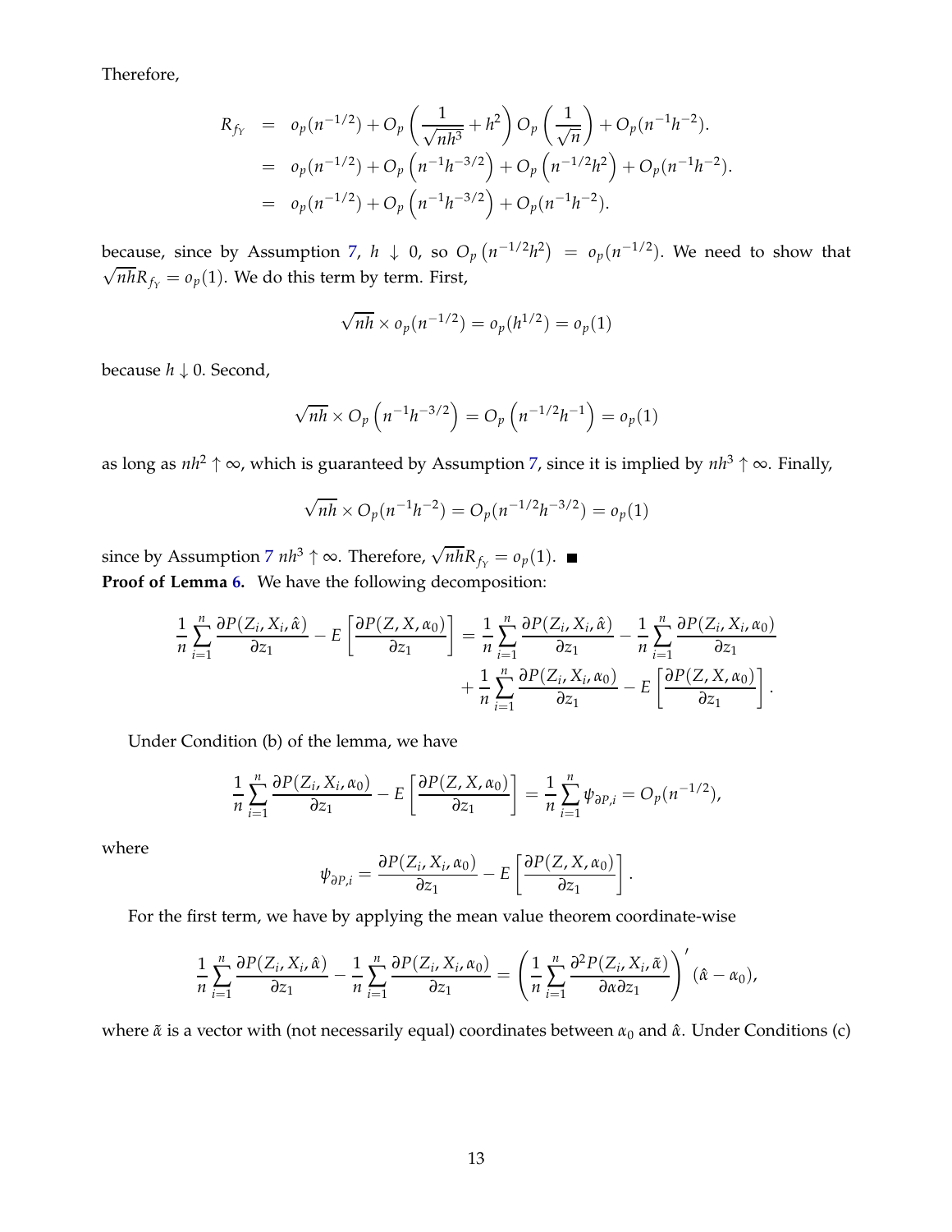Therefore,

$$
\begin{aligned}
R_{f_Y} &= o_p(n^{-1/2}) + O_p\left(\frac{1}{\sqrt{nh^3}} + h^2\right) O_p\left(\frac{1}{\sqrt{n}}\right) + O_p(n^{-1}h^{-2}). \\
&= o_p(n^{-1/2}) + O_p\left(n^{-1}h^{-3/2}\right) + O_p\left(n^{-1/2}h^2\right) + O_p(n^{-1}h^{-2}). \\
&= o_p(n^{-1/2}) + O_p\left(n^{-1}h^{-3/2}\right) + O_p(n^{-1}h^{-2}).
\end{aligned}
$$

because, since by Assumption 7, $h \downarrow 0$, so $O_p\left(n^{-1/2}h^2\right) = o_p(n^{-1/2})$. We need to show that $\sqrt{nh}R_{f_Y} = o_p(1)$. We do this term by term. First,

$$
\sqrt{nh} \times o_p(n^{-1/2}) = o_p(h^{1/2}) = o_p(1)
$$

because $h \downarrow 0$. Second,

$$
\sqrt{nh} \times O_p\left(n^{-1}h^{-3/2}\right) = O_p\left(n^{-1/2}h^{-1}\right) = o_p(1)
$$

as long as $nh^2 \uparrow \infty$, which is guaranteed by Assumption 7, since it is implied by $nh^3 \uparrow \infty$. Finally,

$$
\sqrt{nh} \times O_p(n^{-1}h^{-2}) = O_p(n^{-1/2}h^{-3/2}) = o_p(1)
$$

since by Assumption 7 $nh^3 \uparrow \infty$. Therefore, $\sqrt{nh}R_{f_Y} = o_p(1)$. ■

**Proof of Lemma 6.** We have the following decomposition:

$$
\begin{aligned}
\frac{1}{n}\sum_{i=1}^{n}\frac{\partial P(Z_i, X_i, \hat{\alpha})}{\partial z_1} - E\left[\frac{\partial P(Z, X, \alpha_0)}{\partial z_1}\right] = \frac{1}{n}\sum_{i=1}^{n}\frac{\partial P(Z_i, X_i, \hat{\alpha})}{\partial z_1} - \frac{1}{n}\sum_{i=1}^{n}\frac{\partial P(Z_i, X_i, \alpha_0)}{\partial z_1} \\
+ \frac{1}{n}\sum_{i=1}^{n}\frac{\partial P(Z_i, X_i, \alpha_0)}{\partial z_1} - E\left[\frac{\partial P(Z, X, \alpha_0)}{\partial z_1}\right].
\end{aligned}
$$

Under Condition (b) of the lemma, we have

$$
\frac{1}{n}\sum_{i=1}^{n}\frac{\partial P(Z_i, X_i, \alpha_0)}{\partial z_1} - E\left[\frac{\partial P(Z, X, \alpha_0)}{\partial z_1}\right] = \frac{1}{n}\sum_{i=1}^{n}\psi_{\partial P, i} = O_p(n^{-1/2}),
$$

where

$$
\psi_{\partial P, i} = \frac{\partial P(Z_i, X_i, \alpha_0)}{\partial z_1} - E\left[\frac{\partial P(Z, X, \alpha_0)}{\partial z_1}\right].
$$

For the first term, we have by applying the mean value theorem coordinate-wise

$$
\frac{1}{n}\sum_{i=1}^{n}\frac{\partial P(Z_i, X_i, \hat{\alpha})}{\partial z_1} - \frac{1}{n}\sum_{i=1}^{n}\frac{\partial P(Z_i, X_i, \alpha_0)}{\partial z_1} = \left(\frac{1}{n}\sum_{i=1}^{n}\frac{\partial^2 P(Z_i, X_i, \tilde{\alpha})}{\partial \alpha \partial z_1}\right)'(\hat{\alpha} - \alpha_0),
$$

where $\tilde{\alpha}$ is a vector with (not necessarily equal) coordinates between $\alpha_0$ and $\hat{\alpha}$. Under Conditions (c)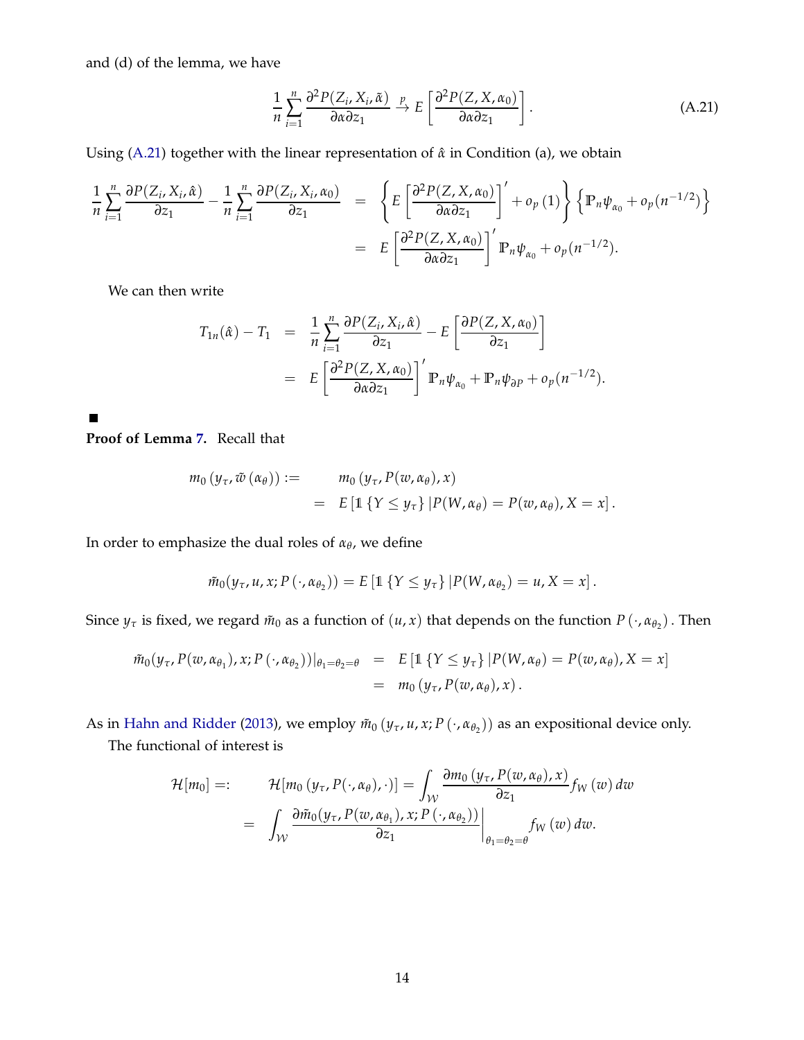and (d) of the lemma, we have

$$\frac{1}{n}\sum_{i=1}^{n}\frac{\partial^2 P(Z_i, X_i, \tilde{\alpha})}{\partial\alpha\partial z_1} \xrightarrow{p} E\left[\frac{\partial^2 P(Z, X, \alpha_0)}{\partial\alpha\partial z_1}\right]. \tag{A.21}$$

Using (A.21) together with the linear representation of $\hat{\alpha}$ in Condition (a), we obtain

$$\begin{aligned}
\frac{1}{n}\sum_{i=1}^{n}\frac{\partial P(Z_i, X_i, \hat{\alpha})}{\partial z_1} - \frac{1}{n}\sum_{i=1}^{n}\frac{\partial P(Z_i, X_i, \alpha_0)}{\partial z_1} &= \left\{E\left[\frac{\partial^2 P(Z, X, \alpha_0)}{\partial\alpha\partial z_1}\right]' + o_p(1)\right\}\left\{\mathbb{P}_n\psi_{\alpha_0} + o_p(n^{-1/2})\right\} \\
&= E\left[\frac{\partial^2 P(Z, X, \alpha_0)}{\partial\alpha\partial z_1}\right]'\mathbb{P}_n\psi_{\alpha_0} + o_p(n^{-1/2}).
\end{aligned}$$

We can then write

$$\begin{aligned}
T_{1n}(\hat{\alpha}) - T_1 &= \frac{1}{n}\sum_{i=1}^{n}\frac{\partial P(Z_i, X_i, \hat{\alpha})}{\partial z_1} - E\left[\frac{\partial P(Z, X, \alpha_0)}{\partial z_1}\right] \\
&= E\left[\frac{\partial^2 P(Z, X, \alpha_0)}{\partial\alpha\partial z_1}\right]'\mathbb{P}_n\psi_{\alpha_0} + \mathbb{P}_n\psi_{\partial P} + o_p(n^{-1/2}).
\end{aligned}$$

■

**Proof of Lemma 7.** Recall that

$$\begin{aligned}
m_0(y_\tau, \tilde{w}(\alpha_\theta)) :=& \quad m_0(y_\tau, P(w, \alpha_\theta), x) \\
=& \quad E\left[\mathbb{1}\{Y \le y_\tau\} \,|\, P(W, \alpha_\theta) = P(w, \alpha_\theta), X = x\right].
\end{aligned}$$

In order to emphasize the dual roles of $\alpha_\theta$, we define

$$\tilde{m}_0(y_\tau, u, x; P(\cdot, \alpha_{\theta_2})) = E\left[\mathbb{1}\{Y \le y_\tau\} \,|\, P(W, \alpha_{\theta_2}) = u, X = x\right].$$

Since $y_\tau$ is fixed, we regard $\tilde{m}_0$ as a function of $(u, x)$ that depends on the function $P(\cdot, \alpha_{\theta_2})$. Then

$$\begin{aligned}
\tilde{m}_0(y_\tau, P(w, \alpha_{\theta_1}), x; P(\cdot, \alpha_{\theta_2}))|_{\theta_1 = \theta_2 = \theta} &= E\left[\mathbb{1}\{Y \le y_\tau\} \,|\, P(W, \alpha_\theta) = P(w, \alpha_\theta), X = x\right] \\
&= m_0(y_\tau, P(w, \alpha_\theta), x).
\end{aligned}$$

As in Hahn and Ridder (2013), we employ $\tilde{m}_0(y_\tau, u, x; P(\cdot, \alpha_{\theta_2}))$ as an expositional device only.

The functional of interest is

$$\begin{aligned}
\mathcal{H}[m_0] =: &\quad \mathcal{H}[m_0(y_\tau, P(\cdot, \alpha_\theta), \cdot)] = \int_{\mathcal{W}}\frac{\partial m_0(y_\tau, P(w, \alpha_\theta), x)}{\partial z_1} f_W(w)\, dw \\
= &\quad \int_{\mathcal{W}}\left.\frac{\partial \tilde{m}_0(y_\tau, P(w, \alpha_{\theta_1}), x; P(\cdot, \alpha_{\theta_2}))}{\partial z_1}\right|_{\theta_1 = \theta_2 = \theta} f_W(w)\, dw.
\end{aligned}$$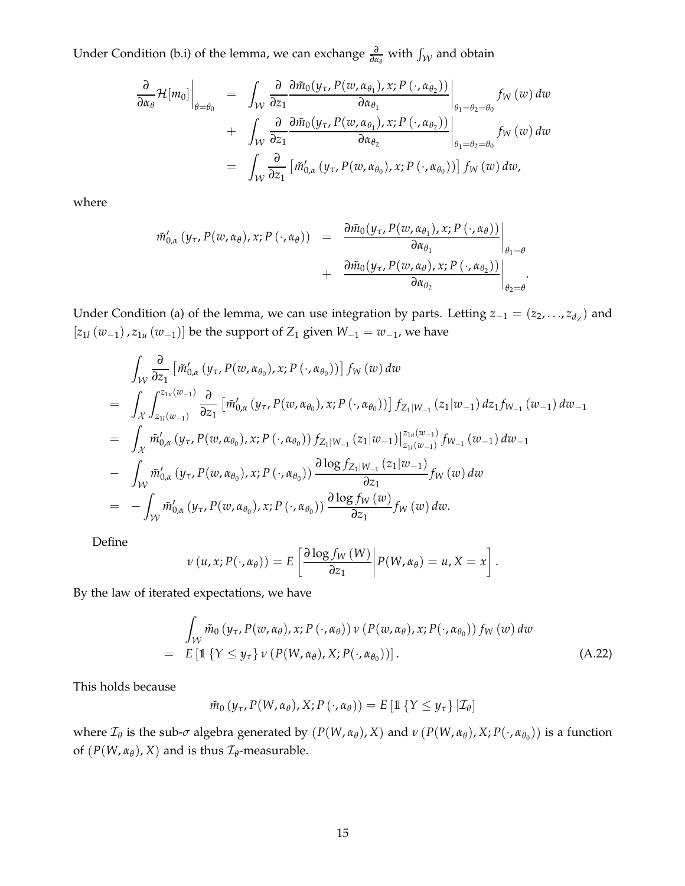Under Condition (b.i) of the lemma, we can exchange $\frac{\partial}{\partial \alpha_\theta}$ with $\int_{\mathcal{W}}$ and obtain

$$
\begin{aligned}
\left.\frac{\partial}{\partial \alpha_\theta} \mathcal{H}[m_0]\right|_{\theta=\theta_0} &= \int_{\mathcal{W}} \frac{\partial}{\partial z_1} \left.\frac{\partial \tilde{m}_0(y_\tau, P(w, \alpha_{\theta_1}), x; P(\cdot, \alpha_{\theta_2}))}{\partial \alpha_{\theta_1}}\right|_{\theta_1=\theta_2=\theta_0} f_W(w)\, dw \\
&+ \int_{\mathcal{W}} \frac{\partial}{\partial z_1} \left.\frac{\partial \tilde{m}_0(y_\tau, P(w, \alpha_{\theta_1}), x; P(\cdot, \alpha_{\theta_2}))}{\partial \alpha_{\theta_2}}\right|_{\theta_1=\theta_2=\theta_0} f_W(w)\, dw \\
&= \int_{\mathcal{W}} \frac{\partial}{\partial z_1} \left[\tilde{m}'_{0,\alpha}(y_\tau, P(w, \alpha_{\theta_0}), x; P(\cdot, \alpha_{\theta_0}))\right] f_W(w)\, dw,
\end{aligned}
$$

where

$$
\begin{aligned}
\tilde{m}'_{0,\alpha}(y_\tau, P(w, \alpha_\theta), x; P(\cdot, \alpha_\theta)) &= \left.\frac{\partial \tilde{m}_0(y_\tau, P(w, \alpha_{\theta_1}), x; P(\cdot, \alpha_\theta))}{\partial \alpha_{\theta_1}}\right|_{\theta_1=\theta} \\
&+ \left.\frac{\partial \tilde{m}_0(y_\tau, P(w, \alpha_\theta), x; P(\cdot, \alpha_{\theta_2}))}{\partial \alpha_{\theta_2}}\right|_{\theta_2=\theta}.
\end{aligned}
$$

Under Condition (a) of the lemma, we can use integration by parts. Letting $z_{-1} = (z_2, \ldots, z_{d_Z})$ and $[z_{1l}(w_{-1}), z_{1u}(w_{-1})]$ be the support of $Z_1$ given $W_{-1} = w_{-1}$, we have

$$
\begin{aligned}
& \int_{\mathcal{W}} \frac{\partial}{\partial z_1} \left[\tilde{m}'_{0,\alpha}(y_\tau, P(w, \alpha_{\theta_0}), x; P(\cdot, \alpha_{\theta_0}))\right] f_W(w)\, dw \\
= & \int_{\mathcal{X}} \int_{z_{1l}(w_{-1})}^{z_{1u}(w_{-1})} \frac{\partial}{\partial z_1} \left[\tilde{m}'_{0,\alpha}(y_\tau, P(w, \alpha_{\theta_0}), x; P(\cdot, \alpha_{\theta_0}))\right] f_{Z_1|W_{-1}}(z_1|w_{-1})\, dz_1 f_{W_{-1}}(w_{-1})\, dw_{-1} \\
= & \int_{\mathcal{X}} \tilde{m}'_{0,\alpha}(y_\tau, P(w, \alpha_{\theta_0}), x; P(\cdot, \alpha_{\theta_0})) f_{Z_1|W_{-1}}(z_1|w_{-1}) \Big|_{z_{1l}(w_{-1})}^{z_{1u}(w_{-1})} f_{W_{-1}}(w_{-1})\, dw_{-1} \\
- & \int_{\mathcal{W}} \tilde{m}'_{0,\alpha}(y_\tau, P(w, \alpha_{\theta_0}), x; P(\cdot, \alpha_{\theta_0})) \frac{\partial \log f_{Z_1|W_{-1}}(z_1|w_{-1})}{\partial z_1} f_W(w)\, dw \\
= & -\int_{\mathcal{W}} \tilde{m}'_{0,\alpha}(y_\tau, P(w, \alpha_{\theta_0}), x; P(\cdot, \alpha_{\theta_0})) \frac{\partial \log f_W(w)}{\partial z_1} f_W(w)\, dw.
\end{aligned}
$$

Define

$$
\nu(u, x; P(\cdot, \alpha_\theta)) = E\left[\left.\frac{\partial \log f_W(W)}{\partial z_1}\right| P(W, \alpha_\theta) = u, X = x\right].
$$

By the law of iterated expectations, we have

$$
\begin{aligned}
& \int_{\mathcal{W}} \tilde{m}_0(y_\tau, P(w, \alpha_\theta), x; P(\cdot, \alpha_\theta))\, \nu(P(w, \alpha_\theta), x; P(\cdot, \alpha_{\theta_0})) f_W(w)\, dw \\
= & E\left[\mathbb{1}\{Y \le y_\tau\}\, \nu(P(W, \alpha_\theta), X; P(\cdot, \alpha_{\theta_0}))\right]. \qquad \text{(A.22)}
\end{aligned}
$$

This holds because

$$
\tilde{m}_0(y_\tau, P(W, \alpha_\theta), X; P(\cdot, \alpha_\theta)) = E\left[\mathbb{1}\{Y \le y_\tau\} | \mathcal{I}_\theta\right]
$$

where $\mathcal{I}_\theta$ is the sub-$\sigma$ algebra generated by $(P(W, \alpha_\theta), X)$ and $\nu(P(W, \alpha_\theta), X; P(\cdot, \alpha_{\theta_0}))$ is a function of $(P(W, \alpha_\theta), X)$ and is thus $\mathcal{I}_\theta$-measurable.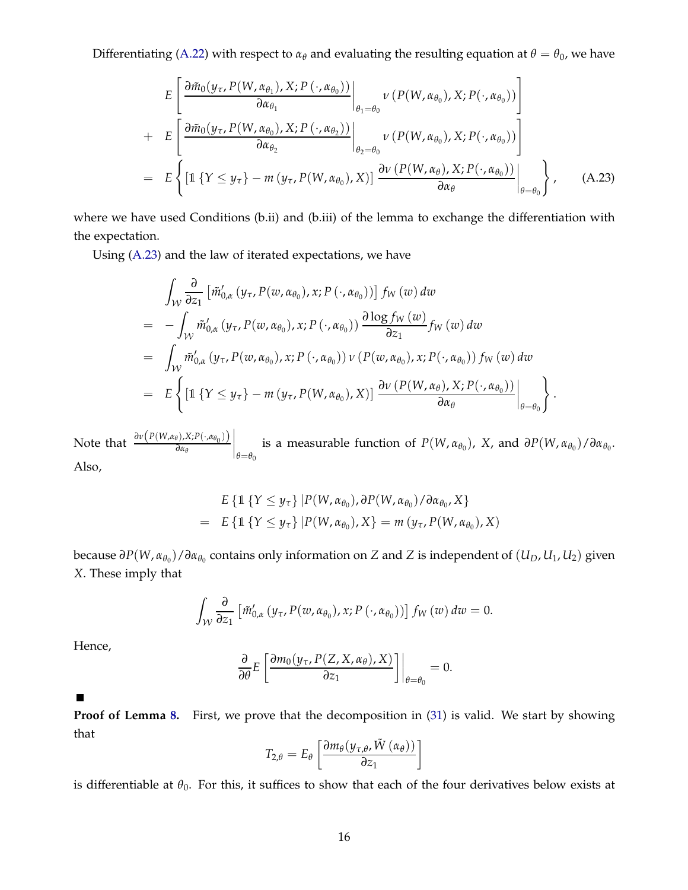Differentiating (A.22) with respect to $\alpha_\theta$ and evaluating the resulting equation at $\theta = \theta_0$, we have

$$
\begin{aligned}
& E\left[ \left. \frac{\partial \tilde{m}_0(y_\tau, P(W, \alpha_{\theta_1}), X; P(\cdot, \alpha_{\theta_0}))}{\partial \alpha_{\theta_1}} \right|_{\theta_1 = \theta_0} \nu\left(P(W, \alpha_{\theta_0}), X; P(\cdot, \alpha_{\theta_0})\right) \right] \\
+ \; & E\left[ \left. \frac{\partial \tilde{m}_0(y_\tau, P(W, \alpha_{\theta_0}), X; P(\cdot, \alpha_{\theta_2}))}{\partial \alpha_{\theta_2}} \right|_{\theta_2 = \theta_0} \nu\left(P(W, \alpha_{\theta_0}), X; P(\cdot, \alpha_{\theta_0})\right) \right] \\
= \; & E\left\{ \left[ \mathbb{1}\{Y \leq y_\tau\} - m\left(y_\tau, P(W, \alpha_{\theta_0}), X\right) \right] \left. \frac{\partial \nu\left(P(W, \alpha_\theta), X; P(\cdot, \alpha_{\theta_0})\right)}{\partial \alpha_\theta} \right|_{\theta = \theta_0} \right\}, \qquad \text{(A.23)}
\end{aligned}
$$

where we have used Conditions (b.ii) and (b.iii) of the lemma to exchange the differentiation with the expectation.

Using (A.23) and the law of iterated expectations, we have

$$
\begin{aligned}
& \int_{\mathcal{W}} \frac{\partial}{\partial z_1} \left[ \tilde{m}'_{0,\alpha}\left(y_\tau, P(w, \alpha_{\theta_0}), x; P\left(\cdot, \alpha_{\theta_0}\right)\right) \right] f_W(w)\, dw \\
= \; & -\int_{\mathcal{W}} \tilde{m}'_{0,\alpha}\left(y_\tau, P(w, \alpha_{\theta_0}), x; P\left(\cdot, \alpha_{\theta_0}\right)\right) \frac{\partial \log f_W(w)}{\partial z_1} f_W(w)\, dw \\
= \; & \int_{\mathcal{W}} \tilde{m}'_{0,\alpha}\left(y_\tau, P(w, \alpha_{\theta_0}), x; P\left(\cdot, \alpha_{\theta_0}\right)\right) \nu\left(P(w, \alpha_{\theta_0}), x; P(\cdot, \alpha_{\theta_0})\right) f_W(w)\, dw \\
= \; & E\left\{ \left[ \mathbb{1}\{Y \leq y_\tau\} - m\left(y_\tau, P(W, \alpha_{\theta_0}), X\right) \right] \left. \frac{\partial \nu\left(P(W, \alpha_\theta), X; P(\cdot, \alpha_{\theta_0})\right)}{\partial \alpha_\theta} \right|_{\theta = \theta_0} \right\}.
\end{aligned}
$$

Note that $\left. \frac{\partial \nu\left(P(W, \alpha_\theta), X; P(\cdot, \alpha_{\theta_0})\right)}{\partial \alpha_\theta} \right|_{\theta = \theta_0}$ is a measurable function of $P(W, \alpha_{\theta_0})$, $X$, and $\partial P(W, \alpha_{\theta_0}) / \partial \alpha_{\theta_0}$. Also,

$$
\begin{aligned}
& E\left\{ \mathbb{1}\{Y \leq y_\tau\} \,|\, P(W, \alpha_{\theta_0}), \partial P(W, \alpha_{\theta_0}) / \partial \alpha_{\theta_0}, X \right\} \\
= \; & E\left\{ \mathbb{1}\{Y \leq y_\tau\} \,|\, P(W, \alpha_{\theta_0}), X \right\} = m\left(y_\tau, P(W, \alpha_{\theta_0}), X\right)
\end{aligned}
$$

because $\partial P(W, \alpha_{\theta_0}) / \partial \alpha_{\theta_0}$ contains only information on $Z$ and $Z$ is independent of $(U_D, U_1, U_2)$ given $X$. These imply that

$$
\int_{\mathcal{W}} \frac{\partial}{\partial z_1} \left[ \tilde{m}'_{0,\alpha}\left(y_\tau, P(w, \alpha_{\theta_0}), x; P\left(\cdot, \alpha_{\theta_0}\right)\right) \right] f_W(w)\, dw = 0.
$$

Hence,

$$
\left. \frac{\partial}{\partial \theta} E\left[ \frac{\partial m_0(y_\tau, P(Z, X, \alpha_\theta), X)}{\partial z_1} \right] \right|_{\theta = \theta_0} = 0.
$$

■

**Proof of Lemma 8.** First, we prove that the decomposition in (31) is valid. We start by showing that

$$
T_{2,\theta} = E_\theta\left[ \frac{\partial m_\theta(y_{\tau,\theta}, \tilde{W}(\alpha_\theta))}{\partial z_1} \right]
$$

is differentiable at $\theta_0$. For this, it suffices to show that each of the four derivatives below exists at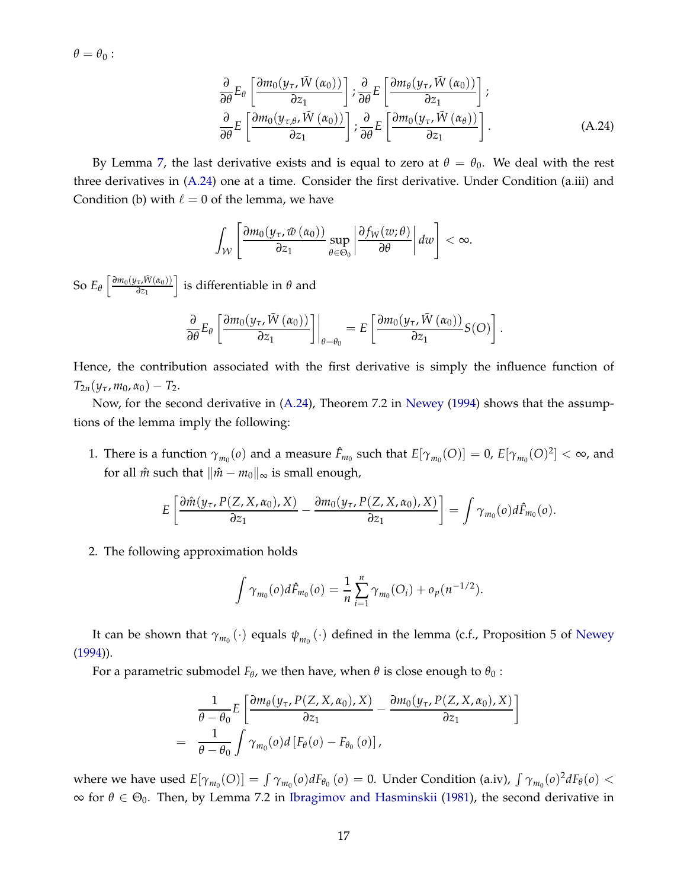$\theta = \theta_0$ :

$$\frac{\partial}{\partial\theta} E_\theta\left[\frac{\partial m_0(y_\tau, \tilde{W}(\alpha_0))}{\partial z_1}\right]; \frac{\partial}{\partial\theta} E\left[\frac{\partial m_\theta(y_\tau, \tilde{W}(\alpha_0))}{\partial z_1}\right];$$
$$\frac{\partial}{\partial\theta} E\left[\frac{\partial m_0(y_{\tau,\theta}, \tilde{W}(\alpha_0))}{\partial z_1}\right]; \frac{\partial}{\partial\theta} E\left[\frac{\partial m_0(y_\tau, \tilde{W}(\alpha_\theta))}{\partial z_1}\right]. \tag{A.24}$$

By Lemma 7, the last derivative exists and is equal to zero at $\theta = \theta_0$. We deal with the rest three derivatives in (A.24) one at a time. Consider the first derivative. Under Condition (a.iii) and Condition (b) with $\ell = 0$ of the lemma, we have

$$\int_{\mathcal{W}} \left[\frac{\partial m_0(y_\tau, \tilde{w}(\alpha_0))}{\partial z_1} \sup_{\theta\in\Theta_0}\left|\frac{\partial f_W(w;\theta)}{\partial\theta}\right| dw\right] < \infty.$$

So $E_\theta\left[\frac{\partial m_0(y_\tau, \tilde{W}(\alpha_0))}{\partial z_1}\right]$ is differentiable in $\theta$ and

$$\frac{\partial}{\partial\theta} E_\theta\left[\frac{\partial m_0(y_\tau, \tilde{W}(\alpha_0))}{\partial z_1}\right]\bigg|_{\theta=\theta_0} = E\left[\frac{\partial m_0(y_\tau, \tilde{W}(\alpha_0))}{\partial z_1} S(O)\right].$$

Hence, the contribution associated with the first derivative is simply the influence function of $T_{2n}(y_\tau, m_0, \alpha_0) - T_2$.

Now, for the second derivative in (A.24), Theorem 7.2 in Newey (1994) shows that the assumptions of the lemma imply the following:

1. There is a function $\gamma_{m_0}(o)$ and a measure $\hat{F}_{m_0}$ such that $E[\gamma_{m_0}(O)] = 0$, $E[\gamma_{m_0}(O)^2] < \infty$, and for all $\hat{m}$ such that $\|\hat{m} - m_0\|_\infty$ is small enough,

$$E\left[\frac{\partial \hat{m}(y_\tau, P(Z, X, \alpha_0), X)}{\partial z_1} - \frac{\partial m_0(y_\tau, P(Z, X, \alpha_0), X)}{\partial z_1}\right] = \int \gamma_{m_0}(o) d\hat{F}_{m_0}(o).$$

2. The following approximation holds

$$\int \gamma_{m_0}(o) d\hat{F}_{m_0}(o) = \frac{1}{n}\sum_{i=1}^n \gamma_{m_0}(O_i) + o_p(n^{-1/2}).$$

It can be shown that $\gamma_{m_0}(\cdot)$ equals $\psi_{m_0}(\cdot)$ defined in the lemma (c.f., Proposition 5 of Newey (1994)).

For a parametric submodel $F_\theta$, we then have, when $\theta$ is close enough to $\theta_0$ :

$$\begin{aligned}
&\frac{1}{\theta - \theta_0} E\left[\frac{\partial m_\theta(y_\tau, P(Z, X, \alpha_0), X)}{\partial z_1} - \frac{\partial m_0(y_\tau, P(Z, X, \alpha_0), X)}{\partial z_1}\right] \\
= \ &\frac{1}{\theta - \theta_0} \int \gamma_{m_0}(o) d\left[F_\theta(o) - F_{\theta_0}(o)\right],
\end{aligned}$$

where we have used $E[\gamma_{m_0}(O)] = \int \gamma_{m_0}(o) dF_{\theta_0}(o) = 0$. Under Condition (a.iv), $\int \gamma_{m_0}(o)^2 dF_\theta(o) < \infty$ for $\theta \in \Theta_0$. Then, by Lemma 7.2 in Ibragimov and Hasminskii (1981), the second derivative in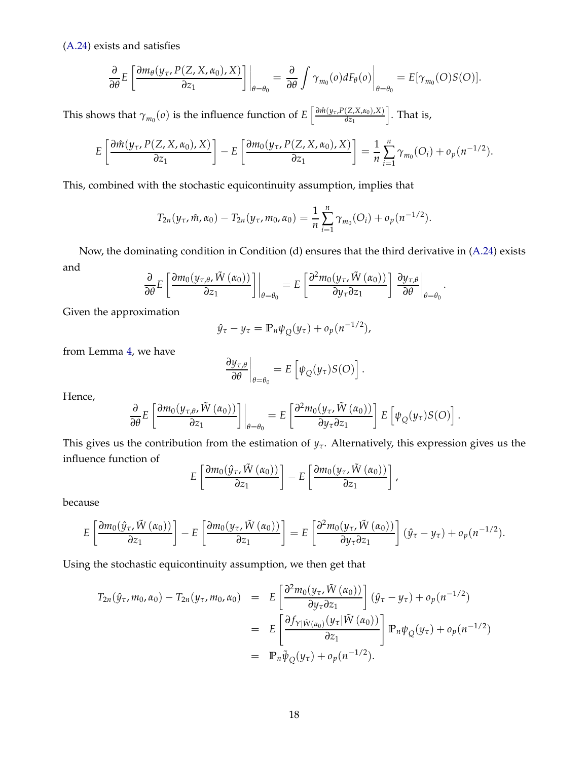(A.24) exists and satisfies

$$\frac{\partial}{\partial \theta} E\left[\frac{\partial m_\theta(y_\tau, P(Z,X,\alpha_0),X)}{\partial z_1}\right]\Bigg|_{\theta=\theta_0} = \frac{\partial}{\partial \theta}\int \gamma_{m_0}(o)dF_\theta(o)\Bigg|_{\theta=\theta_0} = E[\gamma_{m_0}(O)S(O)].$$

This shows that $\gamma_{m_0}(o)$ is the influence function of $E\left[\frac{\partial \hat{m}(y_\tau, P(Z,X,\alpha_0),X)}{\partial z_1}\right]$. That is,

$$E\left[\frac{\partial \hat{m}(y_\tau, P(Z,X,\alpha_0),X)}{\partial z_1}\right] - E\left[\frac{\partial m_0(y_\tau, P(Z,X,\alpha_0),X)}{\partial z_1}\right] = \frac{1}{n}\sum_{i=1}^n \gamma_{m_0}(O_i) + o_p(n^{-1/2}).$$

This, combined with the stochastic equicontinuity assumption, implies that

$$T_{2n}(y_\tau, \hat{m}, \alpha_0) - T_{2n}(y_\tau, m_0, \alpha_0) = \frac{1}{n}\sum_{i=1}^n \gamma_{m_0}(O_i) + o_p(n^{-1/2}).$$

Now, the dominating condition in Condition (d) ensures that the third derivative in (A.24) exists and

$$\frac{\partial}{\partial \theta} E\left[\frac{\partial m_0(y_{\tau,\theta}, \tilde{W}(\alpha_0))}{\partial z_1}\right]\Bigg|_{\theta=\theta_0} = E\left[\frac{\partial^2 m_0(y_\tau, \tilde{W}(\alpha_0))}{\partial y_\tau \partial z_1}\right] \frac{\partial y_{\tau,\theta}}{\partial \theta}\Bigg|_{\theta=\theta_0}.$$

Given the approximation

$$\hat{y}_\tau - y_\tau = \mathbb{P}_n \psi_Q(y_\tau) + o_p(n^{-1/2}),$$

from Lemma 4, we have

$$\frac{\partial y_{\tau,\theta}}{\partial \theta}\Bigg|_{\theta=\theta_0} = E\left[\psi_Q(y_\tau)S(O)\right].$$

Hence,

$$\frac{\partial}{\partial \theta} E\left[\frac{\partial m_0(y_{\tau,\theta}, \tilde{W}(\alpha_0))}{\partial z_1}\right]\Bigg|_{\theta=\theta_0} = E\left[\frac{\partial^2 m_0(y_\tau, \tilde{W}(\alpha_0))}{\partial y_\tau \partial z_1}\right] E\left[\psi_Q(y_\tau)S(O)\right].$$

This gives us the contribution from the estimation of $y_\tau$. Alternatively, this expression gives us the influence function of

$$E\left[\frac{\partial m_0(\hat{y}_\tau, \tilde{W}(\alpha_0))}{\partial z_1}\right] - E\left[\frac{\partial m_0(y_\tau, \tilde{W}(\alpha_0))}{\partial z_1}\right],$$

because

$$E\left[\frac{\partial m_0(\hat{y}_\tau, \tilde{W}(\alpha_0))}{\partial z_1}\right] - E\left[\frac{\partial m_0(y_\tau, \tilde{W}(\alpha_0))}{\partial z_1}\right] = E\left[\frac{\partial^2 m_0(y_\tau, \tilde{W}(\alpha_0))}{\partial y_\tau \partial z_1}\right](\hat{y}_\tau - y_\tau) + o_p(n^{-1/2}).$$

Using the stochastic equicontinuity assumption, we then get that

$$\begin{aligned}
T_{2n}(\hat{y}_\tau, m_0, \alpha_0) - T_{2n}(y_\tau, m_0, \alpha_0) &= E\left[\frac{\partial^2 m_0(y_\tau, \tilde{W}(\alpha_0))}{\partial y_\tau \partial z_1}\right](\hat{y}_\tau - y_\tau) + o_p(n^{-1/2}) \\
&= E\left[\frac{\partial f_{Y|\tilde{W}(\alpha_0)}(y_\tau|\tilde{W}(\alpha_0))}{\partial z_1}\right]\mathbb{P}_n \psi_Q(y_\tau) + o_p(n^{-1/2}) \\
&= \mathbb{P}_n \tilde{\psi}_Q(y_\tau) + o_p(n^{-1/2}).
\end{aligned}$$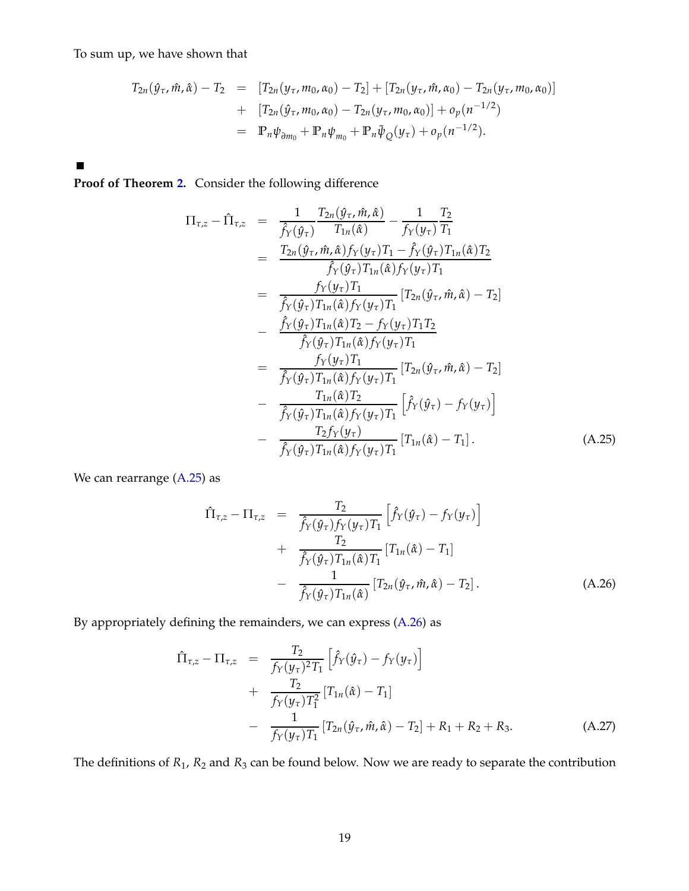To sum up, we have shown that

$$
\begin{aligned}
T_{2n}(\hat{y}_\tau, \hat{m}, \hat{\alpha}) - T_2 &= [T_{2n}(y_\tau, m_0, \alpha_0) - T_2] + [T_{2n}(y_\tau, \hat{m}, \alpha_0) - T_{2n}(y_\tau, m_0, \alpha_0)] \\
&+ [T_{2n}(\hat{y}_\tau, m_0, \alpha_0) - T_{2n}(y_\tau, m_0, \alpha_0)] + o_p(n^{-1/2}) \\
&= \mathbb{P}_n \psi_{\partial m_0} + \mathbb{P}_n \psi_{m_0} + \mathbb{P}_n \tilde{\psi}_Q(y_\tau) + o_p(n^{-1/2}).
\end{aligned}
$$

■

**Proof of Theorem 2.** Consider the following difference

$$
\begin{aligned}
\Pi_{\tau,z} - \hat{\Pi}_{\tau,z} &= \frac{1}{\hat{f}_Y(\hat{y}_\tau)} \frac{T_{2n}(\hat{y}_\tau, \hat{m}, \hat{\alpha})}{T_{1n}(\hat{\alpha})} - \frac{1}{f_Y(y_\tau)} \frac{T_2}{T_1} \\
&= \frac{T_{2n}(\hat{y}_\tau, \hat{m}, \hat{\alpha}) f_Y(y_\tau) T_1 - \hat{f}_Y(\hat{y}_\tau) T_{1n}(\hat{\alpha}) T_2}{\hat{f}_Y(\hat{y}_\tau) T_{1n}(\hat{\alpha}) f_Y(y_\tau) T_1} \\
&= \frac{f_Y(y_\tau) T_1}{\hat{f}_Y(\hat{y}_\tau) T_{1n}(\hat{\alpha}) f_Y(y_\tau) T_1} [T_{2n}(\hat{y}_\tau, \hat{m}, \hat{\alpha}) - T_2] \\
&- \frac{\hat{f}_Y(\hat{y}_\tau) T_{1n}(\hat{\alpha}) T_2 - f_Y(y_\tau) T_1 T_2}{\hat{f}_Y(\hat{y}_\tau) T_{1n}(\hat{\alpha}) f_Y(y_\tau) T_1} \\
&= \frac{f_Y(y_\tau) T_1}{\hat{f}_Y(\hat{y}_\tau) T_{1n}(\hat{\alpha}) f_Y(y_\tau) T_1} [T_{2n}(\hat{y}_\tau, \hat{m}, \hat{\alpha}) - T_2] \\
&- \frac{T_{1n}(\hat{\alpha}) T_2}{\hat{f}_Y(\hat{y}_\tau) T_{1n}(\hat{\alpha}) f_Y(y_\tau) T_1} \left[ \hat{f}_Y(\hat{y}_\tau) - f_Y(y_\tau) \right] \\
&- \frac{T_2 f_Y(y_\tau)}{\hat{f}_Y(\hat{y}_\tau) T_{1n}(\hat{\alpha}) f_Y(y_\tau) T_1} [T_{1n}(\hat{\alpha}) - T_1]. \qquad \text{(A.25)}
\end{aligned}
$$

We can rearrange (A.25) as

$$
\begin{aligned}
\hat{\Pi}_{\tau,z} - \Pi_{\tau,z} &= \frac{T_2}{\hat{f}_Y(\hat{y}_\tau) f_Y(y_\tau) T_1} \left[ \hat{f}_Y(\hat{y}_\tau) - f_Y(y_\tau) \right] \\
&+ \frac{T_2}{\hat{f}_Y(\hat{y}_\tau) T_{1n}(\hat{\alpha}) T_1} [T_{1n}(\hat{\alpha}) - T_1] \\
&- \frac{1}{\hat{f}_Y(\hat{y}_\tau) T_{1n}(\hat{\alpha})} [T_{2n}(\hat{y}_\tau, \hat{m}, \hat{\alpha}) - T_2]. \qquad \text{(A.26)}
\end{aligned}
$$

By appropriately defining the remainders, we can express (A.26) as

$$
\begin{aligned}
\hat{\Pi}_{\tau,z} - \Pi_{\tau,z} &= \frac{T_2}{f_Y(y_\tau)^2 T_1} \left[ \hat{f}_Y(\hat{y}_\tau) - f_Y(y_\tau) \right] \\
&+ \frac{T_2}{f_Y(y_\tau) T_1^2} [T_{1n}(\hat{\alpha}) - T_1] \\
&- \frac{1}{f_Y(y_\tau) T_1} [T_{2n}(\hat{y}_\tau, \hat{m}, \hat{\alpha}) - T_2] + R_1 + R_2 + R_3. \qquad \text{(A.27)}
\end{aligned}
$$

The definitions of $R_1$, $R_2$ and $R_3$ can be found below. Now we are ready to separate the contribution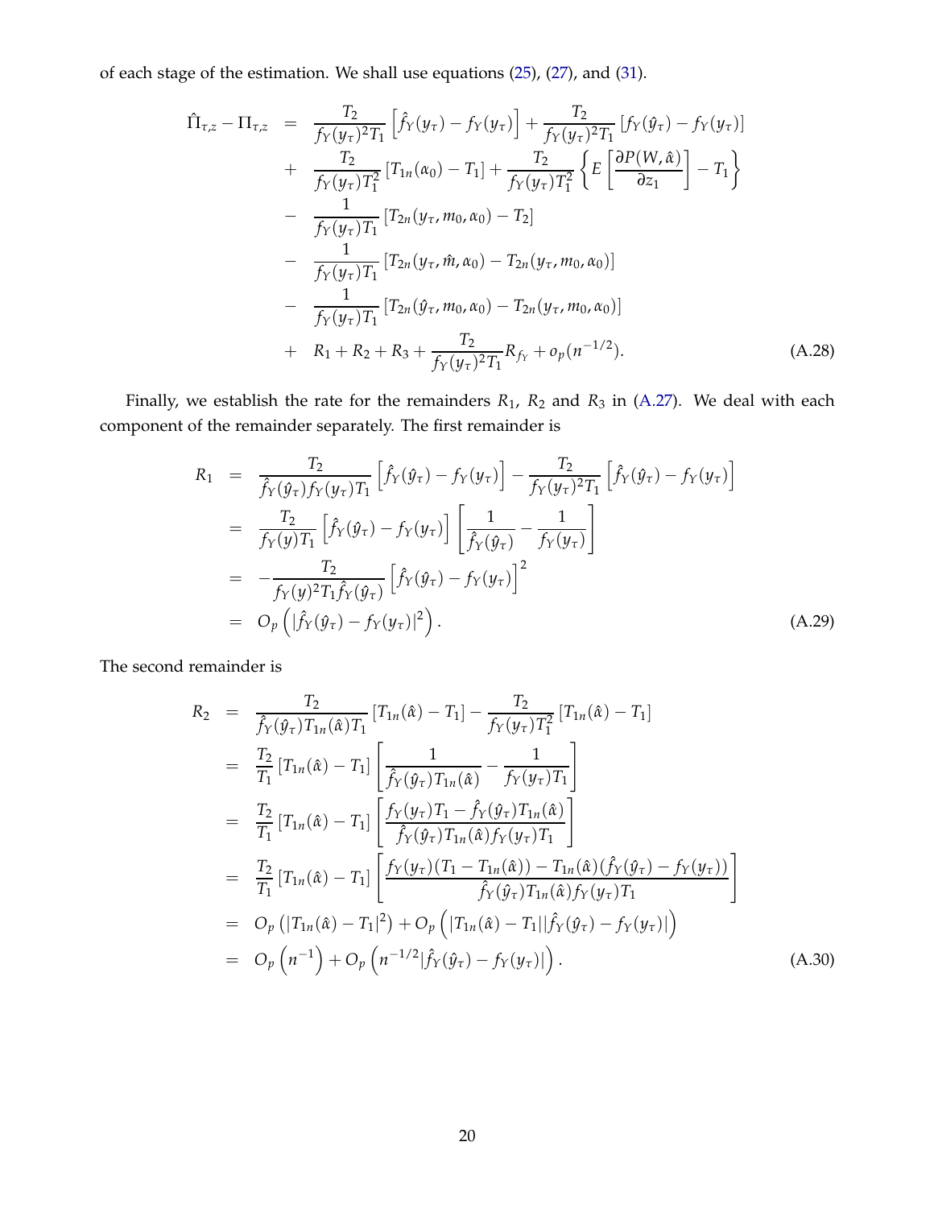of each stage of the estimation. We shall use equations (25), (27), and (31).

$$
\begin{aligned}
\hat{\Pi}_{\tau,z} - \Pi_{\tau,z} &= \frac{T_2}{f_Y(y_\tau)^2 T_1}\left[\hat{f}_Y(y_\tau) - f_Y(y_\tau)\right] + \frac{T_2}{f_Y(y_\tau)^2 T_1}\left[f_Y(\hat{y}_\tau) - f_Y(y_\tau)\right] \\
&+ \frac{T_2}{f_Y(y_\tau) T_1^2}\left[T_{1n}(\alpha_0) - T_1\right] + \frac{T_2}{f_Y(y_\tau) T_1^2}\left\{E\left[\frac{\partial P(W,\hat{\alpha})}{\partial z_1}\right] - T_1\right\} \\
&- \frac{1}{f_Y(y_\tau) T_1}\left[T_{2n}(y_\tau, m_0, \alpha_0) - T_2\right] \\
&- \frac{1}{f_Y(y_\tau) T_1}\left[T_{2n}(y_\tau, \hat{m}, \alpha_0) - T_{2n}(y_\tau, m_0, \alpha_0)\right] \\
&- \frac{1}{f_Y(y_\tau) T_1}\left[T_{2n}(\hat{y}_\tau, m_0, \alpha_0) - T_{2n}(y_\tau, m_0, \alpha_0)\right] \\
&+ R_1 + R_2 + R_3 + \frac{T_2}{f_Y(y_\tau)^2 T_1} R_{f_Y} + o_p(n^{-1/2}).
\end{aligned} \tag{A.28}
$$

Finally, we establish the rate for the remainders $R_1$, $R_2$ and $R_3$ in (A.27). We deal with each component of the remainder separately. The first remainder is

$$
\begin{aligned}
R_1 &= \frac{T_2}{\hat{f}_Y(\hat{y}_\tau) f_Y(y_\tau) T_1}\left[\hat{f}_Y(\hat{y}_\tau) - f_Y(y_\tau)\right] - \frac{T_2}{f_Y(y_\tau)^2 T_1}\left[\hat{f}_Y(\hat{y}_\tau) - f_Y(y_\tau)\right] \\
&= \frac{T_2}{f_Y(y) T_1}\left[\hat{f}_Y(\hat{y}_\tau) - f_Y(y_\tau)\right]\left[\frac{1}{\hat{f}_Y(\hat{y}_\tau)} - \frac{1}{f_Y(y_\tau)}\right] \\
&= -\frac{T_2}{f_Y(y)^2 T_1 \hat{f}_Y(\hat{y}_\tau)}\left[\hat{f}_Y(\hat{y}_\tau) - f_Y(y_\tau)\right]^2 \\
&= O_p\left(|\hat{f}_Y(\hat{y}_\tau) - f_Y(y_\tau)|^2\right).
\end{aligned} \tag{A.29}
$$

The second remainder is

$$
\begin{aligned}
R_2 &= \frac{T_2}{\hat{f}_Y(\hat{y}_\tau) T_{1n}(\hat{\alpha}) T_1}\left[T_{1n}(\hat{\alpha}) - T_1\right] - \frac{T_2}{f_Y(y_\tau) T_1^2}\left[T_{1n}(\hat{\alpha}) - T_1\right] \\
&= \frac{T_2}{T_1}\left[T_{1n}(\hat{\alpha}) - T_1\right]\left[\frac{1}{\hat{f}_Y(\hat{y}_\tau) T_{1n}(\hat{\alpha})} - \frac{1}{f_Y(y_\tau) T_1}\right] \\
&= \frac{T_2}{T_1}\left[T_{1n}(\hat{\alpha}) - T_1\right]\left[\frac{f_Y(y_\tau) T_1 - \hat{f}_Y(\hat{y}_\tau) T_{1n}(\hat{\alpha})}{\hat{f}_Y(\hat{y}_\tau) T_{1n}(\hat{\alpha}) f_Y(y_\tau) T_1}\right] \\
&= \frac{T_2}{T_1}\left[T_{1n}(\hat{\alpha}) - T_1\right]\left[\frac{f_Y(y_\tau)(T_1 - T_{1n}(\hat{\alpha})) - T_{1n}(\hat{\alpha})(\hat{f}_Y(\hat{y}_\tau) - f_Y(y_\tau))}{\hat{f}_Y(\hat{y}_\tau) T_{1n}(\hat{\alpha}) f_Y(y_\tau) T_1}\right] \\
&= O_p\left(|T_{1n}(\hat{\alpha}) - T_1|^2\right) + O_p\left(|T_{1n}(\hat{\alpha}) - T_1||\hat{f}_Y(\hat{y}_\tau) - f_Y(y_\tau)|\right) \\
&= O_p\left(n^{-1}\right) + O_p\left(n^{-1/2}|\hat{f}_Y(\hat{y}_\tau) - f_Y(y_\tau)|\right).
\end{aligned} \tag{A.30}
$$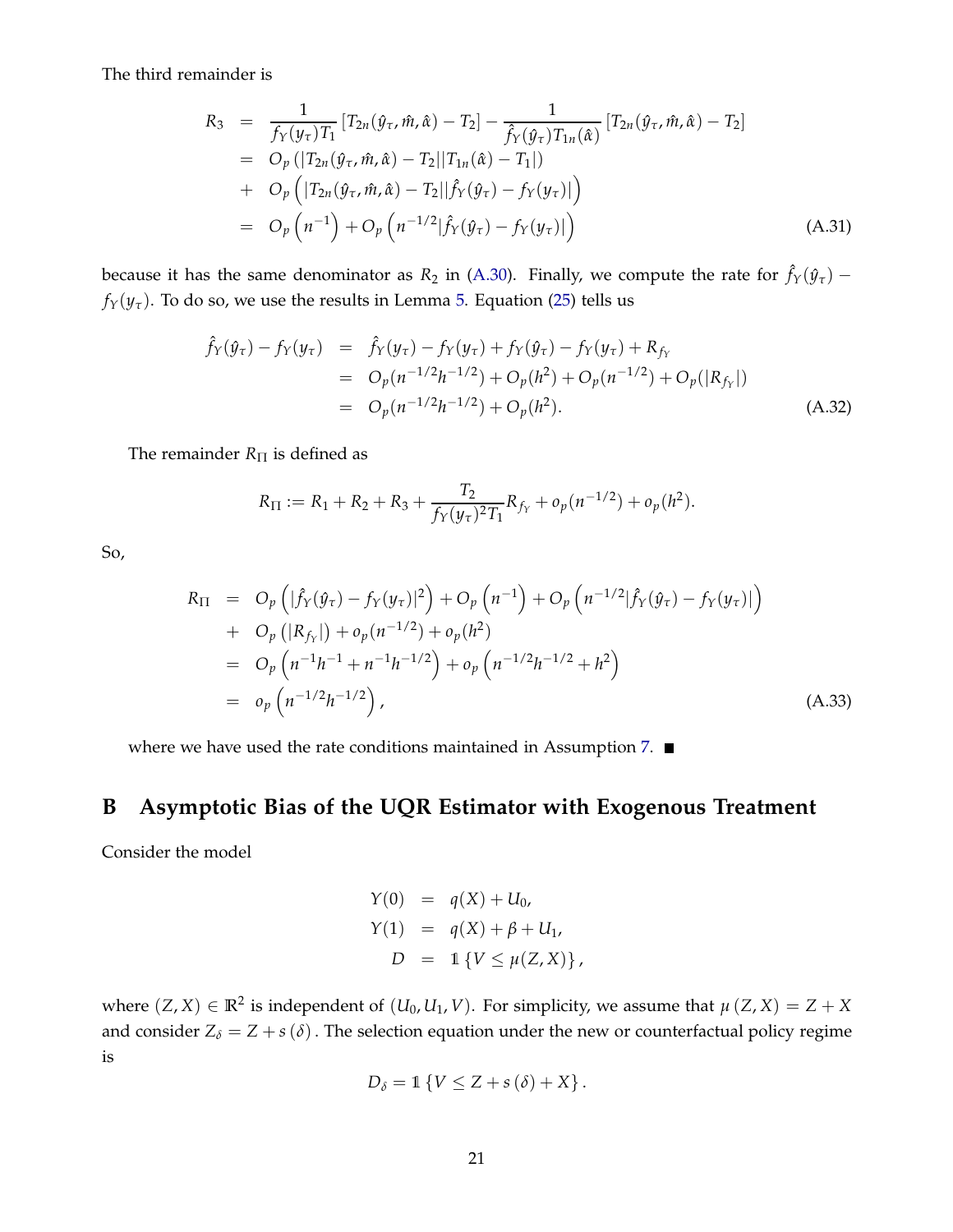The third remainder is

$$
\begin{aligned}
R_3 &= \frac{1}{f_Y(y_\tau)T_1}\left[T_{2n}(\hat{y}_\tau,\hat{m},\hat{\alpha}) - T_2\right] - \frac{1}{\hat{f}_Y(\hat{y}_\tau)T_{1n}(\hat{\alpha})}\left[T_{2n}(\hat{y}_\tau,\hat{m},\hat{\alpha}) - T_2\right] \\
&= O_p\left(|T_{2n}(\hat{y}_\tau,\hat{m},\hat{\alpha}) - T_2||T_{1n}(\hat{\alpha}) - T_1|\right) \\
&+ O_p\left(|T_{2n}(\hat{y}_\tau,\hat{m},\hat{\alpha}) - T_2||\hat{f}_Y(\hat{y}_\tau) - f_Y(y_\tau)|\right) \\
&= O_p\left(n^{-1}\right) + O_p\left(n^{-1/2}|\hat{f}_Y(\hat{y}_\tau) - f_Y(y_\tau)|\right) \qquad \text{(A.31)}
\end{aligned}
$$

because it has the same denominator as $R_2$ in (A.30). Finally, we compute the rate for $\hat{f}_Y(\hat{y}_\tau) - f_Y(y_\tau)$. To do so, we use the results in Lemma 5. Equation (25) tells us

$$
\begin{aligned}
\hat{f}_Y(\hat{y}_\tau) - f_Y(y_\tau) &= \hat{f}_Y(y_\tau) - f_Y(y_\tau) + f_Y(\hat{y}_\tau) - f_Y(y_\tau) + R_{f_Y} \\
&= O_p(n^{-1/2}h^{-1/2}) + O_p(h^2) + O_p(n^{-1/2}) + O_p(|R_{f_Y}|) \\
&= O_p(n^{-1/2}h^{-1/2}) + O_p(h^2). \qquad \text{(A.32)}
\end{aligned}
$$

The remainder $R_\Pi$ is defined as

$$
R_\Pi := R_1 + R_2 + R_3 + \frac{T_2}{f_Y(y_\tau)^2 T_1} R_{f_Y} + o_p(n^{-1/2}) + o_p(h^2).
$$

So,

$$
\begin{aligned}
R_\Pi &= O_p\left(|\hat{f}_Y(\hat{y}_\tau) - f_Y(y_\tau)|^2\right) + O_p\left(n^{-1}\right) + O_p\left(n^{-1/2}|\hat{f}_Y(\hat{y}_\tau) - f_Y(y_\tau)|\right) \\
&+ O_p\left(|R_{f_Y}|\right) + o_p(n^{-1/2}) + o_p(h^2) \\
&= O_p\left(n^{-1}h^{-1} + n^{-1}h^{-1/2}\right) + o_p\left(n^{-1/2}h^{-1/2} + h^2\right) \\
&= o_p\left(n^{-1/2}h^{-1/2}\right), \qquad \text{(A.33)}
\end{aligned}
$$

where we have used the rate conditions maintained in Assumption 7. ■

# B Asymptotic Bias of the UQR Estimator with Exogenous Treatment

Consider the model

$$
\begin{aligned}
Y(0) &= q(X) + U_0, \\
Y(1) &= q(X) + \beta + U_1, \\
D &= \mathbb{1}\{V \le \mu(Z,X)\},
\end{aligned}
$$

where $(Z,X) \in \mathbb{R}^2$ is independent of $(U_0, U_1, V)$. For simplicity, we assume that $\mu(Z,X) = Z + X$ and consider $Z_\delta = Z + s(\delta)$. The selection equation under the new or counterfactual policy regime is

$$
D_\delta = \mathbb{1}\{V \le Z + s(\delta) + X\}.
$$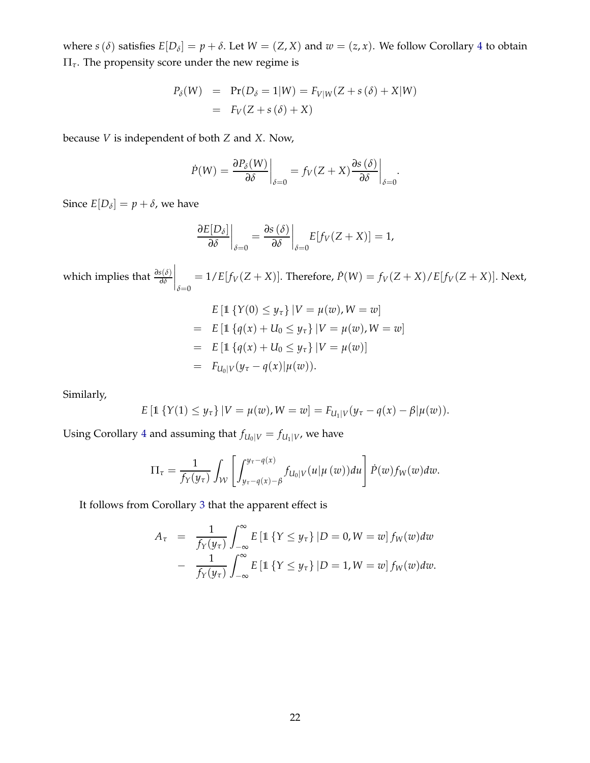where $s(\delta)$ satisfies $E[D_\delta] = p + \delta$. Let $W = (Z, X)$ and $w = (z, x)$. We follow Corollary 4 to obtain $\Pi_\tau$. The propensity score under the new regime is

$$
\begin{aligned}
P_\delta(W) &= \Pr(D_\delta = 1|W) = F_{V|W}(Z + s(\delta) + X|W) \\
&= F_V(Z + s(\delta) + X)
\end{aligned}
$$

because $V$ is independent of both $Z$ and $X$. Now,

$$
\dot{P}(W) = \left.\frac{\partial P_\delta(W)}{\partial \delta}\right|_{\delta=0} = f_V(Z + X) \left.\frac{\partial s(\delta)}{\partial \delta}\right|_{\delta=0}.
$$

Since $E[D_\delta] = p + \delta$, we have

$$
\left.\frac{\partial E[D_\delta]}{\partial \delta}\right|_{\delta=0} = \left.\frac{\partial s(\delta)}{\partial \delta}\right|_{\delta=0} E[f_V(Z + X)] = 1,
$$

which implies that $\left.\frac{\partial s(\delta)}{\partial \delta}\right|_{\delta=0} = 1/E[f_V(Z + X)]$. Therefore, $\dot{P}(W) = f_V(Z + X)/E[f_V(Z + X)]$. Next,

$$
\begin{aligned}
& E\left[\mathbb{1}\left\{Y(0) \leq y_\tau\right\}|V = \mu(w), W = w\right] \\
=\ & E\left[\mathbb{1}\left\{q(x) + U_0 \leq y_\tau\right\}|V = \mu(w), W = w\right] \\
=\ & E\left[\mathbb{1}\left\{q(x) + U_0 \leq y_\tau\right\}|V = \mu(w)\right] \\
=\ & F_{U_0|V}(y_\tau - q(x)|\mu(w)).
\end{aligned}
$$

Similarly,

$$
E\left[\mathbb{1}\left\{Y(1) \leq y_\tau\right\}|V = \mu(w), W = w\right] = F_{U_1|V}(y_\tau - q(x) - \beta|\mu(w)).
$$

Using Corollary 4 and assuming that $f_{U_0|V} = f_{U_1|V}$, we have

$$
\Pi_\tau = \frac{1}{f_Y(y_\tau)} \int_{\mathcal{W}} \left[\int_{y_\tau - q(x) - \beta}^{y_\tau - q(x)} f_{U_0|V}(u|\mu(w))du\right] \dot{P}(w) f_W(w) dw.
$$

It follows from Corollary 3 that the apparent effect is

$$
\begin{aligned}
A_\tau &= \frac{1}{f_Y(y_\tau)} \int_{-\infty}^{\infty} E\left[\mathbb{1}\left\{Y \leq y_\tau\right\}|D = 0, W = w\right] f_W(w) dw \\
&- \frac{1}{f_Y(y_\tau)} \int_{-\infty}^{\infty} E\left[\mathbb{1}\left\{Y \leq y_\tau\right\}|D = 1, W = w\right] f_W(w) dw.
\end{aligned}
$$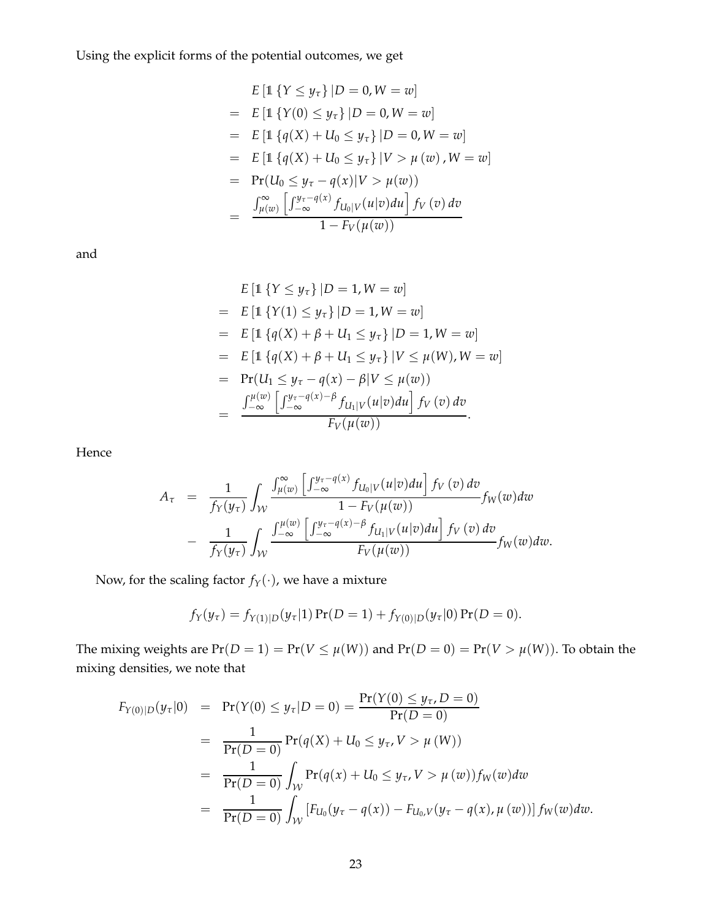Using the explicit forms of the potential outcomes, we get

$$
\begin{aligned}
& E\left[\mathbb{1}\left\{Y \leq y_\tau\right\} | D=0, W=w\right] \\
= \; & E\left[\mathbb{1}\left\{Y(0) \leq y_\tau\right\} | D=0, W=w\right] \\
= \; & E\left[\mathbb{1}\left\{q(X)+U_0 \leq y_\tau\right\} | D=0, W=w\right] \\
= \; & E\left[\mathbb{1}\left\{q(X)+U_0 \leq y_\tau\right\} | V>\mu(w), W=w\right] \\
= \; & \Pr\left(U_0 \leq y_\tau-q(x) | V>\mu(w)\right) \\
= \; & \frac{\int_{\mu(w)}^{\infty}\left[\int_{-\infty}^{y_\tau-q(x)} f_{U_0|V}(u|v) du\right] f_V(v) dv}{1-F_V(\mu(w))}
\end{aligned}
$$

and

$$
\begin{aligned}
& E\left[\mathbb{1}\left\{Y \leq y_\tau\right\} | D=1, W=w\right] \\
= \; & E\left[\mathbb{1}\left\{Y(1) \leq y_\tau\right\} | D=1, W=w\right] \\
= \; & E\left[\mathbb{1}\left\{q(X)+\beta+U_1 \leq y_\tau\right\} | D=1, W=w\right] \\
= \; & E\left[\mathbb{1}\left\{q(X)+\beta+U_1 \leq y_\tau\right\} | V \leq \mu(W), W=w\right] \\
= \; & \Pr\left(U_1 \leq y_\tau-q(x)-\beta | V \leq \mu(w)\right) \\
= \; & \frac{\int_{-\infty}^{\mu(w)}\left[\int_{-\infty}^{y_\tau-q(x)-\beta} f_{U_1|V}(u|v) du\right] f_V(v) dv}{F_V(\mu(w))}.
\end{aligned}
$$

Hence

$$
\begin{aligned}
A_\tau = \; & \frac{1}{f_Y(y_\tau)} \int_{\mathcal{W}} \frac{\int_{\mu(w)}^{\infty}\left[\int_{-\infty}^{y_\tau-q(x)} f_{U_0|V}(u|v) du\right] f_V(v) dv}{1-F_V(\mu(w))} f_W(w) dw \\
- \; & \frac{1}{f_Y(y_\tau)} \int_{\mathcal{W}} \frac{\int_{-\infty}^{\mu(w)}\left[\int_{-\infty}^{y_\tau-q(x)-\beta} f_{U_1|V}(u|v) du\right] f_V(v) dv}{F_V(\mu(w))} f_W(w) dw.
\end{aligned}
$$

Now, for the scaling factor $f_Y(\cdot)$, we have a mixture

$$
f_Y(y_\tau)=f_{Y(1)|D}(y_\tau|1) \Pr(D=1)+f_{Y(0)|D}(y_\tau|0) \Pr(D=0).
$$

The mixing weights are $\Pr(D=1)=\Pr(V \leq \mu(W))$ and $\Pr(D=0)=\Pr(V>\mu(W))$. To obtain the mixing densities, we note that

$$
\begin{aligned}
F_{Y(0)|D}(y_\tau|0) & = \Pr(Y(0) \leq y_\tau | D=0)=\frac{\Pr(Y(0) \leq y_\tau, D=0)}{\Pr(D=0)} \\
& = \frac{1}{\Pr(D=0)} \Pr(q(X)+U_0 \leq y_\tau, V>\mu(W)) \\
& = \frac{1}{\Pr(D=0)} \int_{\mathcal{W}} \Pr(q(x)+U_0 \leq y_\tau, V>\mu(w)) f_W(w) dw \\
& = \frac{1}{\Pr(D=0)} \int_{\mathcal{W}}\left[F_{U_0}(y_\tau-q(x))-F_{U_0, V}(y_\tau-q(x), \mu(w))\right] f_W(w) dw.
\end{aligned}
$$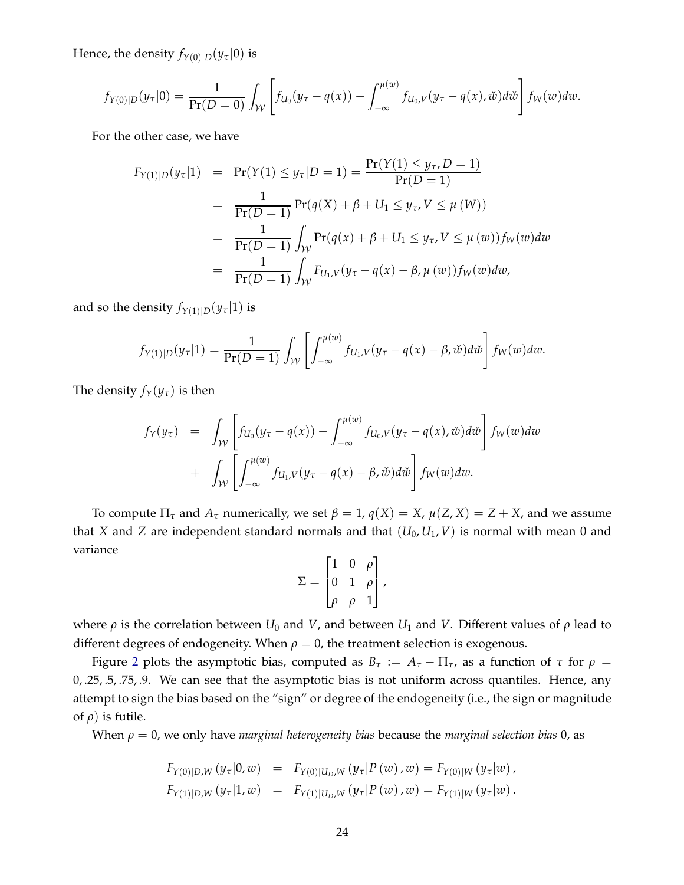Hence, the density $f_{Y(0)|D}(y_\tau|0)$ is

$$f_{Y(0)|D}(y_\tau|0) = \frac{1}{\Pr(D=0)} \int_{\mathcal{W}} \left[ f_{U_0}(y_\tau - q(x)) - \int_{-\infty}^{\mu(w)} f_{U_0,V}(y_\tau - q(x), \check{w}) d\check{w} \right] f_W(w) dw.$$

For the other case, we have

$$\begin{aligned}
F_{Y(1)|D}(y_\tau|1) &= \Pr(Y(1) \le y_\tau | D=1) = \frac{\Pr(Y(1) \le y_\tau, D=1)}{\Pr(D=1)} \\
&= \frac{1}{\Pr(D=1)} \Pr(q(X) + \beta + U_1 \le y_\tau, V \le \mu(W)) \\
&= \frac{1}{\Pr(D=1)} \int_{\mathcal{W}} \Pr(q(x) + \beta + U_1 \le y_\tau, V \le \mu(w)) f_W(w) dw \\
&= \frac{1}{\Pr(D=1)} \int_{\mathcal{W}} F_{U_1,V}(y_\tau - q(x) - \beta, \mu(w)) f_W(w) dw,
\end{aligned}$$

and so the density $f_{Y(1)|D}(y_\tau|1)$ is

$$f_{Y(1)|D}(y_\tau|1) = \frac{1}{\Pr(D=1)} \int_{\mathcal{W}} \left[ \int_{-\infty}^{\mu(w)} f_{U_1,V}(y_\tau - q(x) - \beta, \check{w}) d\check{w} \right] f_W(w) dw.$$

The density $f_Y(y_\tau)$ is then

$$\begin{aligned}
f_Y(y_\tau) &= \int_{\mathcal{W}} \left[ f_{U_0}(y_\tau - q(x)) - \int_{-\infty}^{\mu(w)} f_{U_0,V}(y_\tau - q(x), \check{w}) d\check{w} \right] f_W(w) dw \\
&+ \int_{\mathcal{W}} \left[ \int_{-\infty}^{\mu(w)} f_{U_1,V}(y_\tau - q(x) - \beta, \check{w}) d\check{w} \right] f_W(w) dw.
\end{aligned}$$

To compute $\Pi_\tau$ and $A_\tau$ numerically, we set $\beta = 1$, $q(X) = X$, $\mu(Z, X) = Z + X$, and we assume that $X$ and $Z$ are independent standard normals and that $(U_0, U_1, V)$ is normal with mean 0 and variance

$$\Sigma = \begin{bmatrix} 1 & 0 & \rho \\ 0 & 1 & \rho \\ \rho & \rho & 1 \end{bmatrix},$$

where $\rho$ is the correlation between $U_0$ and $V$, and between $U_1$ and $V$. Different values of $\rho$ lead to different degrees of endogeneity. When $\rho = 0$, the treatment selection is exogenous.

Figure 2 plots the asymptotic bias, computed as $B_\tau := A_\tau - \Pi_\tau$, as a function of $\tau$ for $\rho = 0, .25, .5, .75, .9$. We can see that the asymptotic bias is not uniform across quantiles. Hence, any attempt to sign the bias based on the "sign" or degree of the endogeneity (i.e., the sign or magnitude of $\rho$) is futile.

When $\rho = 0$, we only have *marginal heterogeneity bias* because the *marginal selection bias* 0, as

$$\begin{aligned}
F_{Y(0)|D,W}(y_\tau|0, w) &= F_{Y(0)|U_D,W}(y_\tau|P(w), w) = F_{Y(0)|W}(y_\tau|w), \\
F_{Y(1)|D,W}(y_\tau|1, w) &= F_{Y(1)|U_D,W}(y_\tau|P(w), w) = F_{Y(1)|W}(y_\tau|w).
\end{aligned}$$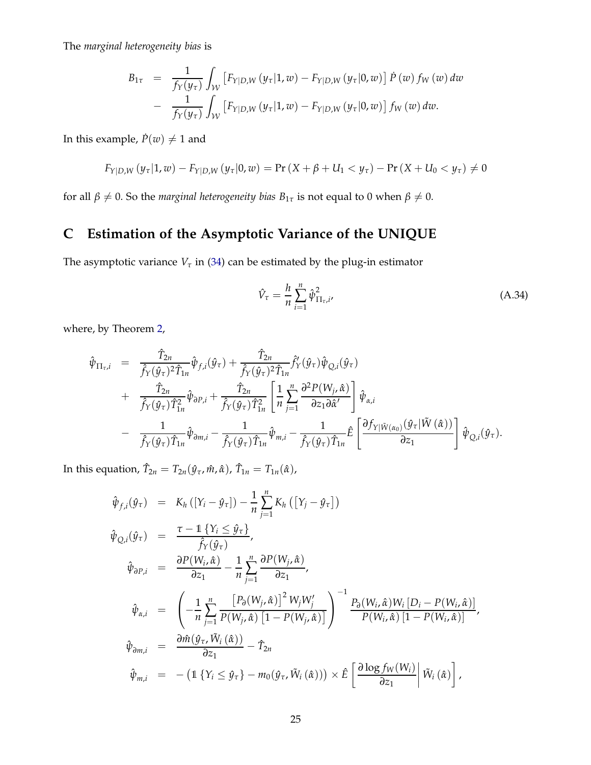The *marginal heterogeneity bias* is

$$
\begin{aligned}
B_{1\tau} &= \frac{1}{f_Y(y_\tau)} \int_{\mathcal{W}} \left[ F_{Y|D,W}\left(y_\tau|1,w\right) - F_{Y|D,W}\left(y_\tau|0,w\right)\right] \dot{P}\left(w\right) f_W\left(w\right) dw \\
&- \frac{1}{f_Y(y_\tau)} \int_{\mathcal{W}} \left[ F_{Y|D,W}\left(y_\tau|1,w\right) - F_{Y|D,W}\left(y_\tau|0,w\right)\right] f_W\left(w\right) dw.
\end{aligned}
$$

In this example, $\dot{P}(w) \neq 1$ and

$$
F_{Y|D,W}\left(y_\tau|1,w\right) - F_{Y|D,W}\left(y_\tau|0,w\right) = \Pr\left(X + \beta + U_1 < y_\tau\right) - \Pr\left(X + U_0 < y_\tau\right) \neq 0
$$

for all $\beta \neq 0$. So the *marginal heterogeneity bias* $B_{1\tau}$ is not equal to 0 when $\beta \neq 0$.

# C Estimation of the Asymptotic Variance of the UNIQUE

The asymptotic variance $V_\tau$ in (34) can be estimated by the plug-in estimator

$$
\hat{V}_\tau = \frac{h}{n} \sum_{i=1}^{n} \hat{\psi}^2_{\Pi_\tau, i}, \tag{A.34}
$$

where, by Theorem 2,

$$
\begin{aligned}
\hat{\psi}_{\Pi_\tau,i} &= \frac{\hat{T}_{2n}}{\hat{f}_Y(\hat{y}_\tau)^2 \hat{T}_{1n}} \hat{\psi}_{f,i}(\hat{y}_\tau) + \frac{\hat{T}_{2n}}{\hat{f}_Y(\hat{y}_\tau)^2 \hat{T}_{1n}} \hat{f}'_Y(\hat{y}_\tau) \hat{\psi}_{Q,i}(\hat{y}_\tau) \\
&+ \frac{\hat{T}_{2n}}{\hat{f}_Y(\hat{y}_\tau) \hat{T}_{1n}^2} \hat{\psi}_{\partial P,i} + \frac{\hat{T}_{2n}}{\hat{f}_Y(\hat{y}_\tau) \hat{T}_{1n}^2} \left[ \frac{1}{n} \sum_{j=1}^{n} \frac{\partial^2 P(W_j, \hat{\alpha})}{\partial z_1 \partial \hat{\alpha}'} \right] \hat{\psi}_{\alpha,i} \\
&- \frac{1}{\hat{f}_Y(\hat{y}_\tau) \hat{T}_{1n}} \hat{\psi}_{\partial m,i} - \frac{1}{\hat{f}_Y(\hat{y}_\tau) \hat{T}_{1n}} \hat{\psi}_{m,i} - \frac{1}{\hat{f}_Y(\hat{y}_\tau) \hat{T}_{1n}} \hat{E}\left[ \frac{\partial f_{Y|\tilde{W}(\alpha_0)}(\hat{y}_\tau|\tilde{W}\left(\hat{\alpha}\right))}{\partial z_1} \right] \hat{\psi}_{Q,i}(\hat{y}_\tau).
\end{aligned}
$$

In this equation, $\hat{T}_{2n} = T_{2n}(\hat{y}_\tau, \hat{m}, \hat{\alpha})$, $\hat{T}_{1n} = T_{1n}(\hat{\alpha})$,

$$
\begin{aligned}
\hat{\psi}_{f,i}(\hat{y}_\tau) &= K_h\left([Y_i - \hat{y}_\tau]\right) - \frac{1}{n} \sum_{j=1}^{n} K_h\left(\left[Y_j - \hat{y}_\tau\right]\right) \\
\hat{\psi}_{Q,i}(\hat{y}_\tau) &= \frac{\tau - \mathbb{1}\left\{Y_i \leq \hat{y}_\tau\right\}}{\hat{f}_Y(\hat{y}_\tau)}, \\
\hat{\psi}_{\partial P,i} &= \frac{\partial P(W_i, \hat{\alpha})}{\partial z_1} - \frac{1}{n} \sum_{j=1}^{n} \frac{\partial P(W_j, \hat{\alpha})}{\partial z_1}, \\
\hat{\psi}_{\alpha,i} &= \left( -\frac{1}{n} \sum_{j=1}^{n} \frac{\left[P_\partial(W_j, \hat{\alpha})\right]^2 W_j W_j'}{P(W_j, \hat{\alpha})\left[1 - P(W_j, \hat{\alpha})\right]} \right)^{-1} \frac{P_\partial(W_i, \hat{\alpha}) W_i \left[D_i - P(W_i, \hat{\alpha})\right]}{P(W_i, \hat{\alpha})\left[1 - P(W_i, \hat{\alpha})\right]}, \\
\hat{\psi}_{\partial m,i} &= \frac{\partial \hat{m}(\hat{y}_\tau, \tilde{W}_i\left(\hat{\alpha}\right))}{\partial z_1} - \hat{T}_{2n} \\
\hat{\psi}_{m,i} &= -\left(\mathbb{1}\left\{Y_i \leq \hat{y}_\tau\right\} - m_0(\hat{y}_\tau, \tilde{W}_i\left(\hat{\alpha}\right))\right) \times \hat{E}\left[ \frac{\partial \log f_W(W_i)}{\partial z_1} \middle| \tilde{W}_i\left(\hat{\alpha}\right) \right],
\end{aligned}
$$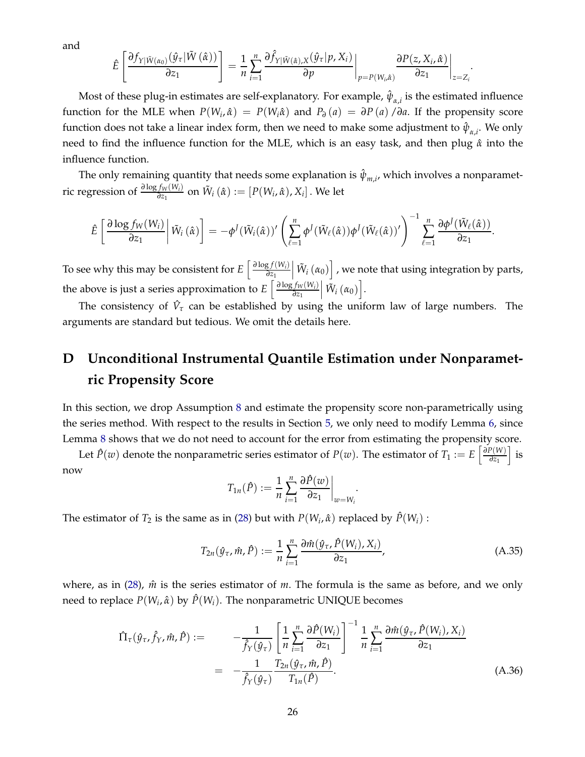and

$$\hat{E}\left[\frac{\partial f_{Y|\tilde{W}(\alpha_0)}(\hat{y}_\tau|\tilde{W}(\hat{\alpha}))}{\partial z_1}\right]=\frac{1}{n}\sum_{i=1}^{n}\frac{\partial \hat{f}_{Y|\tilde{W}(\hat{\alpha}),X}(\hat{y}_\tau|p,X_i)}{\partial p}\bigg|_{p=P(W_i,\hat{\alpha})}\frac{\partial P(z,X_i,\hat{\alpha})}{\partial z_1}\bigg|_{z=Z_i}.$$

Most of these plug-in estimates are self-explanatory. For example, $\hat{\psi}_{\alpha,i}$ is the estimated influence function for the MLE when $P(W_i,\hat{\alpha})=P(W_i\hat{\alpha})$ and $P_\partial(a)=\partial P(a)/\partial a$. If the propensity score function does not take a linear index form, then we need to make some adjustment to $\hat{\psi}_{\alpha,i}$. We only need to find the influence function for the MLE, which is an easy task, and then plug $\hat{\alpha}$ into the influence function.

The only remaining quantity that needs some explanation is $\hat{\psi}_{m,i}$, which involves a nonparametric regression of $\frac{\partial \log f_W(W_i)}{\partial z_1}$ on $\tilde{W}_i(\hat{\alpha}):=[P(W_i,\hat{\alpha}),X_i]$. We let

$$\hat{E}\left[\frac{\partial \log f_W(W_i)}{\partial z_1}\bigg|\tilde{W}_i(\hat{\alpha})\right]=-\phi^J(\tilde{W}_i(\hat{\alpha}))'\left(\sum_{\ell=1}^{n}\phi^J(\tilde{W}_\ell(\hat{\alpha}))\phi^J(\tilde{W}_\ell(\hat{\alpha}))'\right)^{-1}\sum_{\ell=1}^{n}\frac{\partial \phi^J(\tilde{W}_\ell(\hat{\alpha}))}{\partial z_1}.$$

To see why this may be consistent for $E\left[\frac{\partial \log f(W_i)}{\partial z_1}\Big|\tilde{W}_i(\alpha_0)\right]$, we note that using integration by parts, the above is just a series approximation to $E\left[\frac{\partial \log f_W(W_i)}{\partial z_1}\Big|\tilde{W}_i(\alpha_0)\right]$.

The consistency of $\hat{V}_\tau$ can be established by using the uniform law of large numbers. The arguments are standard but tedious. We omit the details here.

# D Unconditional Instrumental Quantile Estimation under Nonparametric Propensity Score

In this section, we drop Assumption 8 and estimate the propensity score non-parametrically using the series method. With respect to the results in Section 5, we only need to modify Lemma 6, since Lemma 8 shows that we do not need to account for the error from estimating the propensity score.

Let $\hat{P}(w)$ denote the nonparametric series estimator of $P(w)$. The estimator of $T_1:=E\left[\frac{\partial P(W)}{\partial z_1}\right]$ is now

$$T_{1n}(\hat{P}):=\frac{1}{n}\sum_{i=1}^{n}\frac{\partial \hat{P}(w)}{\partial z_1}\bigg|_{w=W_i}.$$

The estimator of $T_2$ is the same as in (28) but with $P(W_i,\hat{\alpha})$ replaced by $\hat{P}(W_i)$ :

$$T_{2n}(\hat{y}_\tau,\hat{m},\hat{P}):=\frac{1}{n}\sum_{i=1}^{n}\frac{\partial \hat{m}(\hat{y}_\tau,\hat{P}(W_i),X_i)}{\partial z_1},\tag{A.35}$$

where, as in (28), $\hat{m}$ is the series estimator of $m$. The formula is the same as before, and we only need to replace $P(W_i,\hat{\alpha})$ by $\hat{P}(W_i)$. The nonparametric UNIQUE becomes

$$\begin{aligned}\hat{\Pi}_\tau(\hat{y}_\tau,\hat{f}_Y,\hat{m},\hat{P}):=&\quad -\frac{1}{\hat{f}_Y(\hat{y}_\tau)}\left[\frac{1}{n}\sum_{i=1}^{n}\frac{\partial \hat{P}(W_i)}{\partial z_1}\right]^{-1}\frac{1}{n}\sum_{i=1}^{n}\frac{\partial \hat{m}(\hat{y}_\tau,\hat{P}(W_i),X_i)}{\partial z_1}\\ =&\quad -\frac{1}{\hat{f}_Y(\hat{y}_\tau)}\frac{T_{2n}(\hat{y}_\tau,\hat{m},\hat{P})}{T_{1n}(\hat{P})}.\end{aligned}\tag{A.36}$$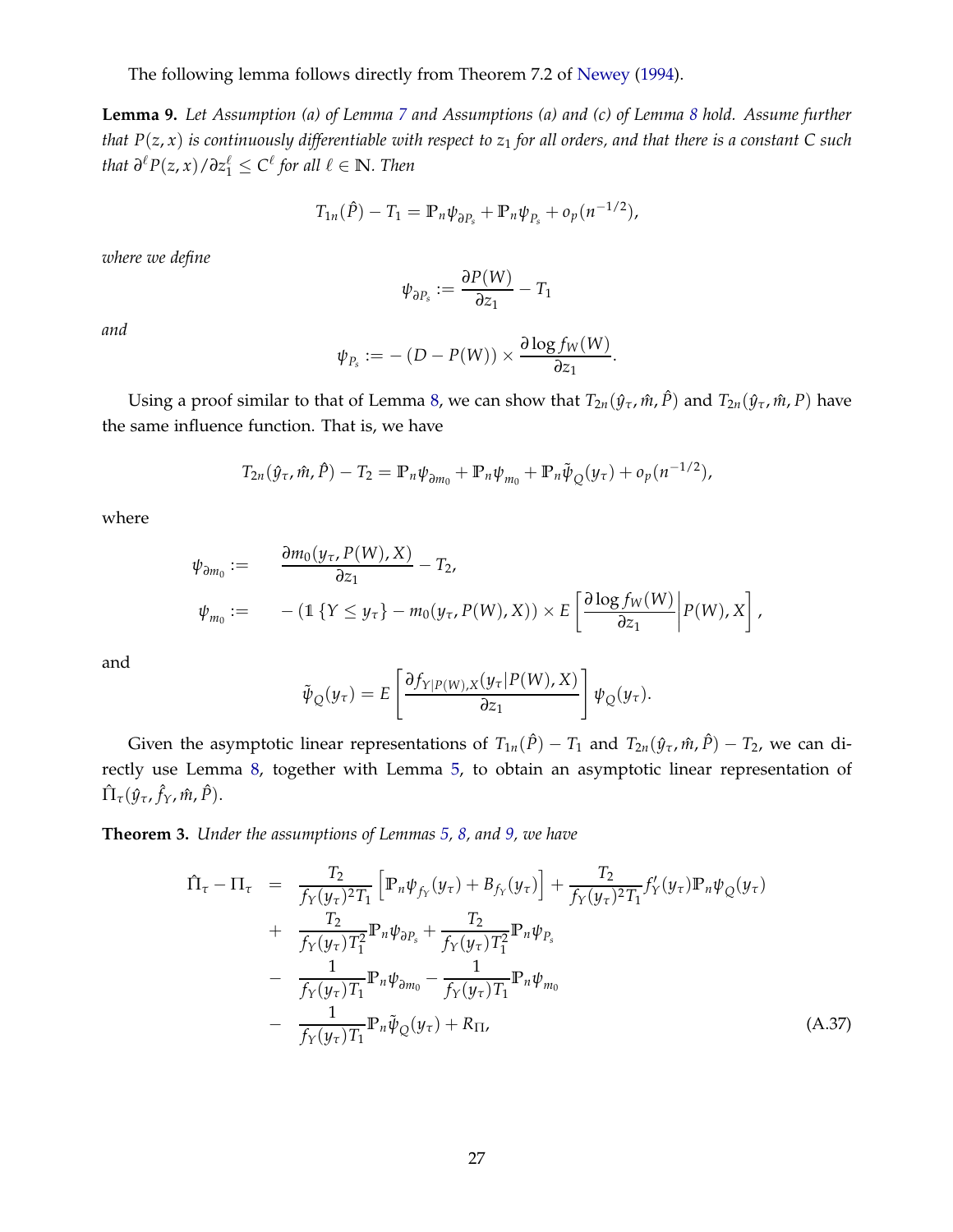The following lemma follows directly from Theorem 7.2 of Newey (1994).

**Lemma 9.** *Let Assumption (a) of Lemma 7 and Assumptions (a) and (c) of Lemma 8 hold. Assume further that $P(z,x)$ is continuously differentiable with respect to $z_1$ for all orders, and that there is a constant $C$ such that $\partial^\ell P(z,x)/\partial z_1^\ell \leq C^\ell$ for all $\ell \in \mathbb{N}$. Then*

$$T_{1n}(\hat{P}) - T_1 = \mathbb{P}_n \psi_{\partial P_s} + \mathbb{P}_n \psi_{P_s} + o_p(n^{-1/2}),$$

*where we define*

$$\psi_{\partial P_s} := \frac{\partial P(W)}{\partial z_1} - T_1$$

*and*

$$\psi_{P_s} := -(D - P(W)) \times \frac{\partial \log f_W(W)}{\partial z_1}.$$

Using a proof similar to that of Lemma 8, we can show that $T_{2n}(\hat{y}_\tau, \hat{m}, \hat{P})$ and $T_{2n}(\hat{y}_\tau, \hat{m}, P)$ have the same influence function. That is, we have

$$T_{2n}(\hat{y}_\tau, \hat{m}, \hat{P}) - T_2 = \mathbb{P}_n \psi_{\partial m_0} + \mathbb{P}_n \psi_{m_0} + \mathbb{P}_n \tilde{\psi}_Q(y_\tau) + o_p(n^{-1/2}),$$

where

$$\begin{aligned}
\psi_{\partial m_0} &:= \quad \frac{\partial m_0(y_\tau, P(W), X)}{\partial z_1} - T_2, \\
\psi_{m_0} &:= \quad -\left(\mathbb{1}\{Y \leq y_\tau\} - m_0(y_\tau, P(W), X)\right) \times E\left[\frac{\partial \log f_W(W)}{\partial z_1} \middle| P(W), X\right],
\end{aligned}$$

and

$$\tilde{\psi}_Q(y_\tau) = E\left[\frac{\partial f_{Y|P(W),X}(y_\tau | P(W), X)}{\partial z_1}\right] \psi_Q(y_\tau).$$

Given the asymptotic linear representations of $T_{1n}(\hat{P}) - T_1$ and $T_{2n}(\hat{y}_\tau, \hat{m}, \hat{P}) - T_2$, we can directly use Lemma 8, together with Lemma 5, to obtain an asymptotic linear representation of $\hat{\Pi}_\tau(\hat{y}_\tau, \hat{f}_Y, \hat{m}, \hat{P})$.

**Theorem 3.** *Under the assumptions of Lemmas 5, 8, and 9, we have*

$$\begin{aligned}
\hat{\Pi}_\tau - \Pi_\tau &= \frac{T_2}{f_Y(y_\tau)^2 T_1}\left[\mathbb{P}_n \psi_{f_Y}(y_\tau) + B_{f_Y}(y_\tau)\right] + \frac{T_2}{f_Y(y_\tau)^2 T_1} f_Y'(y_\tau) \mathbb{P}_n \psi_Q(y_\tau) \\
&+ \frac{T_2}{f_Y(y_\tau) T_1^2} \mathbb{P}_n \psi_{\partial P_s} + \frac{T_2}{f_Y(y_\tau) T_1^2} \mathbb{P}_n \psi_{P_s} \\
&- \frac{1}{f_Y(y_\tau) T_1} \mathbb{P}_n \psi_{\partial m_0} - \frac{1}{f_Y(y_\tau) T_1} \mathbb{P}_n \psi_{m_0} \\
&- \frac{1}{f_Y(y_\tau) T_1} \mathbb{P}_n \tilde{\psi}_Q(y_\tau) + R_\Pi,
\end{aligned} \tag{A.37}$$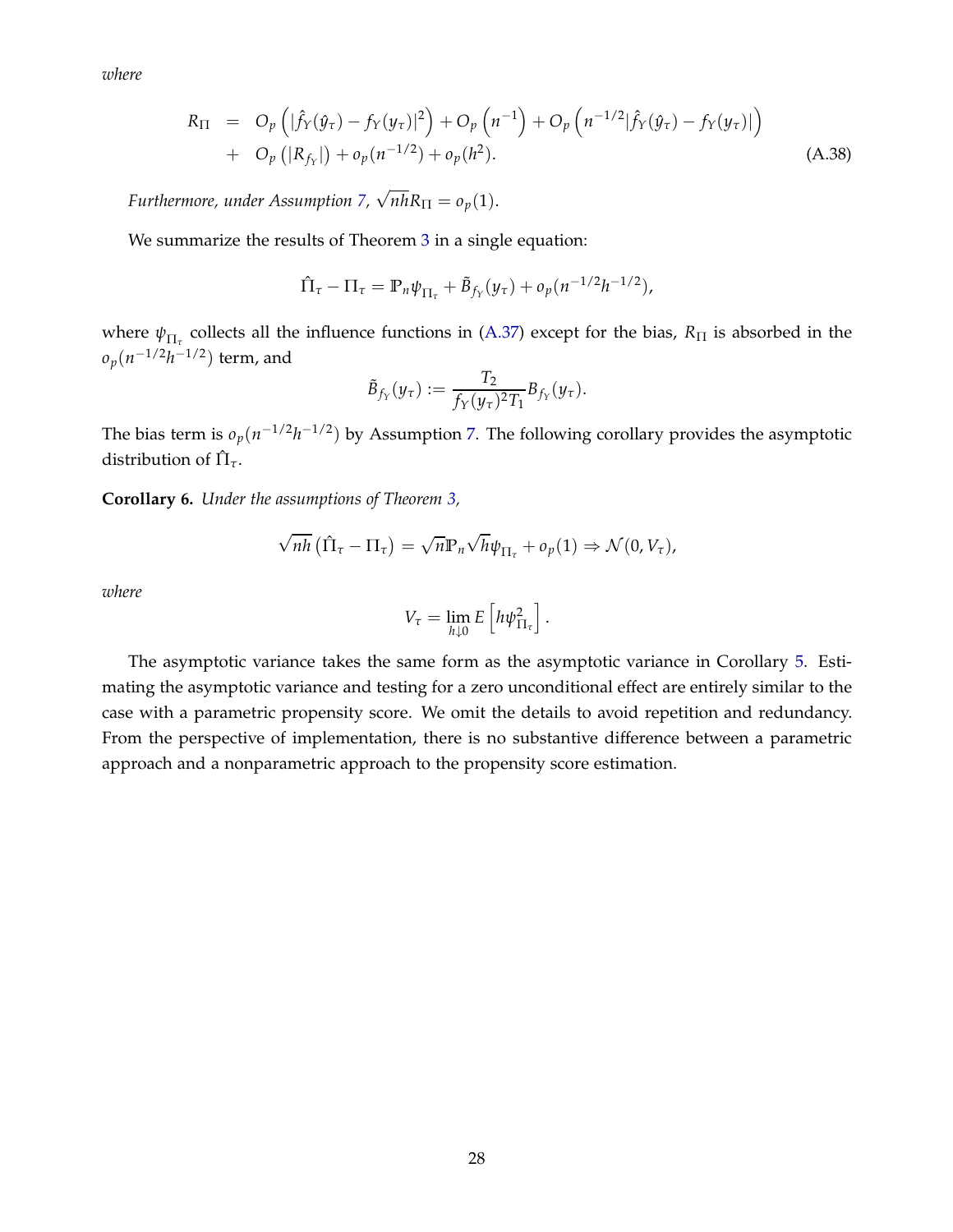*where*

$$
\begin{aligned}
R_{\Pi} &= O_p\left(|\hat{f}_Y(\hat{y}_\tau) - f_Y(y_\tau)|^2\right) + O_p\left(n^{-1}\right) + O_p\left(n^{-1/2}|\hat{f}_Y(\hat{y}_\tau) - f_Y(y_\tau)|\right) \\
&+ O_p\left(|R_{f_Y}|\right) + o_p(n^{-1/2}) + o_p(h^2).
\end{aligned} \tag{A.38}
$$

*Furthermore, under Assumption 7,* $\sqrt{nh}R_{\Pi} = o_p(1)$.

We summarize the results of Theorem 3 in a single equation:

$$
\hat{\Pi}_\tau - \Pi_\tau = \mathbb{P}_n \psi_{\Pi_\tau} + \tilde{B}_{f_Y}(y_\tau) + o_p(n^{-1/2}h^{-1/2}),
$$

where $\psi_{\Pi_\tau}$ collects all the influence functions in (A.37) except for the bias, $R_{\Pi}$ is absorbed in the $o_p(n^{-1/2}h^{-1/2})$ term, and

$$
\tilde{B}_{f_Y}(y_\tau) := \frac{T_2}{f_Y(y_\tau)^2 T_1} B_{f_Y}(y_\tau).
$$

The bias term is $o_p(n^{-1/2}h^{-1/2})$ by Assumption 7. The following corollary provides the asymptotic distribution of $\hat{\Pi}_\tau$.

**Corollary 6.** *Under the assumptions of Theorem 3,*

$$
\sqrt{nh}\left(\hat{\Pi}_\tau - \Pi_\tau\right) = \sqrt{n}\mathbb{P}_n \sqrt{h}\psi_{\Pi_\tau} + o_p(1) \Rightarrow \mathcal{N}(0, V_\tau),
$$

*where*

$$
V_\tau = \lim_{h \downarrow 0} E\left[h\psi^2_{\Pi_\tau}\right].
$$

The asymptotic variance takes the same form as the asymptotic variance in Corollary 5. Estimating the asymptotic variance and testing for a zero unconditional effect are entirely similar to the case with a parametric propensity score. We omit the details to avoid repetition and redundancy. From the perspective of implementation, there is no substantive difference between a parametric approach and a nonparametric approach to the propensity score estimation.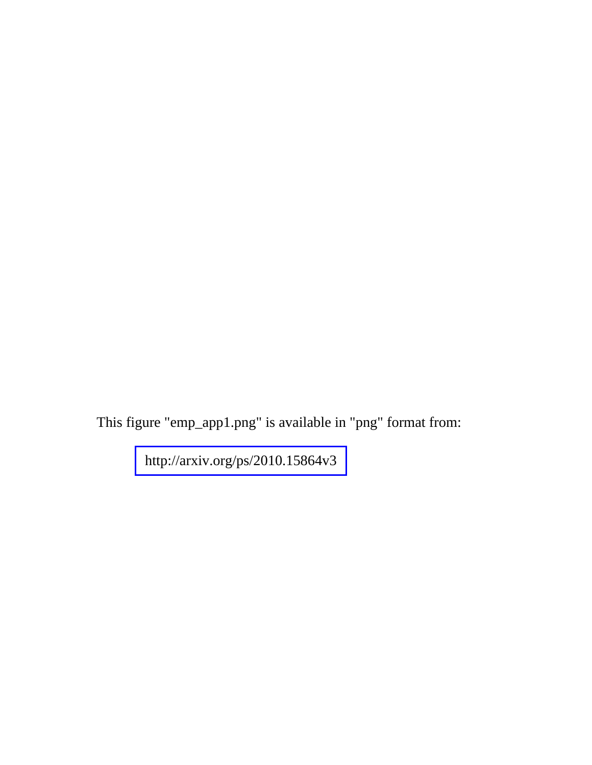This figure "emp_app1.png" is available in "png" format from:

http://arxiv.org/ps/2010.15864v3